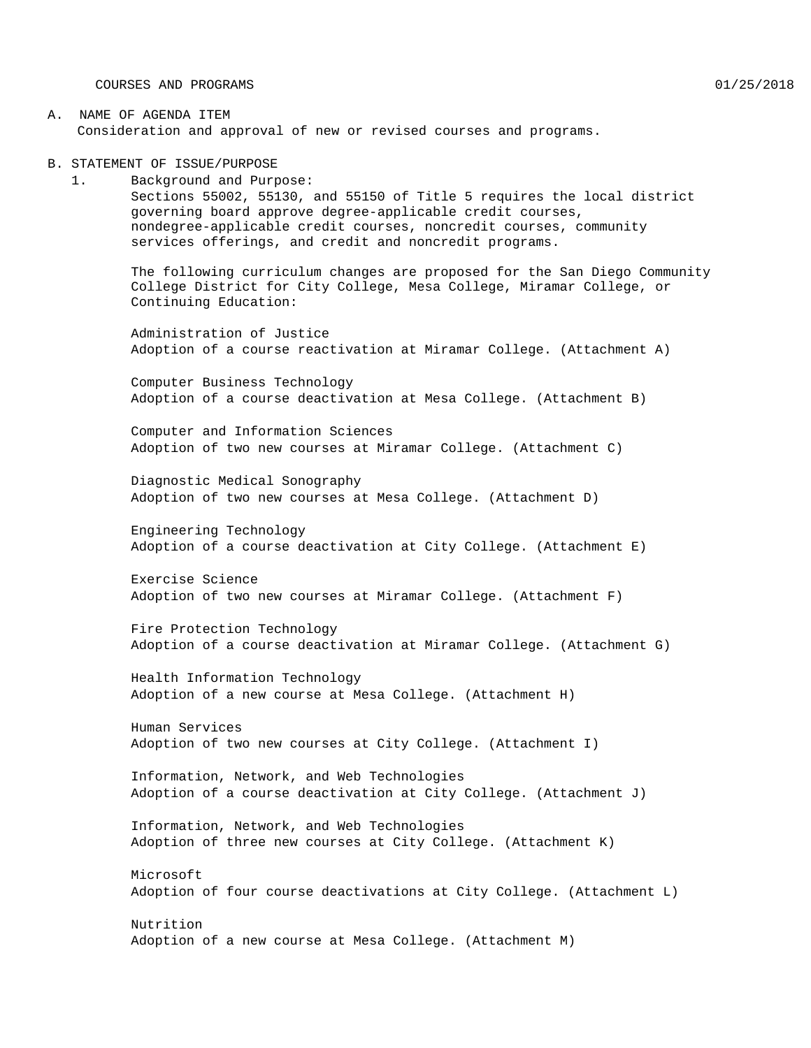COURSES AND PROGRAMS 01/25/2018

A. NAME OF AGENDA ITEM

Consideration and approval of new or revised courses and programs.

B. STATEMENT OF ISSUE/PURPOSE

1. Background and Purpose:

Sections 55002, 55130, and 55150 of Title 5 requires the local district governing board approve degree-applicable credit courses, nondegree-applicable credit courses, noncredit courses, community services offerings, and credit and noncredit programs.

The following curriculum changes are proposed for the San Diego Community College District for City College, Mesa College, Miramar College, or Continuing Education:

Administration of Justice
Adoption of a course reactivation at Miramar College. (Attachment A)

Computer Business Technology
Adoption of a course deactivation at Mesa College. (Attachment B)

Computer and Information Sciences
Adoption of two new courses at Miramar College. (Attachment C)

Diagnostic Medical Sonography
Adoption of two new courses at Mesa College. (Attachment D)

Engineering Technology
Adoption of a course deactivation at City College. (Attachment E)

Exercise Science
Adoption of two new courses at Miramar College. (Attachment F)

Fire Protection Technology
Adoption of a course deactivation at Miramar College. (Attachment G)

Health Information Technology
Adoption of a new course at Mesa College. (Attachment H)

Human Services
Adoption of two new courses at City College. (Attachment I)

Information, Network, and Web Technologies
Adoption of a course deactivation at City College. (Attachment J)

Information, Network, and Web Technologies
Adoption of three new courses at City College. (Attachment K)

Microsoft
Adoption of four course deactivations at City College. (Attachment L)

Nutrition
Adoption of a new course at Mesa College. (Attachment M)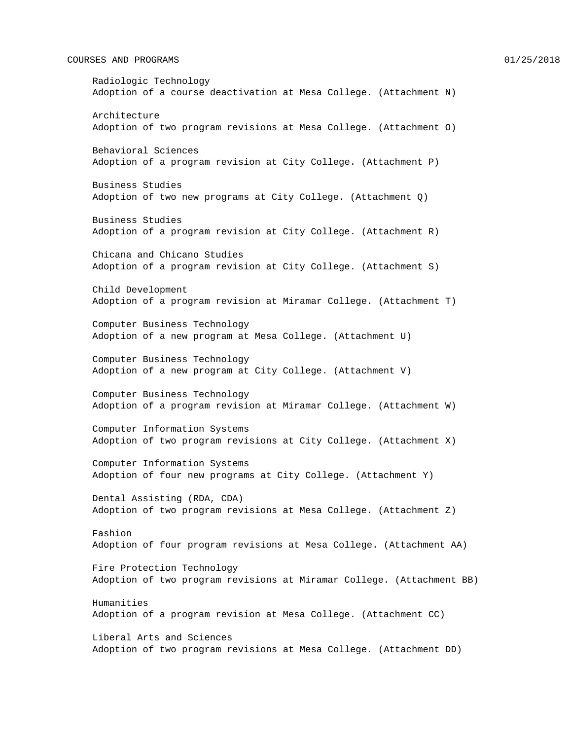Radiologic Technology
Adoption of a course deactivation at Mesa College. (Attachment N)

Architecture
Adoption of two program revisions at Mesa College. (Attachment O)

Behavioral Sciences
Adoption of a program revision at City College. (Attachment P)

Business Studies
Adoption of two new programs at City College. (Attachment Q)

Business Studies
Adoption of a program revision at City College. (Attachment R)

Chicana and Chicano Studies
Adoption of a program revision at City College. (Attachment S)

Child Development
Adoption of a program revision at Miramar College. (Attachment T)

Computer Business Technology
Adoption of a new program at Mesa College. (Attachment U)

Computer Business Technology
Adoption of a new program at City College. (Attachment V)

Computer Business Technology
Adoption of a program revision at Miramar College. (Attachment W)

Computer Information Systems
Adoption of two program revisions at City College. (Attachment X)

Computer Information Systems
Adoption of four new programs at City College. (Attachment Y)

Dental Assisting (RDA, CDA)
Adoption of two program revisions at Mesa College. (Attachment Z)

Fashion
Adoption of four program revisions at Mesa College. (Attachment AA)

Fire Protection Technology
Adoption of two program revisions at Miramar College. (Attachment BB)

Humanities
Adoption of a program revision at Mesa College. (Attachment CC)

Liberal Arts and Sciences
Adoption of two program revisions at Mesa College. (Attachment DD)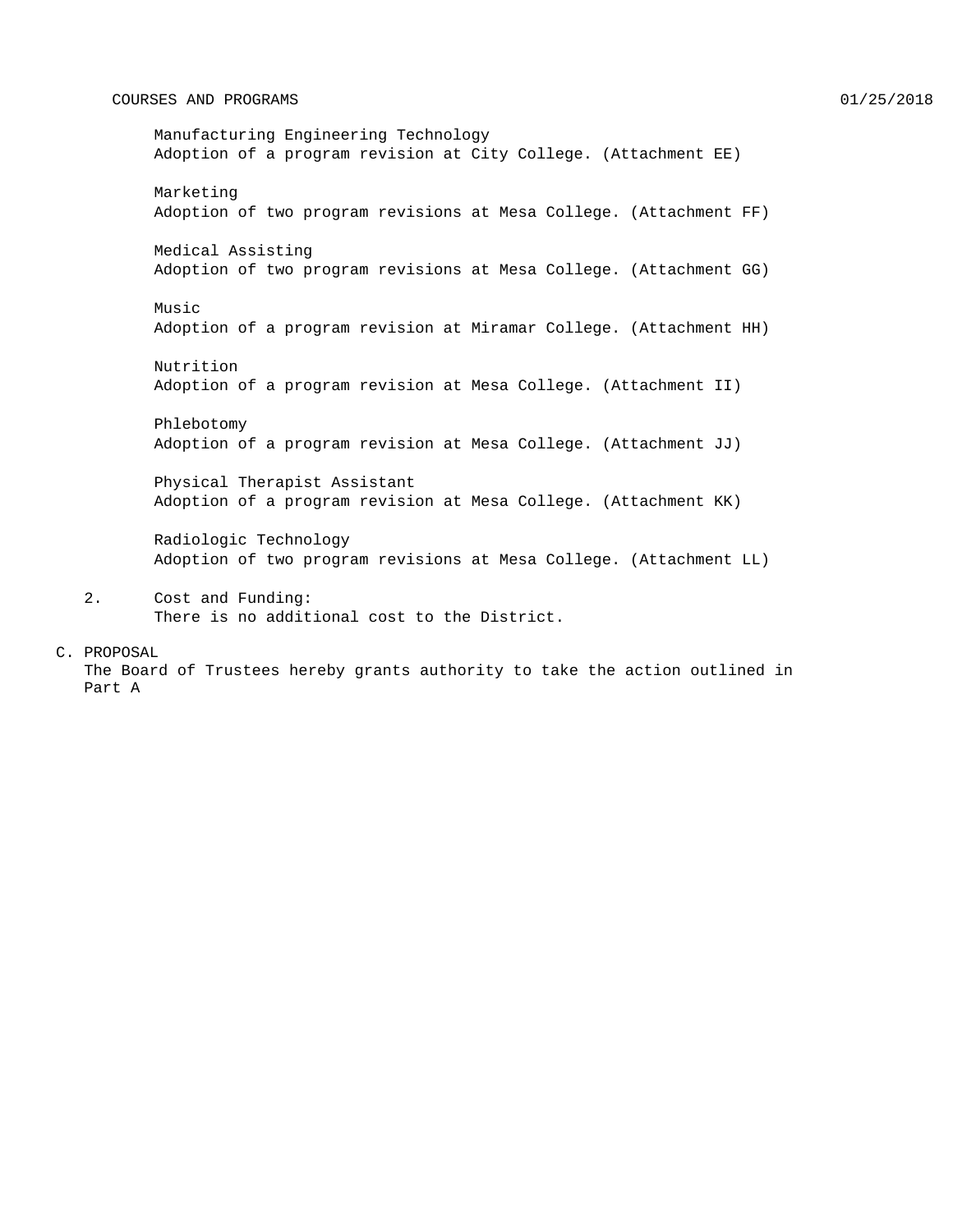Manufacturing Engineering Technology
Adoption of a program revision at City College. (Attachment EE)

Marketing
Adoption of two program revisions at Mesa College. (Attachment FF)

Medical Assisting
Adoption of two program revisions at Mesa College. (Attachment GG)

Music
Adoption of a program revision at Miramar College. (Attachment HH)

Nutrition
Adoption of a program revision at Mesa College. (Attachment II)

Phlebotomy
Adoption of a program revision at Mesa College. (Attachment JJ)

Physical Therapist Assistant
Adoption of a program revision at Mesa College. (Attachment KK)

Radiologic Technology
Adoption of two program revisions at Mesa College. (Attachment LL)

2. Cost and Funding:
There is no additional cost to the District.

C. PROPOSAL
The Board of Trustees hereby grants authority to take the action outlined in Part A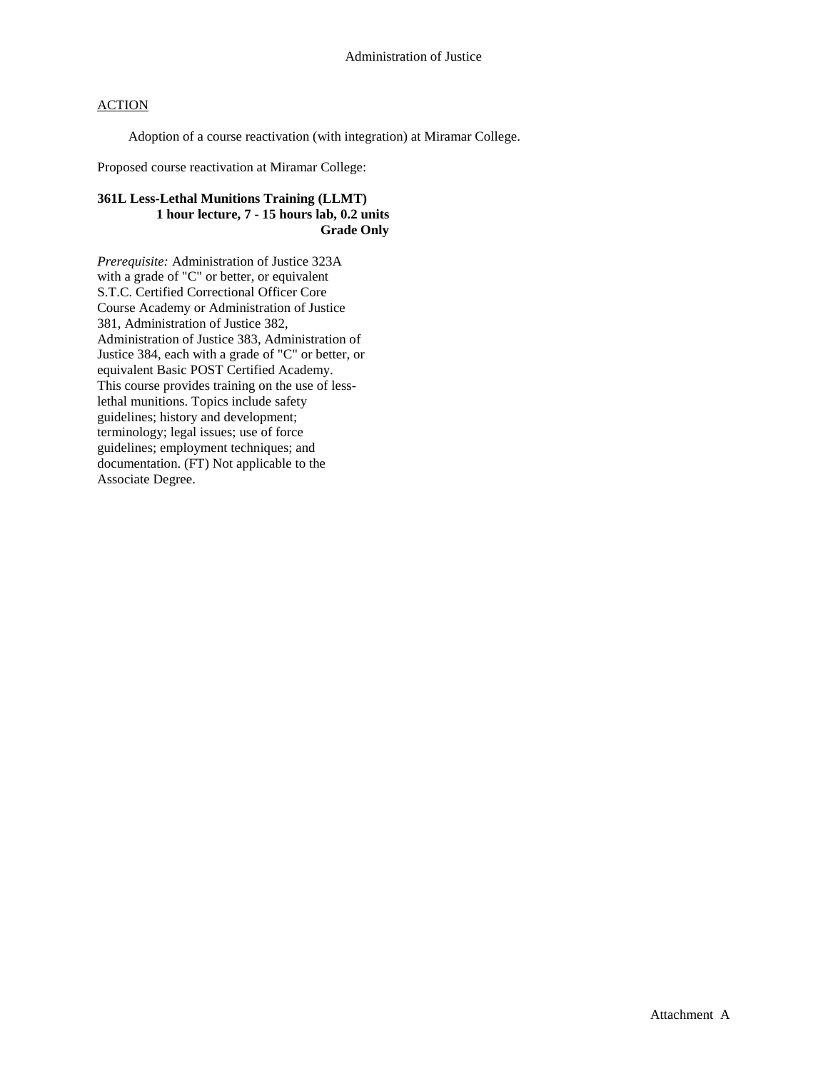Administration of Justice

ACTION

Adoption of a course reactivation (with integration) at Miramar College.

Proposed course reactivation at Miramar College:

**361L Less-Lethal Munitions Training (LLMT)**
**1 hour lecture, 7 - 15 hours lab, 0.2 units**
**Grade Only**

*Prerequisite:* Administration of Justice 323A with a grade of "C" or better, or equivalent S.T.C. Certified Correctional Officer Core Course Academy or Administration of Justice 381, Administration of Justice 382, Administration of Justice 383, Administration of Justice 384, each with a grade of "C" or better, or equivalent Basic POST Certified Academy. This course provides training on the use of less-lethal munitions. Topics include safety guidelines; history and development; terminology; legal issues; use of force guidelines; employment techniques; and documentation. (FT) Not applicable to the Associate Degree.

Attachment A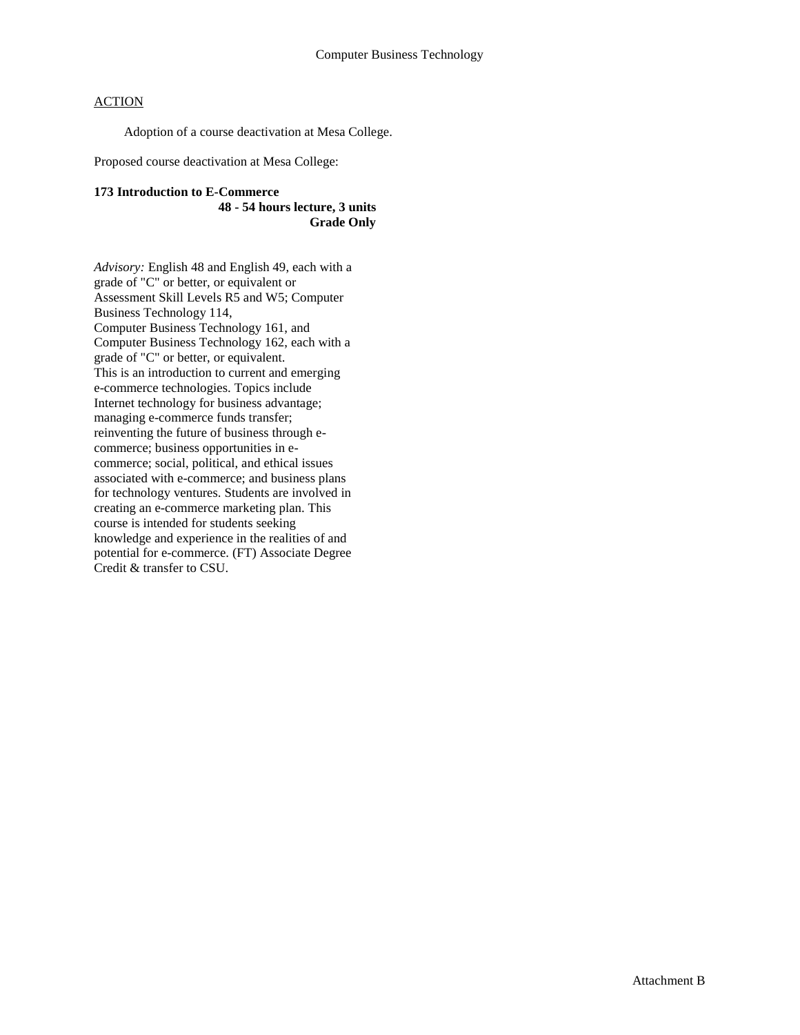Computer Business Technology

ACTION

Adoption of a course deactivation at Mesa College.

Proposed course deactivation at Mesa College:

**173 Introduction to E-Commerce**
**48 - 54 hours lecture, 3 units**
**Grade Only**

*Advisory:* English 48 and English 49, each with a grade of "C" or better, or equivalent or Assessment Skill Levels R5 and W5; Computer Business Technology 114, Computer Business Technology 161, and Computer Business Technology 162, each with a grade of "C" or better, or equivalent.
This is an introduction to current and emerging e-commerce technologies. Topics include Internet technology for business advantage; managing e-commerce funds transfer; reinventing the future of business through e-commerce; business opportunities in e-commerce; social, political, and ethical issues associated with e-commerce; and business plans for technology ventures. Students are involved in creating an e-commerce marketing plan. This course is intended for students seeking knowledge and experience in the realities of and potential for e-commerce. (FT) Associate Degree Credit & transfer to CSU.

Attachment B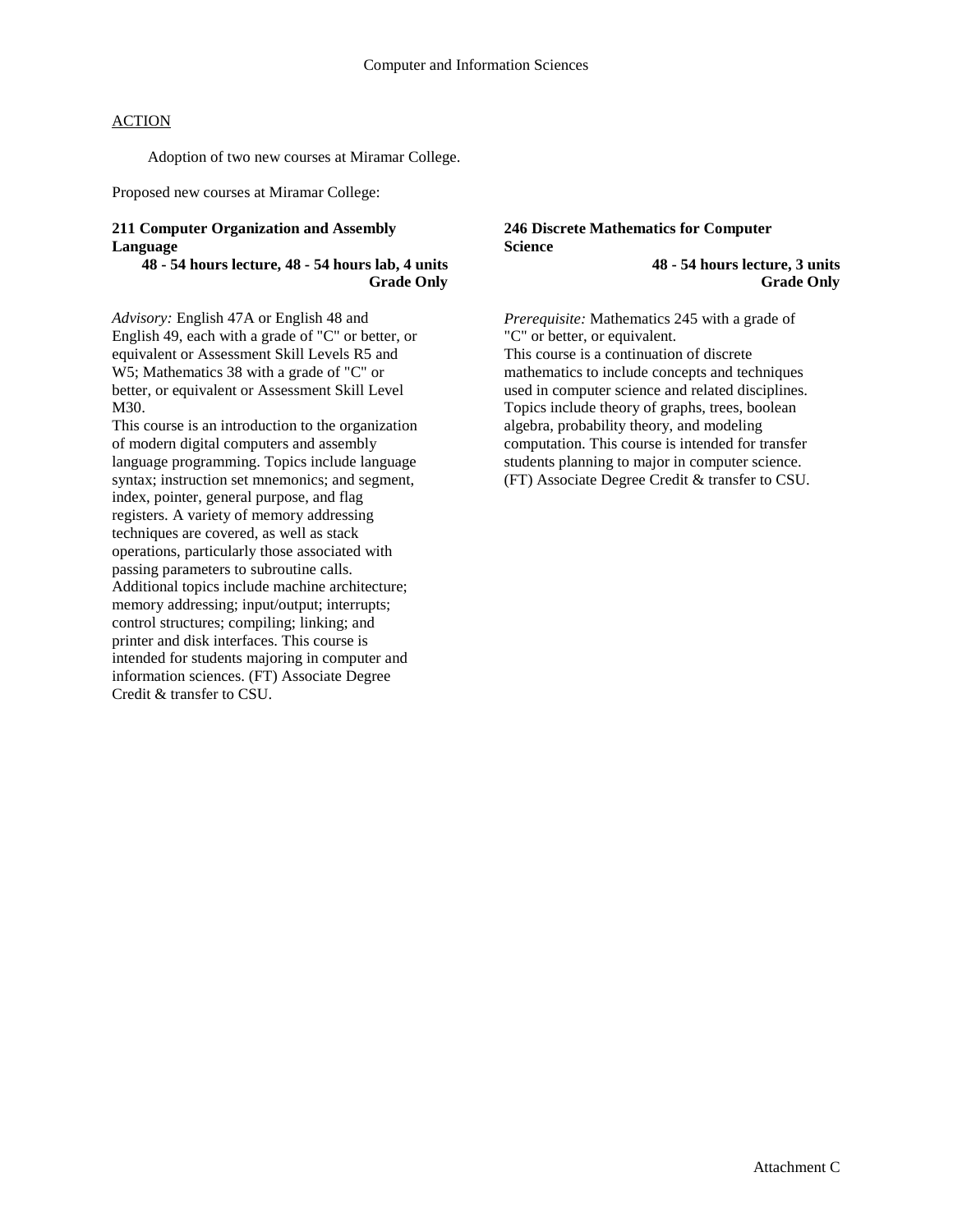Computer and Information Sciences

ACTION

Adoption of two new courses at Miramar College.

Proposed new courses at Miramar College:

**211 Computer Organization and Assembly Language**
**48 - 54 hours lecture, 48 - 54 hours lab, 4 units**
**Grade Only**

*Advisory:* English 47A or English 48 and English 49, each with a grade of "C" or better, or equivalent or Assessment Skill Levels R5 and W5; Mathematics 38 with a grade of "C" or better, or equivalent or Assessment Skill Level M30.
This course is an introduction to the organization of modern digital computers and assembly language programming. Topics include language syntax; instruction set mnemonics; and segment, index, pointer, general purpose, and flag registers. A variety of memory addressing techniques are covered, as well as stack operations, particularly those associated with passing parameters to subroutine calls. Additional topics include machine architecture; memory addressing; input/output; interrupts; control structures; compiling; linking; and printer and disk interfaces. This course is intended for students majoring in computer and information sciences. (FT) Associate Degree Credit & transfer to CSU.

**246 Discrete Mathematics for Computer Science**
**48 - 54 hours lecture, 3 units**
**Grade Only**

*Prerequisite:* Mathematics 245 with a grade of "C" or better, or equivalent.
This course is a continuation of discrete mathematics to include concepts and techniques used in computer science and related disciplines. Topics include theory of graphs, trees, boolean algebra, probability theory, and modeling computation. This course is intended for transfer students planning to major in computer science. (FT) Associate Degree Credit & transfer to CSU.

Attachment C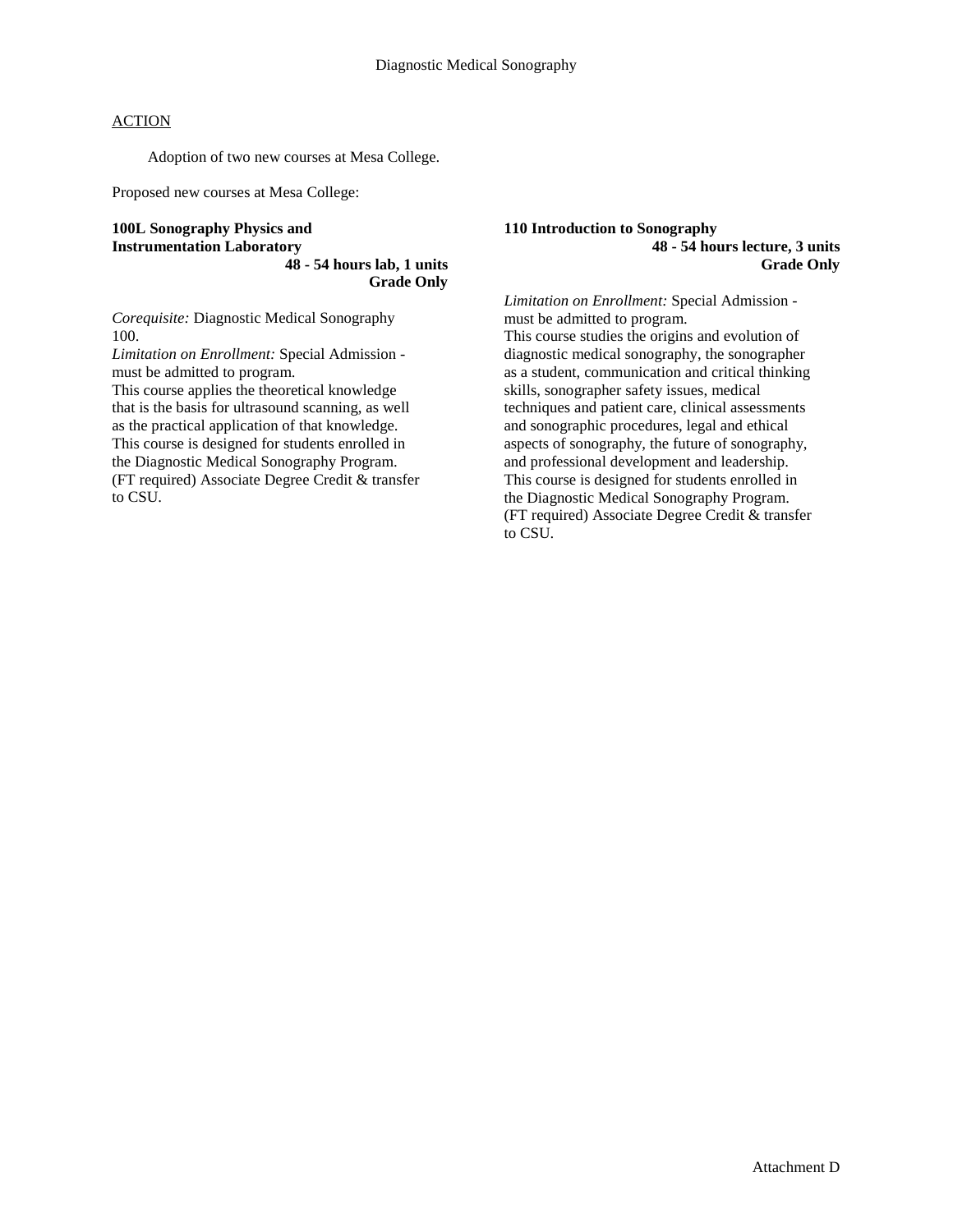Diagnostic Medical Sonography

ACTION

Adoption of two new courses at Mesa College.

Proposed new courses at Mesa College:

**100L Sonography Physics and Instrumentation Laboratory**
**48 - 54 hours lab, 1 units**
**Grade Only**

*Corequisite:* Diagnostic Medical Sonography 100.
*Limitation on Enrollment:* Special Admission - must be admitted to program.
This course applies the theoretical knowledge that is the basis for ultrasound scanning, as well as the practical application of that knowledge. This course is designed for students enrolled in the Diagnostic Medical Sonography Program. (FT required) Associate Degree Credit & transfer to CSU.

**110 Introduction to Sonography**
**48 - 54 hours lecture, 3 units**
**Grade Only**

*Limitation on Enrollment:* Special Admission - must be admitted to program.
This course studies the origins and evolution of diagnostic medical sonography, the sonographer as a student, communication and critical thinking skills, sonographer safety issues, medical techniques and patient care, clinical assessments and sonographic procedures, legal and ethical aspects of sonography, the future of sonography, and professional development and leadership. This course is designed for students enrolled in the Diagnostic Medical Sonography Program. (FT required) Associate Degree Credit & transfer to CSU.

Attachment D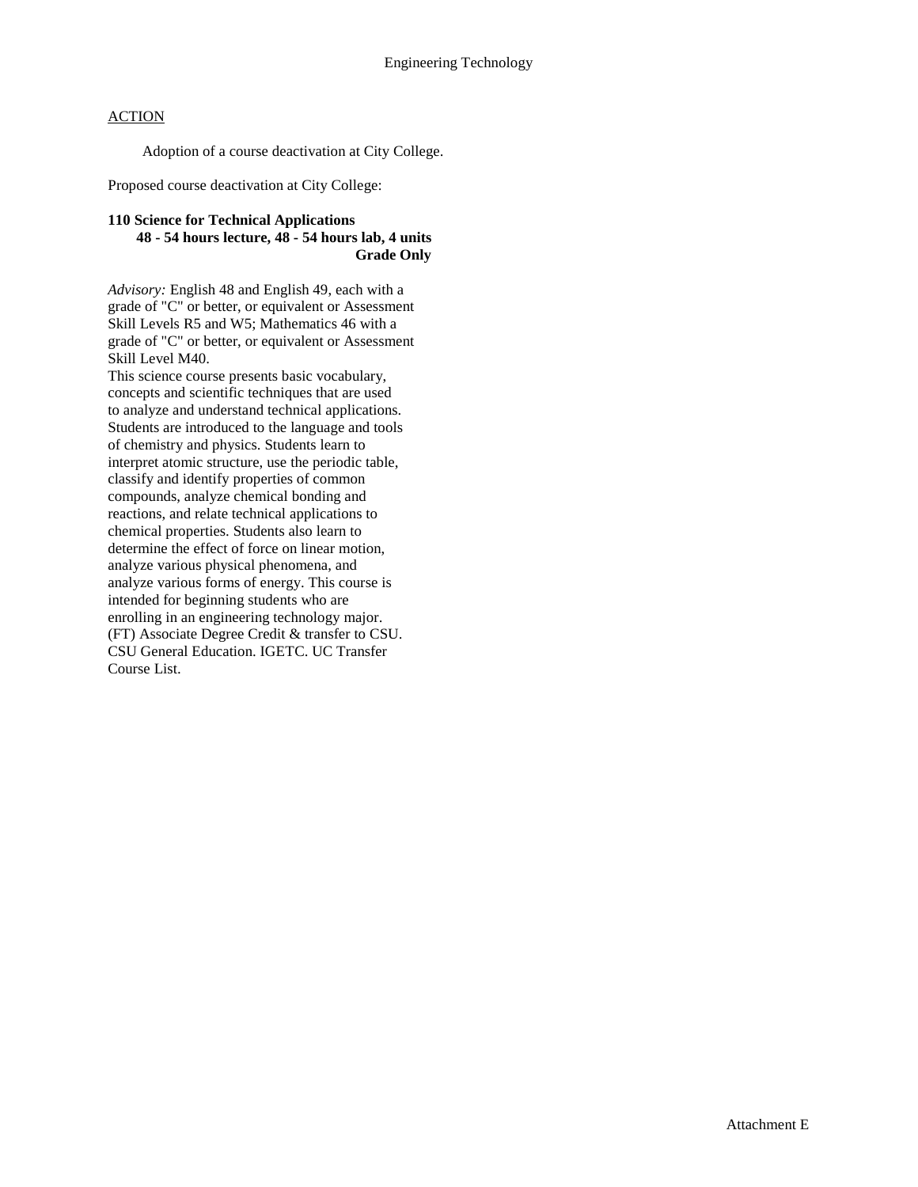# Engineering Technology

ACTION

Adoption of a course deactivation at City College.

Proposed course deactivation at City College:

**110 Science for Technical Applications**
**48 - 54 hours lecture, 48 - 54 hours lab, 4 units**
**Grade Only**

*Advisory:* English 48 and English 49, each with a grade of "C" or better, or equivalent or Assessment Skill Levels R5 and W5; Mathematics 46 with a grade of "C" or better, or equivalent or Assessment Skill Level M40.
This science course presents basic vocabulary, concepts and scientific techniques that are used to analyze and understand technical applications. Students are introduced to the language and tools of chemistry and physics. Students learn to interpret atomic structure, use the periodic table, classify and identify properties of common compounds, analyze chemical bonding and reactions, and relate technical applications to chemical properties. Students also learn to determine the effect of force on linear motion, analyze various physical phenomena, and analyze various forms of energy. This course is intended for beginning students who are enrolling in an engineering technology major.
(FT) Associate Degree Credit & transfer to CSU. CSU General Education. IGETC. UC Transfer Course List.

Attachment E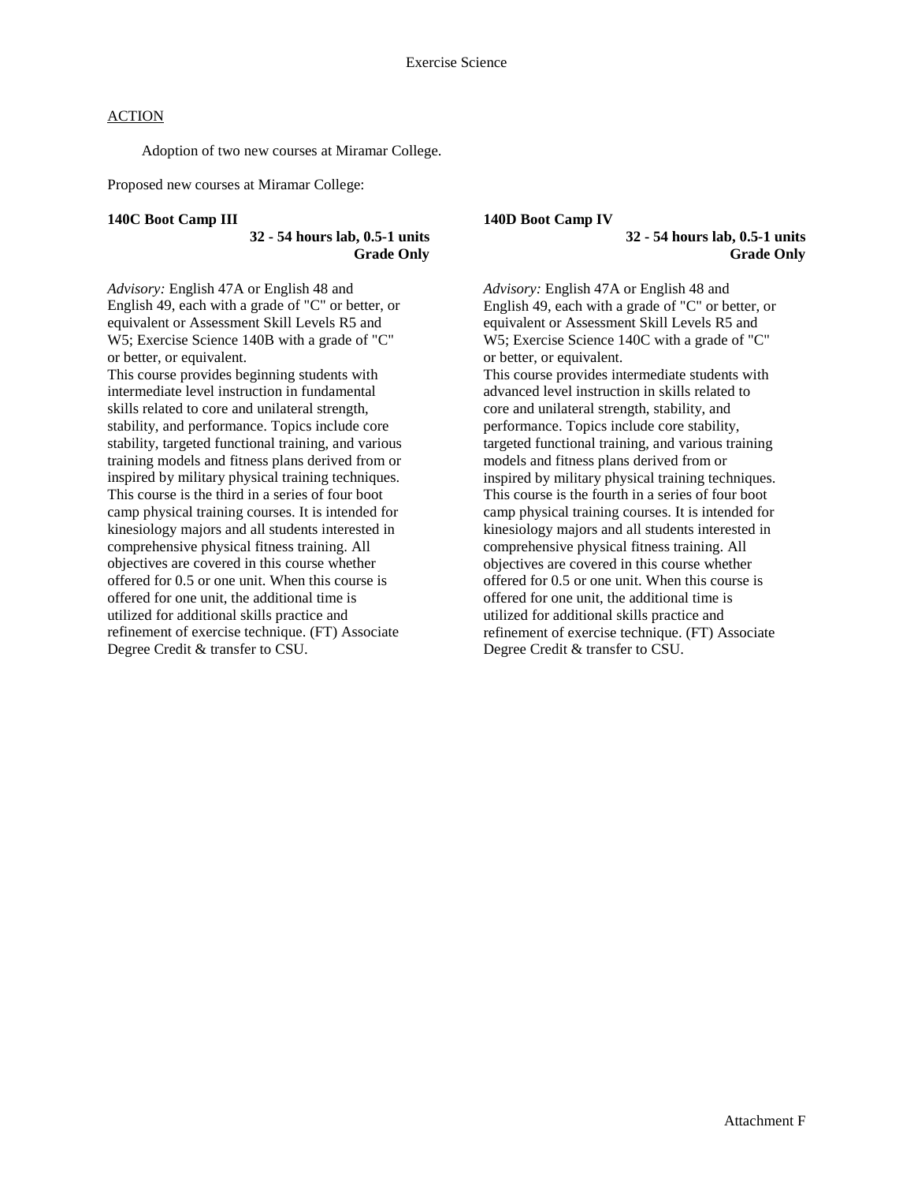Exercise Science

ACTION

Adoption of two new courses at Miramar College.

Proposed new courses at Miramar College:

**140C Boot Camp III**

**32 - 54 hours lab, 0.5-1 units**
**Grade Only**

*Advisory:* English 47A or English 48 and English 49, each with a grade of "C" or better, or equivalent or Assessment Skill Levels R5 and W5; Exercise Science 140B with a grade of "C" or better, or equivalent.
This course provides beginning students with intermediate level instruction in fundamental skills related to core and unilateral strength, stability, and performance. Topics include core stability, targeted functional training, and various training models and fitness plans derived from or inspired by military physical training techniques. This course is the third in a series of four boot camp physical training courses. It is intended for kinesiology majors and all students interested in comprehensive physical fitness training. All objectives are covered in this course whether offered for 0.5 or one unit. When this course is offered for one unit, the additional time is utilized for additional skills practice and refinement of exercise technique. (FT) Associate Degree Credit & transfer to CSU.

**140D Boot Camp IV**

**32 - 54 hours lab, 0.5-1 units**
**Grade Only**

*Advisory:* English 47A or English 48 and English 49, each with a grade of "C" or better, or equivalent or Assessment Skill Levels R5 and W5; Exercise Science 140C with a grade of "C" or better, or equivalent.
This course provides intermediate students with advanced level instruction in skills related to core and unilateral strength, stability, and performance. Topics include core stability, targeted functional training, and various training models and fitness plans derived from or inspired by military physical training techniques. This course is the fourth in a series of four boot camp physical training courses. It is intended for kinesiology majors and all students interested in comprehensive physical fitness training. All objectives are covered in this course whether offered for 0.5 or one unit. When this course is offered for one unit, the additional time is utilized for additional skills practice and refinement of exercise technique. (FT) Associate Degree Credit & transfer to CSU.

Attachment F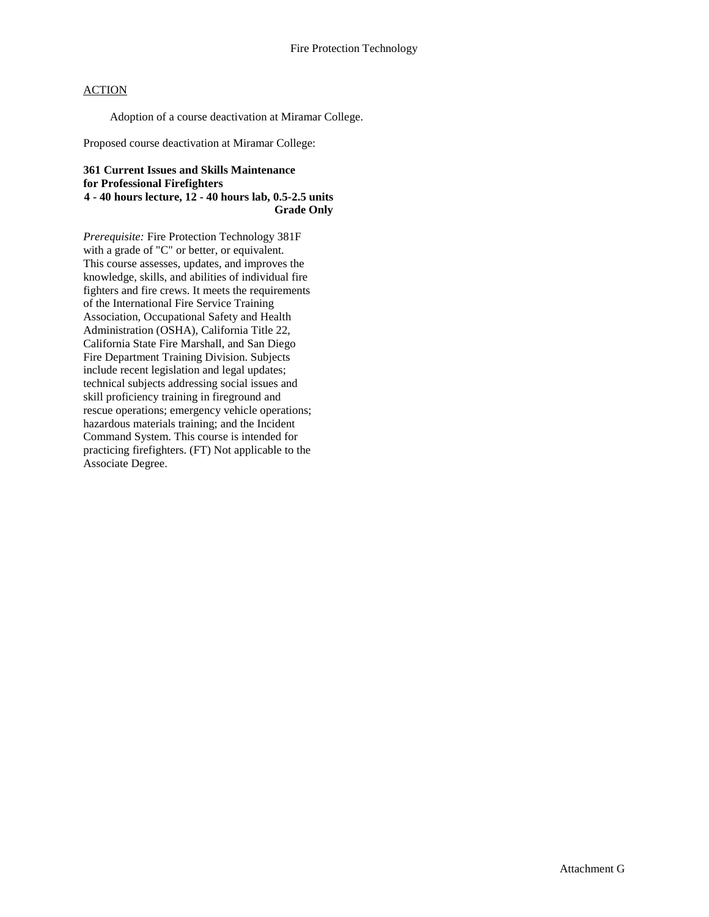# Fire Protection Technology

<u>ACTION</u>

Adoption of a course deactivation at Miramar College.

Proposed course deactivation at Miramar College:

**361 Current Issues and Skills Maintenance for Professional Firefighters**
**4 - 40 hours lecture, 12 - 40 hours lab, 0.5-2.5 units**
**Grade Only**

*Prerequisite:* Fire Protection Technology 381F with a grade of "C" or better, or equivalent. This course assesses, updates, and improves the knowledge, skills, and abilities of individual fire fighters and fire crews. It meets the requirements of the International Fire Service Training Association, Occupational Safety and Health Administration (OSHA), California Title 22, California State Fire Marshall, and San Diego Fire Department Training Division. Subjects include recent legislation and legal updates; technical subjects addressing social issues and skill proficiency training in fireground and rescue operations; emergency vehicle operations; hazardous materials training; and the Incident Command System. This course is intended for practicing firefighters. (FT) Not applicable to the Associate Degree.

Attachment G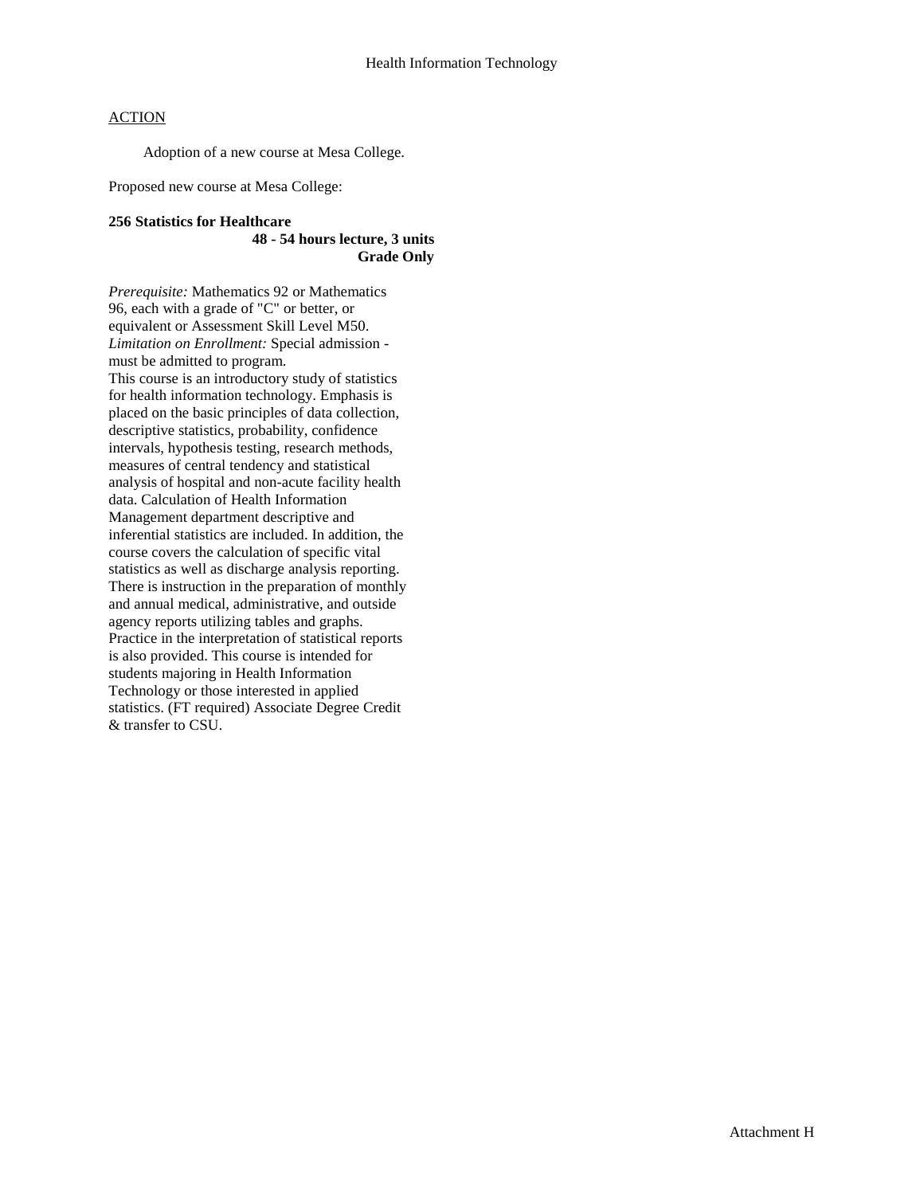## Health Information Technology

ACTION

Adoption of a new course at Mesa College.

Proposed new course at Mesa College:

**256 Statistics for Healthcare**
**48 - 54 hours lecture, 3 units**
**Grade Only**

*Prerequisite:* Mathematics 92 or Mathematics 96, each with a grade of "C" or better, or equivalent or Assessment Skill Level M50.
*Limitation on Enrollment:* Special admission - must be admitted to program.
This course is an introductory study of statistics for health information technology. Emphasis is placed on the basic principles of data collection, descriptive statistics, probability, confidence intervals, hypothesis testing, research methods, measures of central tendency and statistical analysis of hospital and non-acute facility health data. Calculation of Health Information Management department descriptive and inferential statistics are included. In addition, the course covers the calculation of specific vital statistics as well as discharge analysis reporting. There is instruction in the preparation of monthly and annual medical, administrative, and outside agency reports utilizing tables and graphs. Practice in the interpretation of statistical reports is also provided. This course is intended for students majoring in Health Information Technology or those interested in applied statistics. (FT required) Associate Degree Credit & transfer to CSU.

Attachment H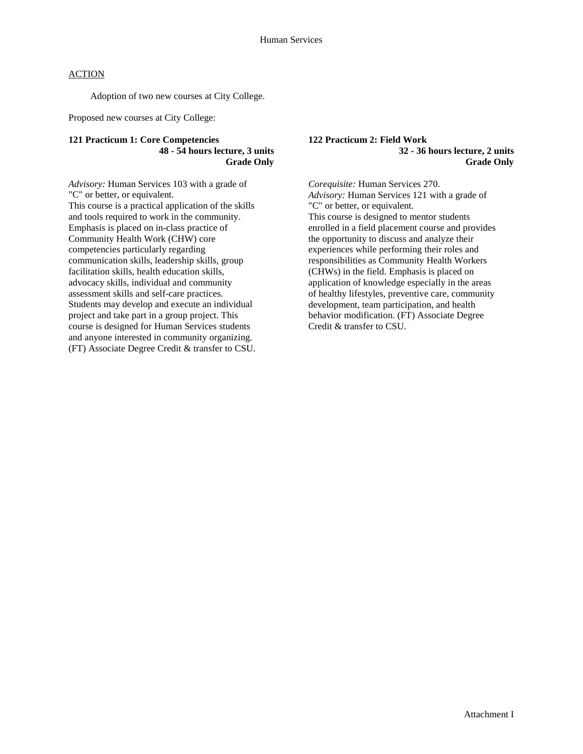# Human Services

ACTION

Adoption of two new courses at City College.

Proposed new courses at City College:

**121 Practicum 1: Core Competencies**
**48 - 54 hours lecture, 3 units**
**Grade Only**

*Advisory:* Human Services 103 with a grade of "C" or better, or equivalent.
This course is a practical application of the skills and tools required to work in the community. Emphasis is placed on in-class practice of Community Health Work (CHW) core competencies particularly regarding communication skills, leadership skills, group facilitation skills, health education skills, advocacy skills, individual and community assessment skills and self-care practices. Students may develop and execute an individual project and take part in a group project. This course is designed for Human Services students and anyone interested in community organizing. (FT) Associate Degree Credit & transfer to CSU.

**122 Practicum 2: Field Work**
**32 - 36 hours lecture, 2 units**
**Grade Only**

*Corequisite:* Human Services 270.
*Advisory:* Human Services 121 with a grade of "C" or better, or equivalent.
This course is designed to mentor students enrolled in a field placement course and provides the opportunity to discuss and analyze their experiences while performing their roles and responsibilities as Community Health Workers (CHWs) in the field. Emphasis is placed on application of knowledge especially in the areas of healthy lifestyles, preventive care, community development, team participation, and health behavior modification. (FT) Associate Degree Credit & transfer to CSU.

Attachment I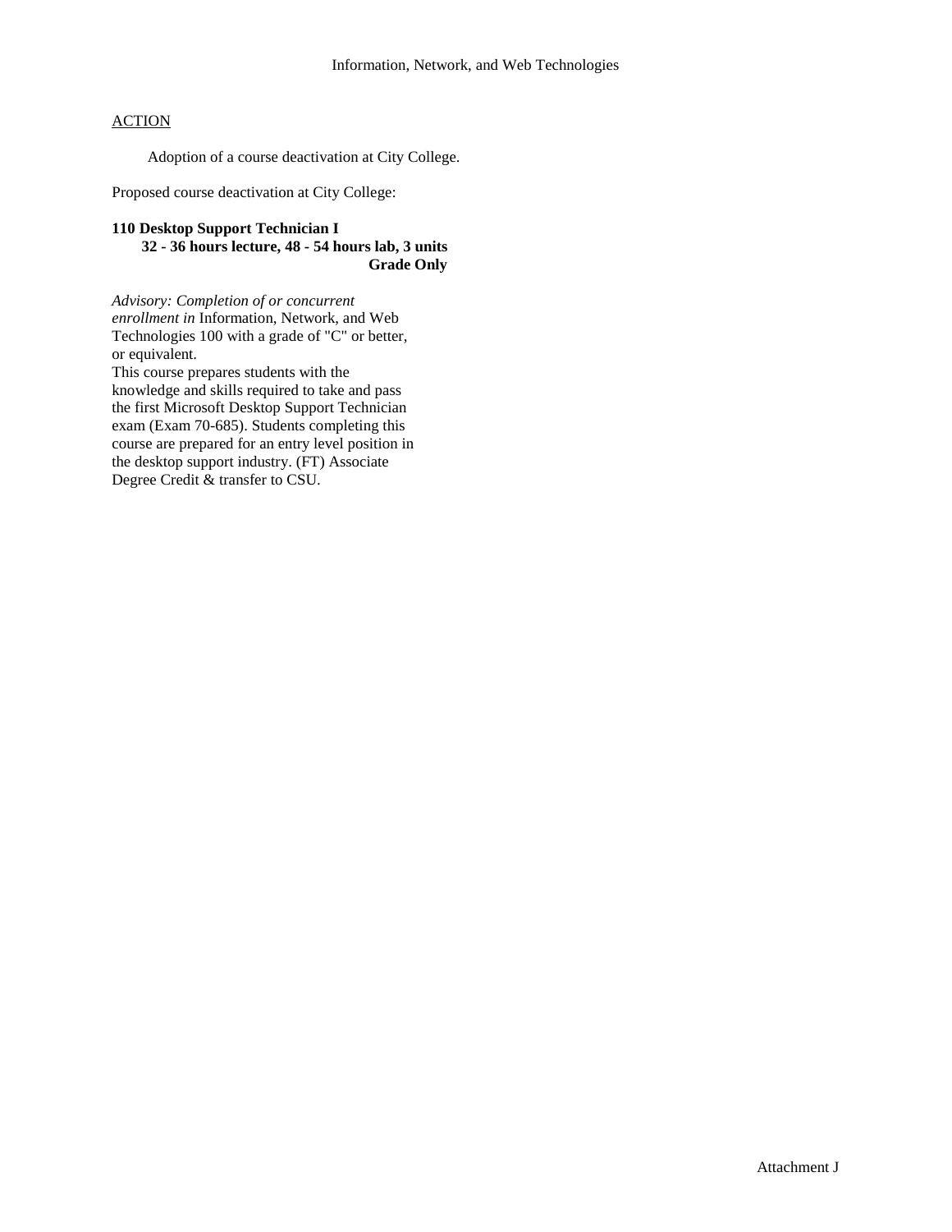Information, Network, and Web Technologies

ACTION

Adoption of a course deactivation at City College.

Proposed course deactivation at City College:

**110 Desktop Support Technician I**
**32 - 36 hours lecture, 48 - 54 hours lab, 3 units**
**Grade Only**

*Advisory: Completion of or concurrent enrollment in* Information, Network, and Web Technologies 100 with a grade of "C" or better, or equivalent.
This course prepares students with the knowledge and skills required to take and pass the first Microsoft Desktop Support Technician exam (Exam 70-685). Students completing this course are prepared for an entry level position in the desktop support industry. (FT) Associate Degree Credit & transfer to CSU.

Attachment J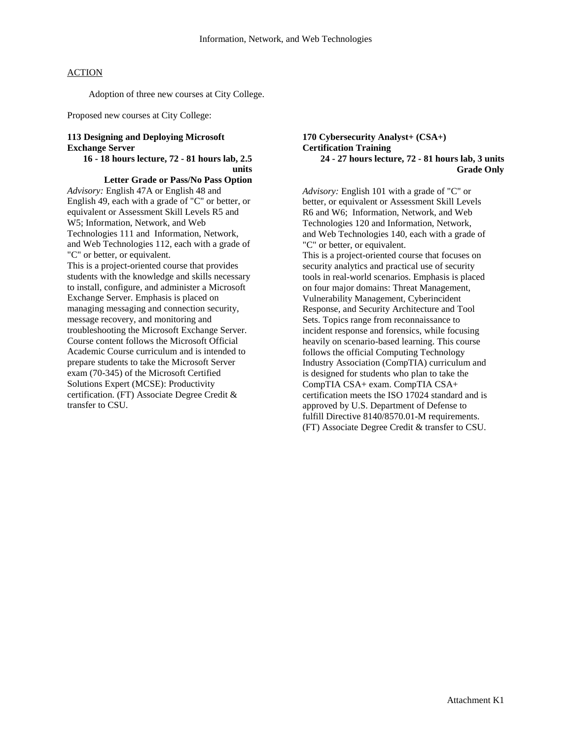ACTION

Adoption of three new courses at City College.

Proposed new courses at City College:

**113 Designing and Deploying Microsoft Exchange Server**
**16 - 18 hours lecture, 72 - 81 hours lab, 2.5 units**
**Letter Grade or Pass/No Pass Option**

*Advisory:* English 47A or English 48 and English 49, each with a grade of "C" or better, or equivalent or Assessment Skill Levels R5 and W5; Information, Network, and Web Technologies 111 and Information, Network, and Web Technologies 112, each with a grade of "C" or better, or equivalent.
This is a project-oriented course that provides students with the knowledge and skills necessary to install, configure, and administer a Microsoft Exchange Server. Emphasis is placed on managing messaging and connection security, message recovery, and monitoring and troubleshooting the Microsoft Exchange Server. Course content follows the Microsoft Official Academic Course curriculum and is intended to prepare students to take the Microsoft Server exam (70-345) of the Microsoft Certified Solutions Expert (MCSE): Productivity certification. (FT) Associate Degree Credit & transfer to CSU.

**170 Cybersecurity Analyst+ (CSA+) Certification Training**
**24 - 27 hours lecture, 72 - 81 hours lab, 3 units**
**Grade Only**

*Advisory:* English 101 with a grade of "C" or better, or equivalent or Assessment Skill Levels R6 and W6; Information, Network, and Web Technologies 120 and Information, Network, and Web Technologies 140, each with a grade of "C" or better, or equivalent.
This is a project-oriented course that focuses on security analytics and practical use of security tools in real-world scenarios. Emphasis is placed on four major domains: Threat Management, Vulnerability Management, Cyberincident Response, and Security Architecture and Tool Sets. Topics range from reconnaissance to incident response and forensics, while focusing heavily on scenario-based learning. This course follows the official Computing Technology Industry Association (CompTIA) curriculum and is designed for students who plan to take the CompTIA CSA+ exam. CompTIA CSA+ certification meets the ISO 17024 standard and is approved by U.S. Department of Defense to fulfill Directive 8140/8570.01-M requirements. (FT) Associate Degree Credit & transfer to CSU.

Attachment K1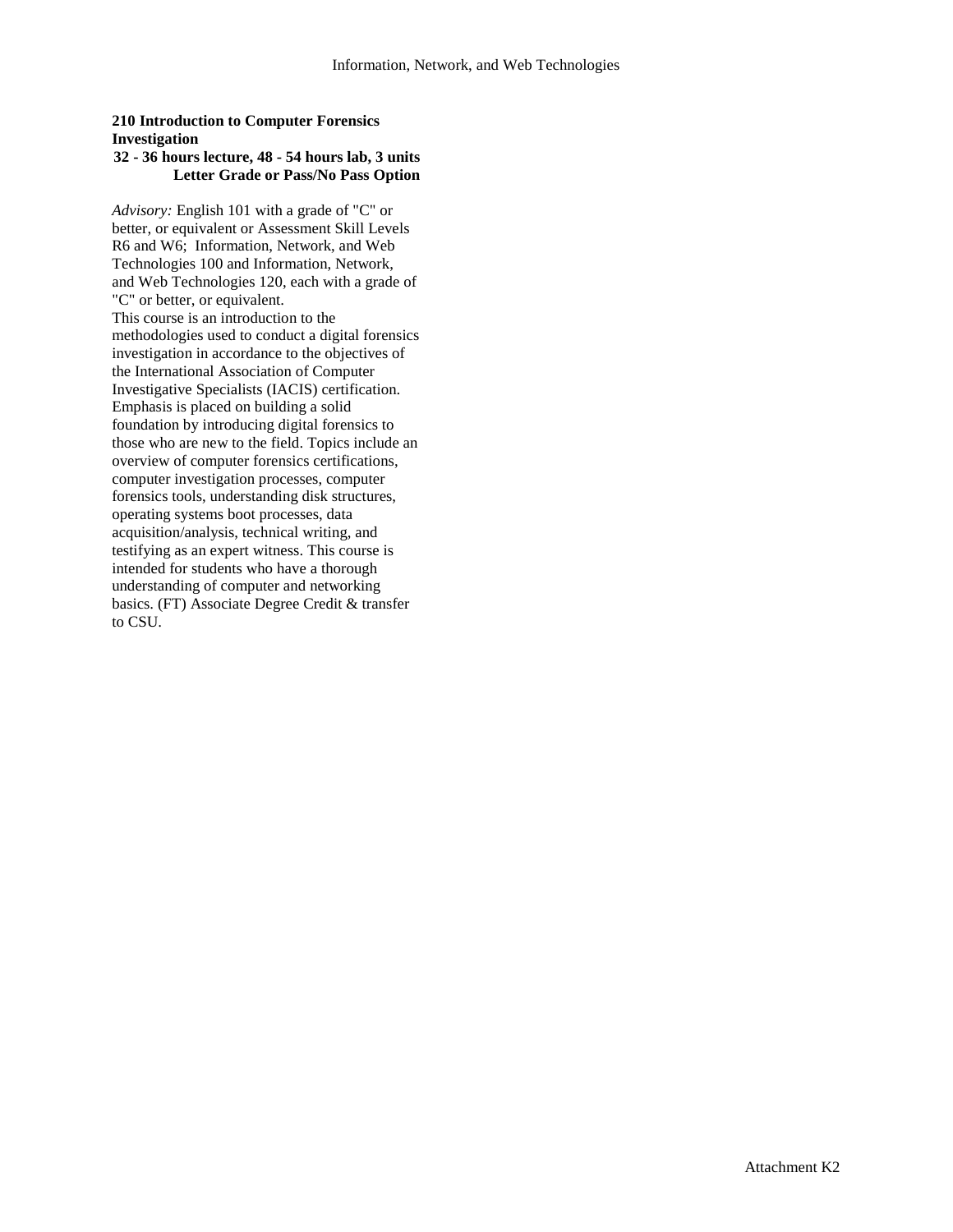**210 Introduction to Computer Forensics Investigation**
**32 - 36 hours lecture, 48 - 54 hours lab, 3 units**
**Letter Grade or Pass/No Pass Option**

*Advisory:* English 101 with a grade of "C" or better, or equivalent or Assessment Skill Levels R6 and W6; Information, Network, and Web Technologies 100 and Information, Network, and Web Technologies 120, each with a grade of "C" or better, or equivalent.
This course is an introduction to the methodologies used to conduct a digital forensics investigation in accordance to the objectives of the International Association of Computer Investigative Specialists (IACIS) certification. Emphasis is placed on building a solid foundation by introducing digital forensics to those who are new to the field. Topics include an overview of computer forensics certifications, computer investigation processes, computer forensics tools, understanding disk structures, operating systems boot processes, data acquisition/analysis, technical writing, and testifying as an expert witness. This course is intended for students who have a thorough understanding of computer and networking basics. (FT) Associate Degree Credit & transfer to CSU.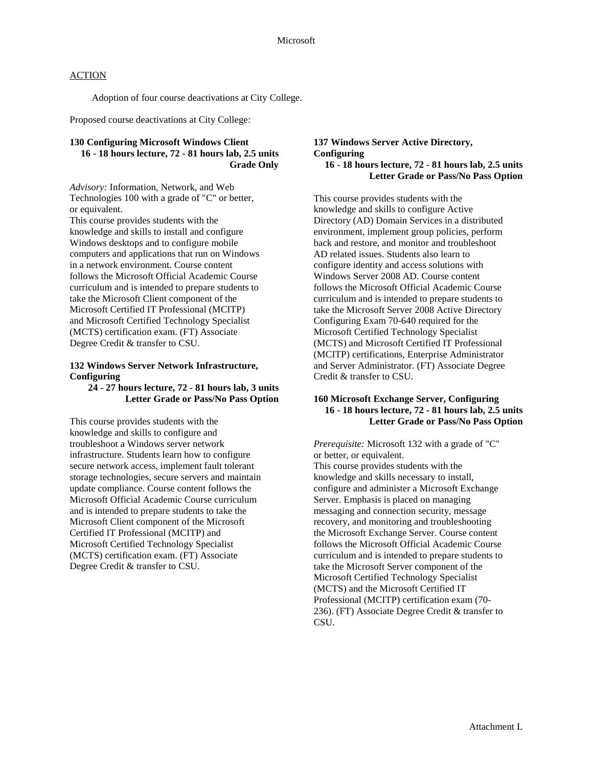# Microsoft

ACTION

Adoption of four course deactivations at City College.

Proposed course deactivations at City College:

**130 Configuring Microsoft Windows Client**
**16 - 18 hours lecture, 72 - 81 hours lab, 2.5 units**
**Grade Only**

*Advisory:* Information, Network, and Web Technologies 100 with a grade of "C" or better, or equivalent.
This course provides students with the knowledge and skills to install and configure Windows desktops and to configure mobile computers and applications that run on Windows in a network environment. Course content follows the Microsoft Official Academic Course curriculum and is intended to prepare students to take the Microsoft Client component of the Microsoft Certified IT Professional (MCITP) and Microsoft Certified Technology Specialist (MCTS) certification exam. (FT) Associate Degree Credit & transfer to CSU.

**132 Windows Server Network Infrastructure, Configuring**
**24 - 27 hours lecture, 72 - 81 hours lab, 3 units**
**Letter Grade or Pass/No Pass Option**

This course provides students with the knowledge and skills to configure and troubleshoot a Windows server network infrastructure. Students learn how to configure secure network access, implement fault tolerant storage technologies, secure servers and maintain update compliance. Course content follows the Microsoft Official Academic Course curriculum and is intended to prepare students to take the Microsoft Client component of the Microsoft Certified IT Professional (MCITP) and Microsoft Certified Technology Specialist (MCTS) certification exam. (FT) Associate Degree Credit & transfer to CSU.

**137 Windows Server Active Directory, Configuring**
**16 - 18 hours lecture, 72 - 81 hours lab, 2.5 units**
**Letter Grade or Pass/No Pass Option**

This course provides students with the knowledge and skills to configure Active Directory (AD) Domain Services in a distributed environment, implement group policies, perform back and restore, and monitor and troubleshoot AD related issues. Students also learn to configure identity and access solutions with Windows Server 2008 AD. Course content follows the Microsoft Official Academic Course curriculum and is intended to prepare students to take the Microsoft Server 2008 Active Directory Configuring Exam 70-640 required for the Microsoft Certified Technology Specialist (MCTS) and Microsoft Certified IT Professional (MCITP) certifications, Enterprise Administrator and Server Administrator. (FT) Associate Degree Credit & transfer to CSU.

**160 Microsoft Exchange Server, Configuring**
**16 - 18 hours lecture, 72 - 81 hours lab, 2.5 units**
**Letter Grade or Pass/No Pass Option**

*Prerequisite:* Microsoft 132 with a grade of "C" or better, or equivalent.
This course provides students with the knowledge and skills necessary to install, configure and administer a Microsoft Exchange Server. Emphasis is placed on managing messaging and connection security, message recovery, and monitoring and troubleshooting the Microsoft Exchange Server. Course content follows the Microsoft Official Academic Course curriculum and is intended to prepare students to take the Microsoft Server component of the Microsoft Certified Technology Specialist (MCTS) and the Microsoft Certified IT Professional (MCITP) certification exam (70-236). (FT) Associate Degree Credit & transfer to CSU.

Attachment L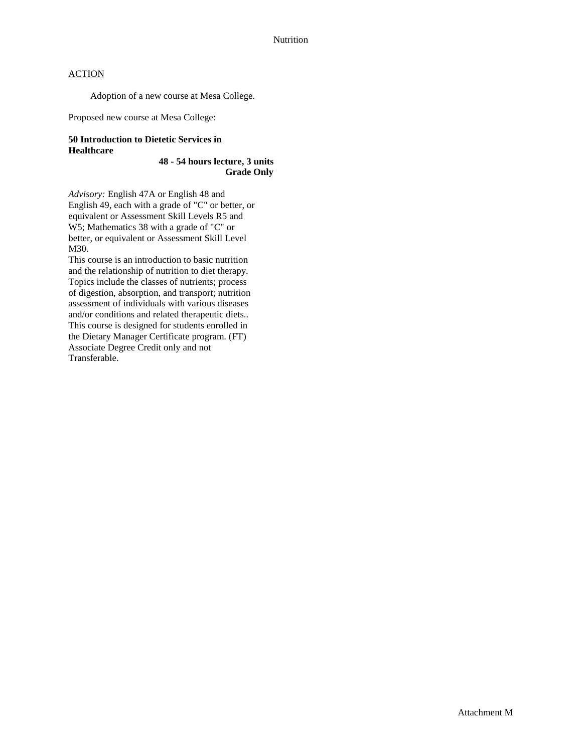Nutrition

ACTION

Adoption of a new course at Mesa College.

Proposed new course at Mesa College:

**50 Introduction to Dietetic Services in Healthcare**

**48 - 54 hours lecture, 3 units**
**Grade Only**

*Advisory:* English 47A or English 48 and English 49, each with a grade of "C" or better, or equivalent or Assessment Skill Levels R5 and W5; Mathematics 38 with a grade of "C" or better, or equivalent or Assessment Skill Level M30.
This course is an introduction to basic nutrition and the relationship of nutrition to diet therapy. Topics include the classes of nutrients; process of digestion, absorption, and transport; nutrition assessment of individuals with various diseases and/or conditions and related therapeutic diets.. This course is designed for students enrolled in the Dietary Manager Certificate program. (FT) Associate Degree Credit only and not Transferable.

Attachment M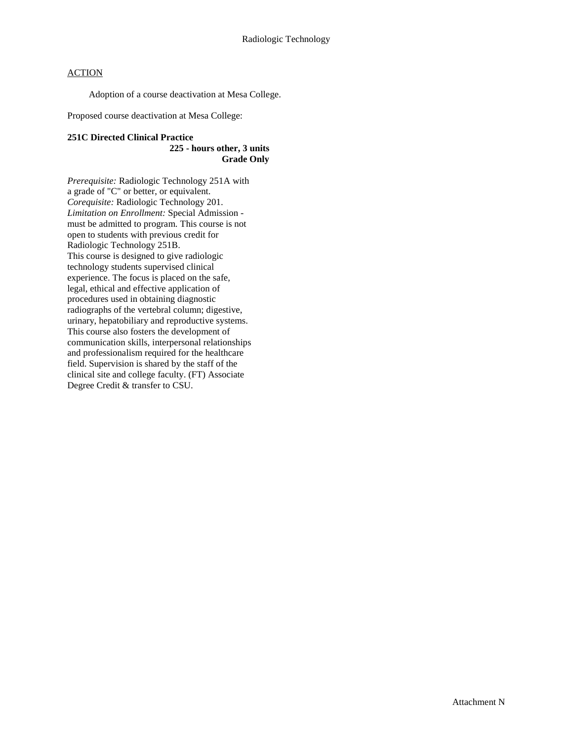Radiologic Technology

ACTION

Adoption of a course deactivation at Mesa College.

Proposed course deactivation at Mesa College:

**251C Directed Clinical Practice**
**225 - hours other, 3 units**
**Grade Only**

*Prerequisite:* Radiologic Technology 251A with a grade of "C" or better, or equivalent.
*Corequisite:* Radiologic Technology 201.
*Limitation on Enrollment:* Special Admission - must be admitted to program. This course is not open to students with previous credit for Radiologic Technology 251B.
This course is designed to give radiologic technology students supervised clinical experience. The focus is placed on the safe, legal, ethical and effective application of procedures used in obtaining diagnostic radiographs of the vertebral column; digestive, urinary, hepatobiliary and reproductive systems. This course also fosters the development of communication skills, interpersonal relationships and professionalism required for the healthcare field. Supervision is shared by the staff of the clinical site and college faculty. (FT) Associate Degree Credit & transfer to CSU.

Attachment N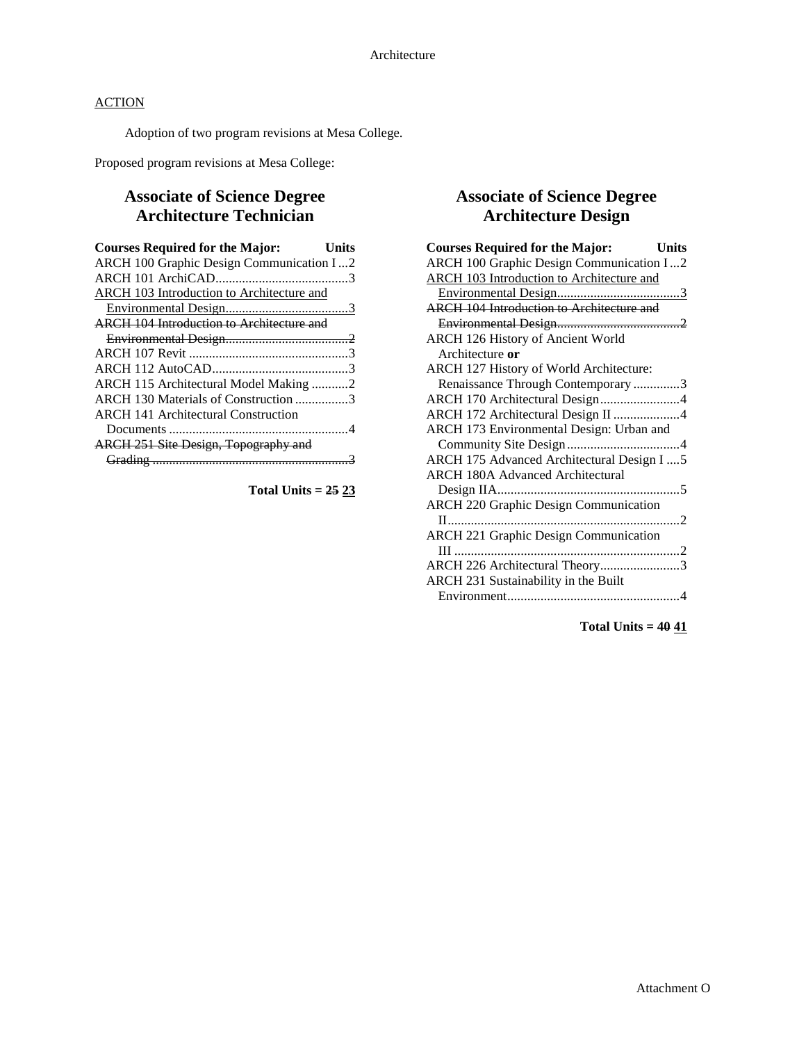Architecture

<u>ACTION</u>

Adoption of two program revisions at Mesa College.

Proposed program revisions at Mesa College:

## Associate of Science Degree Architecture Technician

| Courses Required for the Major: | Units |
|---|---|
| ARCH 100 Graphic Design Communication I | 2 |
| ARCH 101 ArchiCAD | 3 |
| <u>ARCH 103 Introduction to Architecture and Environmental Design</u> | <u>3</u> |
| ~~ARCH 104 Introduction to Architecture and Environmental Design~~ | ~~2~~ |
| ARCH 107 Revit | 3 |
| ARCH 112 AutoCAD | 3 |
| ARCH 115 Architectural Model Making | 2 |
| ARCH 130 Materials of Construction | 3 |
| ARCH 141 Architectural Construction Documents | 4 |
| ~~ARCH 251 Site Design, Topography and Grading~~ | ~~3~~ |

**Total Units = ~~25~~ <u>23</u>**

## Associate of Science Degree Architecture Design

| Courses Required for the Major: | Units |
|---|---|
| ARCH 100 Graphic Design Communication I | 2 |
| <u>ARCH 103 Introduction to Architecture and Environmental Design</u> | <u>3</u> |
| ~~ARCH 104 Introduction to Architecture and Environmental Design~~ | ~~2~~ |
| ARCH 126 History of Ancient World Architecture **or** | |
| ARCH 127 History of World Architecture: Renaissance Through Contemporary | 3 |
| ARCH 170 Architectural Design | 4 |
| ARCH 172 Architectural Design II | 4 |
| ARCH 173 Environmental Design: Urban and Community Site Design | 4 |
| ARCH 175 Advanced Architectural Design I | 5 |
| ARCH 180A Advanced Architectural Design IIA | 5 |
| ARCH 220 Graphic Design Communication II | 2 |
| ARCH 221 Graphic Design Communication III | 2 |
| ARCH 226 Architectural Theory | 3 |
| ARCH 231 Sustainability in the Built Environment | 4 |

**Total Units = ~~40~~ <u>41</u>**

Attachment O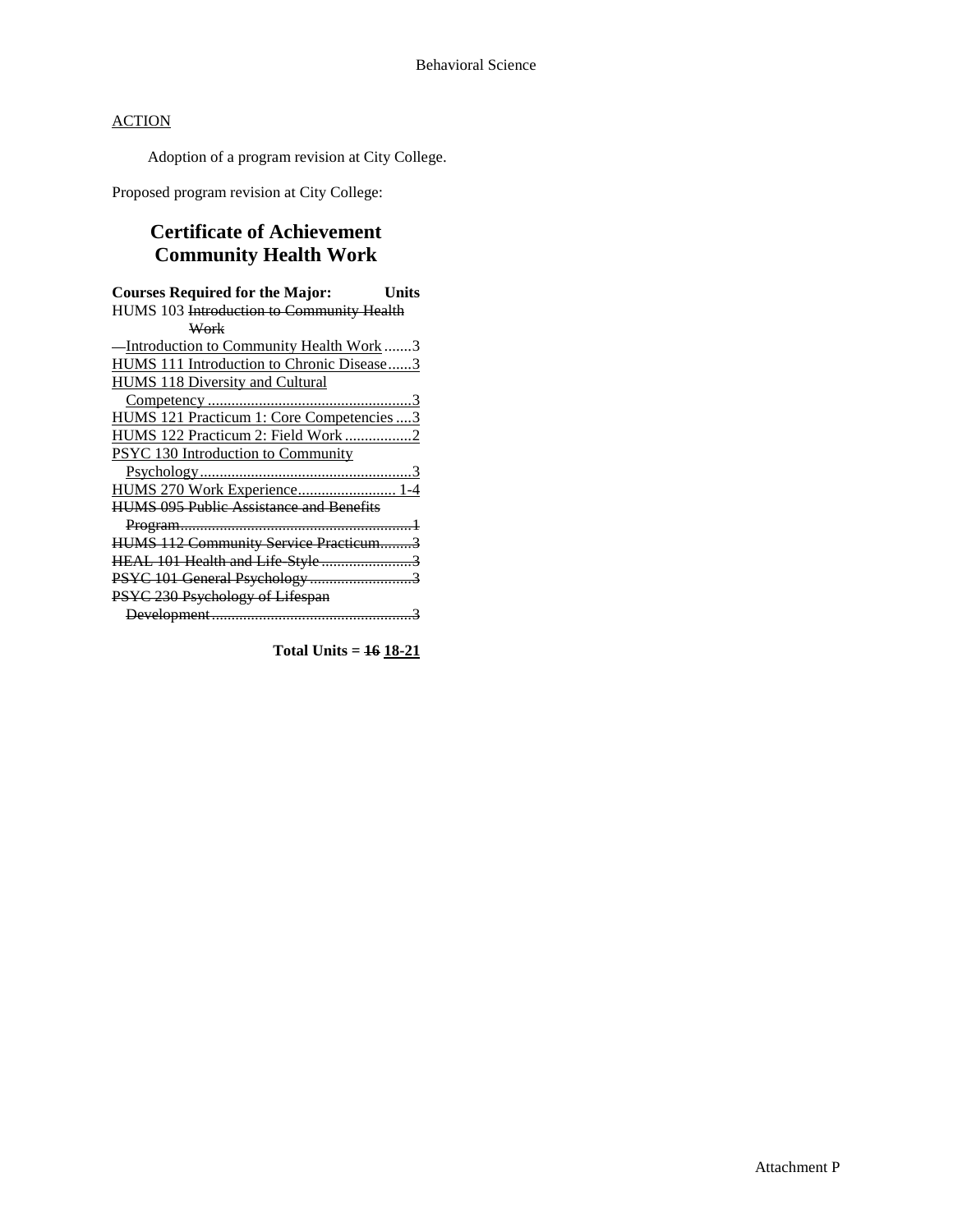ACTION

Adoption of a program revision at City College.

Proposed program revision at City College:

## Certificate of Achievement
## Community Health Work

| Courses Required for the Major: | Units |
| --- | --- |
| HUMS 103 ~~Introduction to Community Health Work~~ | |
| Introduction to Community Health Work | 3 |
| HUMS 111 Introduction to Chronic Disease | 3 |
| HUMS 118 Diversity and Cultural Competency | 3 |
| HUMS 121 Practicum 1: Core Competencies | 3 |
| HUMS 122 Practicum 2: Field Work | 2 |
| PSYC 130 Introduction to Community Psychology | 3 |
| HUMS 270 Work Experience | 1-4 |
| ~~HUMS 095 Public Assistance and Benefits Program~~ | ~~1~~ |
| ~~HUMS 112 Community Service Practicum~~ | ~~3~~ |
| ~~HEAL 101 Health and Life-Style~~ | ~~3~~ |
| ~~PSYC 101 General Psychology~~ | ~~3~~ |
| ~~PSYC 230 Psychology of Lifespan Development~~ | ~~3~~ |

**Total Units = ~~16~~ 18-21**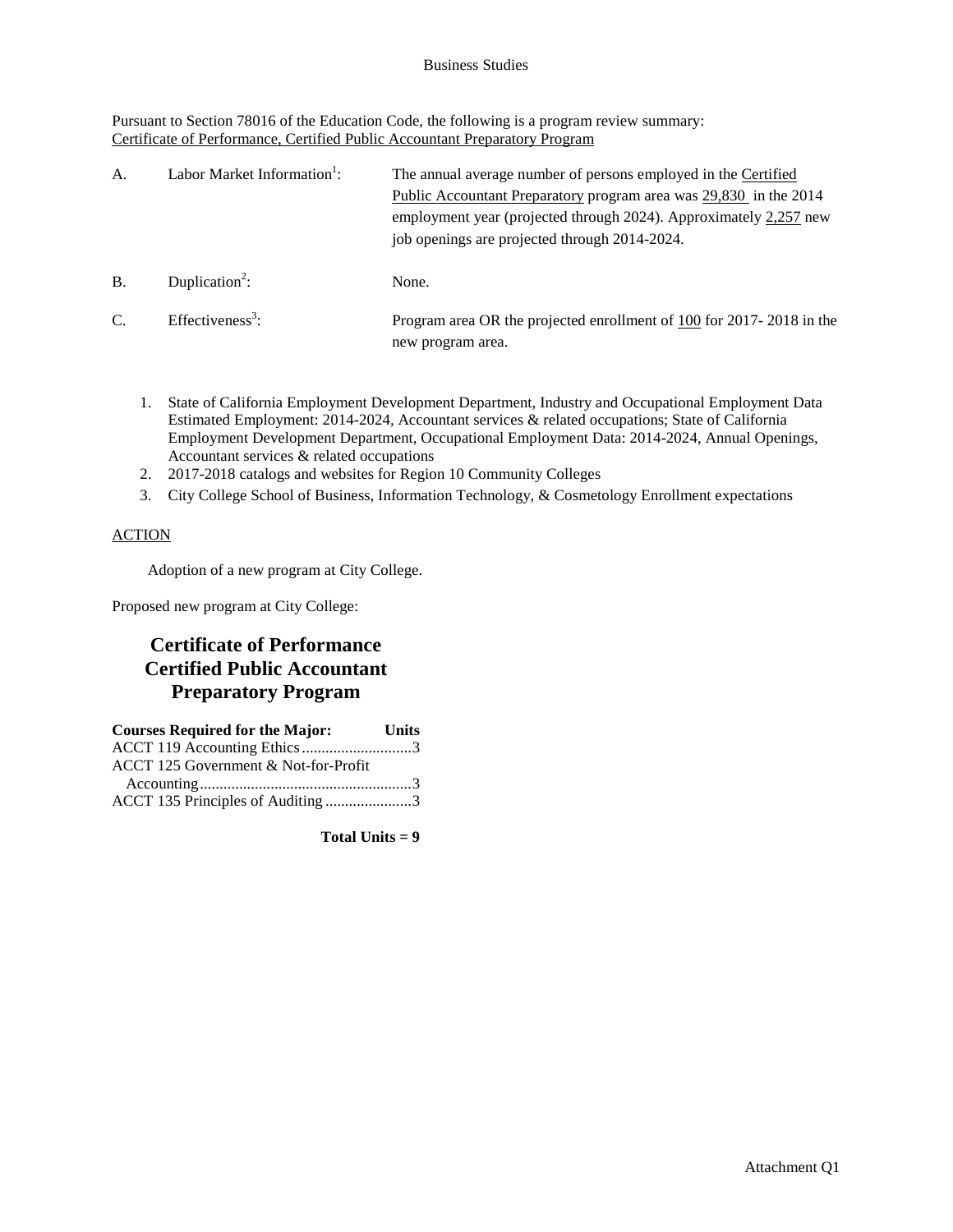Business Studies

Pursuant to Section 78016 of the Education Code, the following is a program review summary:
Certificate of Performance, Certified Public Accountant Preparatory Program

| | | |
|---|---|---|
| A. | Labor Market Information[1]: | The annual average number of persons employed in the Certified Public Accountant Preparatory program area was 29,830 in the 2014 employment year (projected through 2024). Approximately 2,257 new job openings are projected through 2014-2024. |
| B. | Duplication[2]: | None. |
| C. | Effectiveness[3]: | Program area OR the projected enrollment of 100 for 2017- 2018 in the new program area. |

1. State of California Employment Development Department, Industry and Occupational Employment Data Estimated Employment: 2014-2024, Accountant services & related occupations; State of California Employment Development Department, Occupational Employment Data: 2014-2024, Annual Openings, Accountant services & related occupations
2. 2017-2018 catalogs and websites for Region 10 Community Colleges
3. City College School of Business, Information Technology, & Cosmetology Enrollment expectations

ACTION

Adoption of a new program at City College.

Proposed new program at City College:

## Certificate of Performance Certified Public Accountant Preparatory Program

| Courses Required for the Major: | Units |
|---|---|
| ACCT 119 Accounting Ethics | 3 |
| ACCT 125 Government & Not-for-Profit Accounting | 3 |
| ACCT 135 Principles of Auditing | 3 |

**Total Units = 9**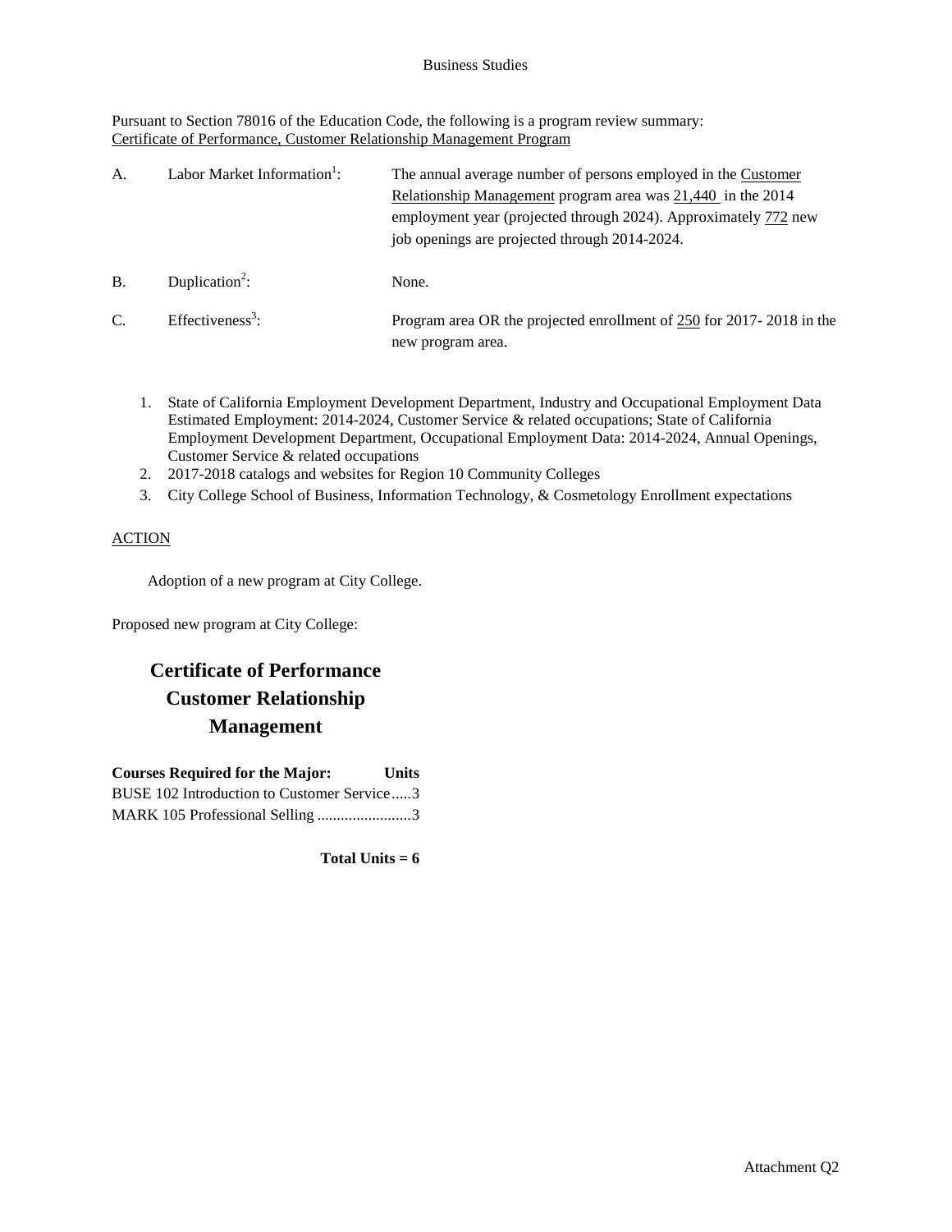Business Studies

Pursuant to Section 78016 of the Education Code, the following is a program review summary:
Certificate of Performance, Customer Relationship Management Program

A. Labor Market Information[1]: The annual average number of persons employed in the Customer Relationship Management program area was 21,440 in the 2014 employment year (projected through 2024). Approximately 772 new job openings are projected through 2014-2024.

B. Duplication[2]: None.

C. Effectiveness[3]: Program area OR the projected enrollment of 250 for 2017- 2018 in the new program area.

1. State of California Employment Development Department, Industry and Occupational Employment Data Estimated Employment: 2014-2024, Customer Service & related occupations; State of California Employment Development Department, Occupational Employment Data: 2014-2024, Annual Openings, Customer Service & related occupations
2. 2017-2018 catalogs and websites for Region 10 Community Colleges
3. City College School of Business, Information Technology, & Cosmetology Enrollment expectations

ACTION

Adoption of a new program at City College.

Proposed new program at City College:

## Certificate of Performance Customer Relationship Management

| Courses Required for the Major: | Units |
|---|---|
| BUSE 102 Introduction to Customer Service | 3 |
| MARK 105 Professional Selling | 3 |

**Total Units = 6**

Attachment Q2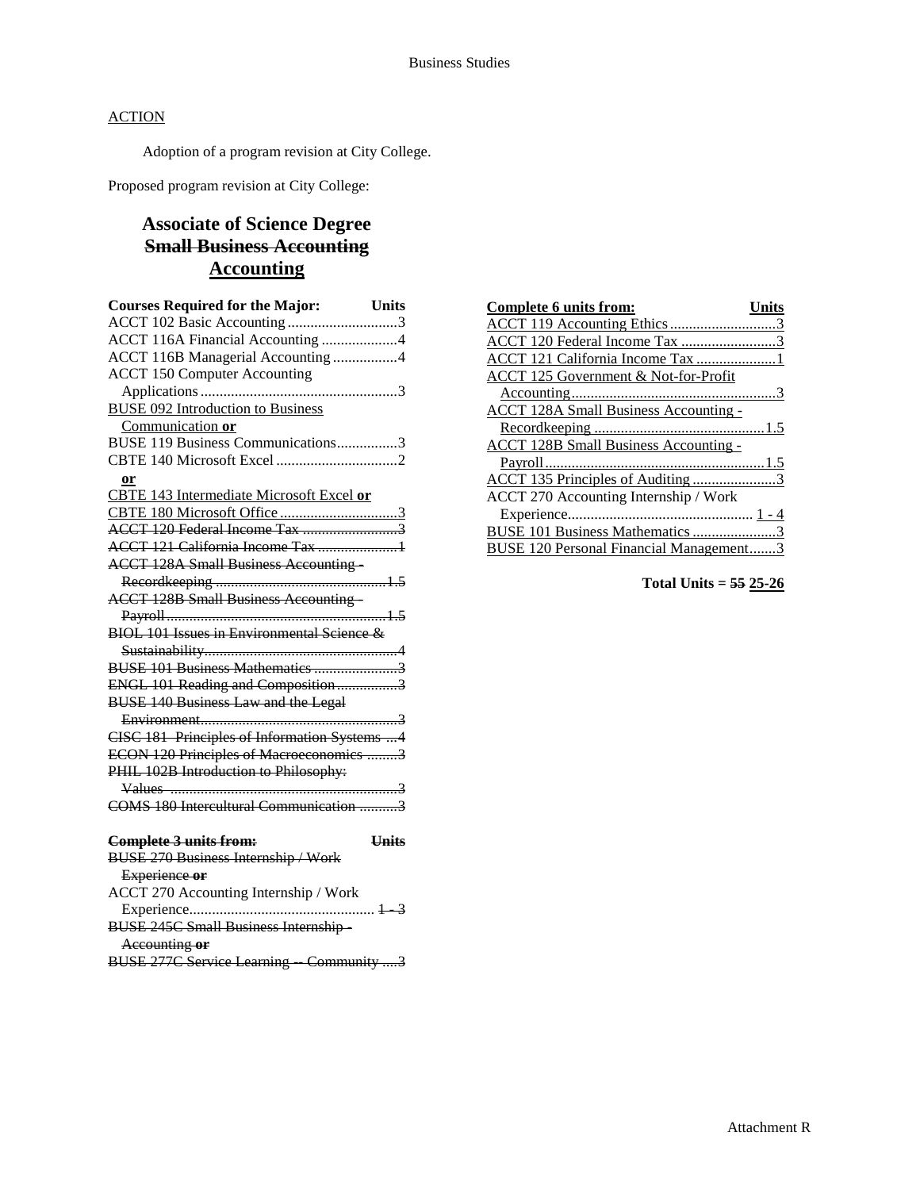## ACTION

Adoption of a program revision at City College.

Proposed program revision at City College:

# Associate of Science Degree
# ~~Small Business Accounting~~
# <u>Accounting</u>

| Courses Required for the Major: | Units |
|---|---|
| ACCT 102 Basic Accounting | 3 |
| ACCT 116A Financial Accounting | 4 |
| ACCT 116B Managerial Accounting | 4 |
| ACCT 150 Computer Accounting Applications | 3 |
| <u>BUSE 092 Introduction to Business Communication **or**</u> | |
| BUSE 119 Business Communications | 3 |
| CBTE 140 Microsoft Excel | 2 |
| <u>**or**</u> | |
| <u>CBTE 143 Intermediate Microsoft Excel **or**</u> | |
| <u>CBTE 180 Microsoft Office</u> | <u>3</u> |
| ~~ACCT 120 Federal Income Tax~~ | ~~3~~ |
| ~~ACCT 121 California Income Tax~~ | ~~1~~ |
| ~~ACCT 128A Small Business Accounting - Recordkeeping~~ | ~~1.5~~ |
| ~~ACCT 128B Small Business Accounting - Payroll~~ | ~~1.5~~ |
| ~~BIOL 101 Issues in Environmental Science & Sustainability~~ | ~~4~~ |
| ~~BUSE 101 Business Mathematics~~ | ~~3~~ |
| ~~ENGL 101 Reading and Composition~~ | ~~3~~ |
| ~~BUSE 140 Business Law and the Legal Environment~~ | ~~3~~ |
| ~~CISC 181 Principles of Information Systems~~ | ~~4~~ |
| ~~ECON 120 Principles of Macroeconomics~~ | ~~3~~ |
| ~~PHIL 102B Introduction to Philosophy: Values~~ | ~~3~~ |
| ~~COMS 180 Intercultural Communication~~ | ~~3~~ |

| ~~Complete 3 units from:~~ | ~~Units~~ |
|---|---|
| ~~BUSE 270 Business Internship / Work Experience **or**~~ | |
| ACCT 270 Accounting Internship / Work Experience | ~~1 - 3~~ |
| ~~BUSE 245C Small Business Internship - Accounting **or**~~ | |
| ~~BUSE 277C Service Learning -- Community~~ | ~~3~~ |

| <u>Complete 6 units from:</u> | <u>Units</u> |
|---|---|
| <u>ACCT 119 Accounting Ethics</u> | <u>3</u> |
| <u>ACCT 120 Federal Income Tax</u> | <u>3</u> |
| <u>ACCT 121 California Income Tax</u> | <u>1</u> |
| <u>ACCT 125 Government & Not-for-Profit Accounting</u> | <u>3</u> |
| <u>ACCT 128A Small Business Accounting - Recordkeeping</u> | <u>1.5</u> |
| <u>ACCT 128B Small Business Accounting - Payroll</u> | <u>1.5</u> |
| <u>ACCT 135 Principles of Auditing</u> | <u>3</u> |
| ACCT 270 Accounting Internship / Work Experience | <u>1 - 4</u> |
| <u>BUSE 101 Business Mathematics</u> | <u>3</u> |
| <u>BUSE 120 Personal Financial Management</u> | <u>3</u> |

**Total Units = ~~55~~ <u>25-26</u>**

Attachment R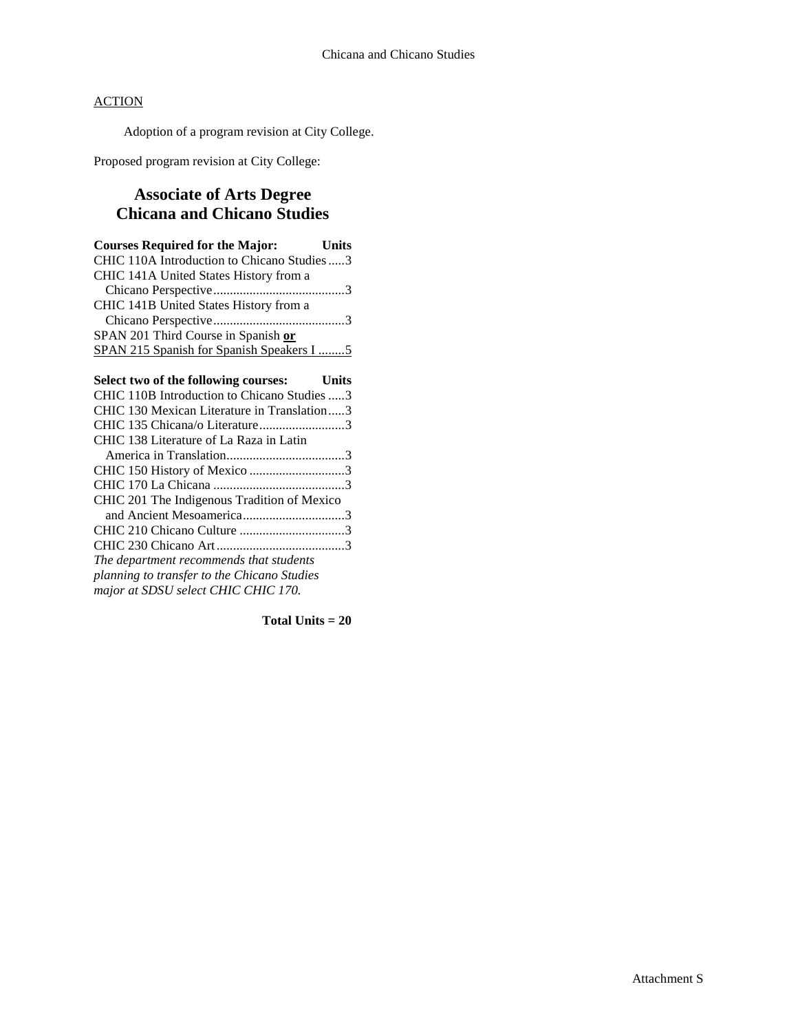## ACTION

Adoption of a program revision at City College.

Proposed program revision at City College:

# Associate of Arts Degree
# Chicana and Chicano Studies

| Courses Required for the Major: | Units |
|---|---|
| CHIC 110A Introduction to Chicano Studies | 3 |
| CHIC 141A United States History from a Chicano Perspective | 3 |
| CHIC 141B United States History from a Chicano Perspective | 3 |
| SPAN 201 Third Course in Spanish **or** SPAN 215 Spanish for Spanish Speakers I | 5 |

| Select two of the following courses: | Units |
|---|---|
| CHIC 110B Introduction to Chicano Studies | 3 |
| CHIC 130 Mexican Literature in Translation | 3 |
| CHIC 135 Chicana/o Literature | 3 |
| CHIC 138 Literature of La Raza in Latin America in Translation | 3 |
| CHIC 150 History of Mexico | 3 |
| CHIC 170 La Chicana | 3 |
| CHIC 201 The Indigenous Tradition of Mexico and Ancient Mesoamerica | 3 |
| CHIC 210 Chicano Culture | 3 |
| CHIC 230 Chicano Art | 3 |

*The department recommends that students planning to transfer to the Chicano Studies major at SDSU select CHIC CHIC 170.*

**Total Units = 20**

Attachment S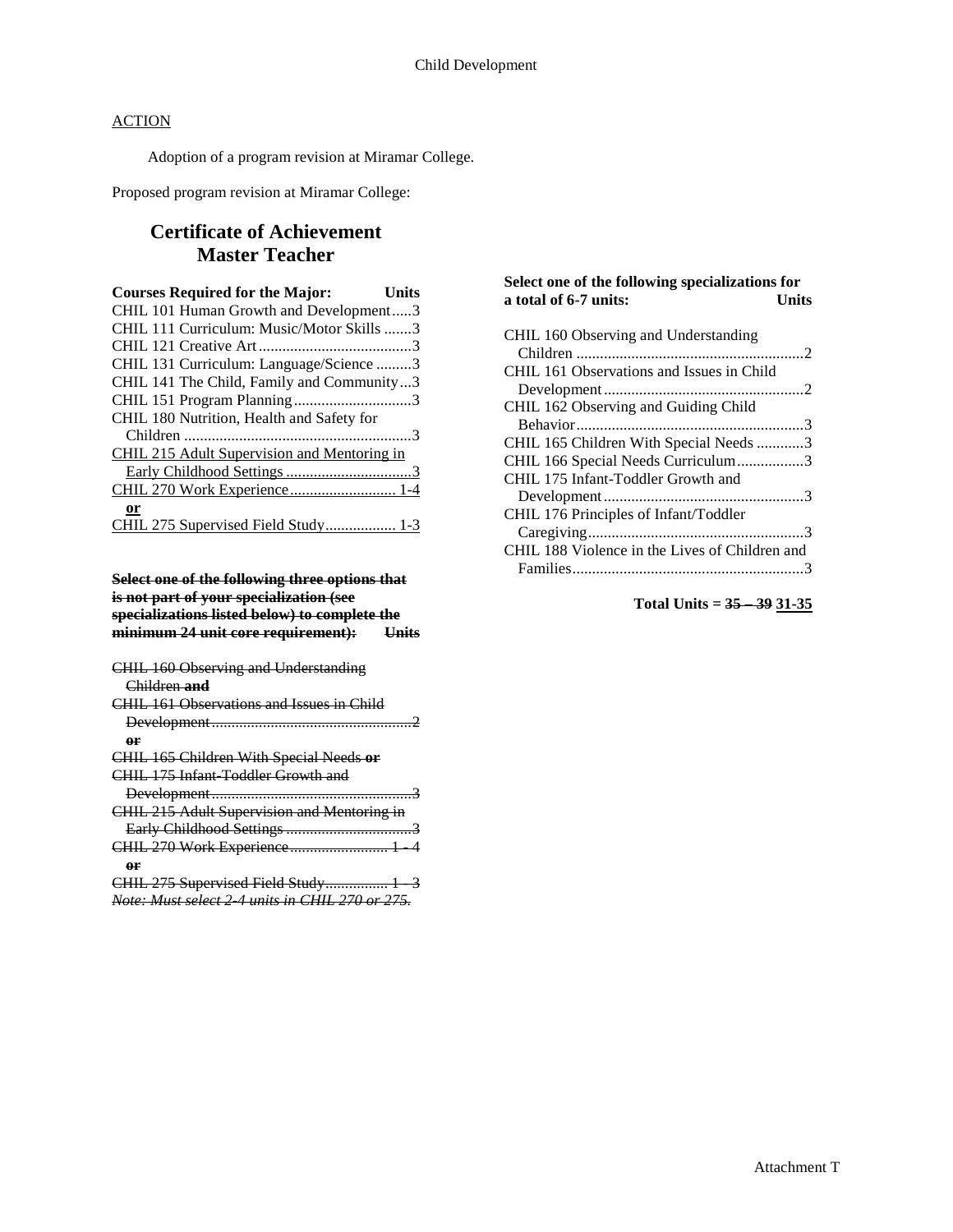ACTION

Adoption of a program revision at Miramar College.

Proposed program revision at Miramar College:

# Certificate of Achievement
# Master Teacher

**Courses Required for the Major: Units**

CHIL 101 Human Growth and Development.....3
CHIL 111 Curriculum: Music/Motor Skills .......3
CHIL 121 Creative Art.......................................3
CHIL 131 Curriculum: Language/Science .........3
CHIL 141 The Child, Family and Community...3
CHIL 151 Program Planning..............................3
CHIL 180 Nutrition, Health and Safety for Children ..........................................................3
<u>CHIL 215 Adult Supervision and Mentoring in Early Childhood Settings ................................3</u>
<u>CHIL 270 Work Experience........................... 1-4</u>
<u>**or**</u>
<u>CHIL 275 Supervised Field Study.................. 1-3</u>

~~**Select one of the following three options that is not part of your specialization (see specializations listed below) to complete the minimum 24 unit core requirement): Units**~~

~~CHIL 160 Observing and Understanding Children **and**~~
~~CHIL 161 Observations and Issues in Child Development...................................................2~~
~~**or**~~
~~CHIL 165 Children With Special Needs **or**~~
~~CHIL 175 Infant-Toddler Growth and Development...................................................3~~
~~CHIL 215 Adult Supervision and Mentoring in Early Childhood Settings ................................3~~
~~CHIL 270 Work Experience......................... 1 - 4~~
~~**or**~~
~~CHIL 275 Supervised Field Study................ 1 - 3~~
~~*Note: Must select 2-4 units in CHIL 270 or 275.*~~

**Select one of the following specializations for a total of 6-7 units: Units**

CHIL 160 Observing and Understanding Children ..........................................................2
CHIL 161 Observations and Issues in Child Development...................................................2
CHIL 162 Observing and Guiding Child Behavior..........................................................3
CHIL 165 Children With Special Needs ............3
CHIL 166 Special Needs Curriculum.................3
CHIL 175 Infant-Toddler Growth and Development...................................................3
CHIL 176 Principles of Infant/Toddler Caregiving.......................................................3
CHIL 188 Violence in the Lives of Children and Families...........................................................3

**Total Units = ~~35 – 39~~ <u>31-35</u>**

Attachment T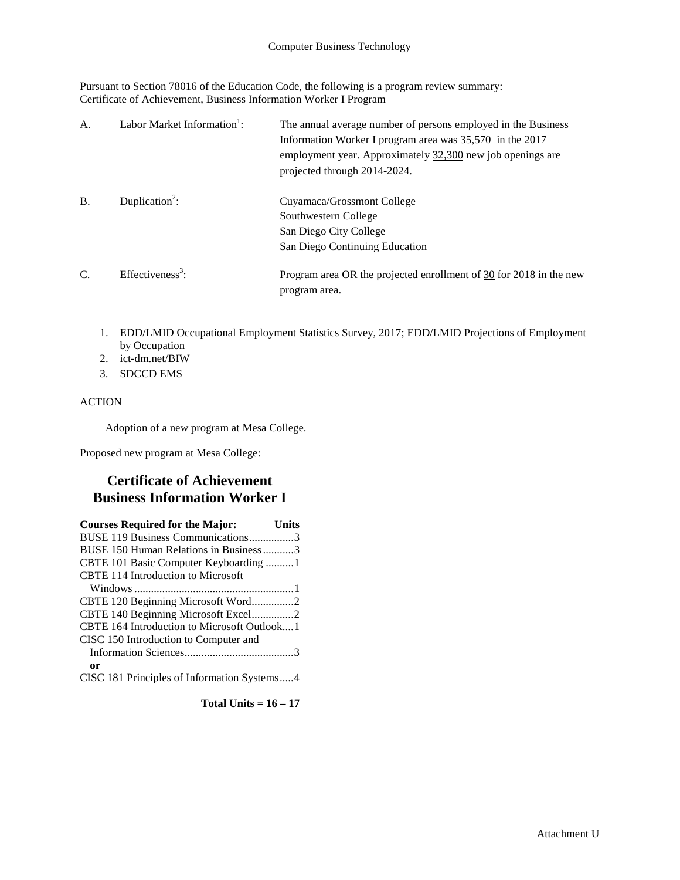Computer Business Technology

Pursuant to Section 78016 of the Education Code, the following is a program review summary:
Certificate of Achievement, Business Information Worker I Program

A. Labor Market Information[1]: The annual average number of persons employed in the Business Information Worker I program area was 35,570 in the 2017 employment year. Approximately 32,300 new job openings are projected through 2014-2024.

B. Duplication[2]: Cuyamaca/Grossmont College
Southwestern College
San Diego City College
San Diego Continuing Education

C. Effectiveness[3]: Program area OR the projected enrollment of 30 for 2018 in the new program area.

1. EDD/LMID Occupational Employment Statistics Survey, 2017; EDD/LMID Projections of Employment by Occupation
2. ict-dm.net/BIW
3. SDCCD EMS

ACTION

Adoption of a new program at Mesa College.

Proposed new program at Mesa College:

## Certificate of Achievement
## Business Information Worker I

| Courses Required for the Major: | Units |
|---|---|
| BUSE 119 Business Communications | 3 |
| BUSE 150 Human Relations in Business | 3 |
| CBTE 101 Basic Computer Keyboarding | 1 |
| CBTE 114 Introduction to Microsoft Windows | 1 |
| CBTE 120 Beginning Microsoft Word | 2 |
| CBTE 140 Beginning Microsoft Excel | 2 |
| CBTE 164 Introduction to Microsoft Outlook | 1 |
| CISC 150 Introduction to Computer and Information Sciences | 3 |
| **or** | |
| CISC 181 Principles of Information Systems | 4 |

**Total Units = 16 – 17**

Attachment U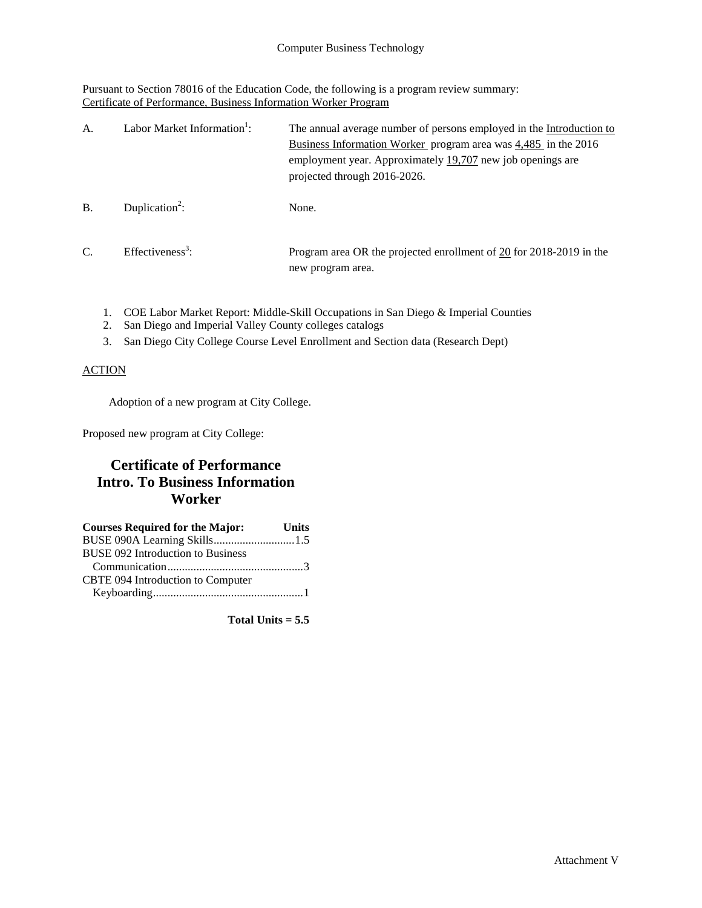Computer Business Technology

Pursuant to Section 78016 of the Education Code, the following is a program review summary:
Certificate of Performance, Business Information Worker Program

| | | |
|---|---|---|
| A. | Labor Market Information[1]: | The annual average number of persons employed in the Introduction to Business Information Worker program area was 4,485 in the 2016 employment year. Approximately 19,707 new job openings are projected through 2016-2026. |
| B. | Duplication[2]: | None. |
| C. | Effectiveness[3]: | Program area OR the projected enrollment of 20 for 2018-2019 in the new program area. |

1. COE Labor Market Report: Middle-Skill Occupations in San Diego & Imperial Counties
2. San Diego and Imperial Valley County colleges catalogs
3. San Diego City College Course Level Enrollment and Section data (Research Dept)

ACTION

Adoption of a new program at City College.

Proposed new program at City College:

## Certificate of Performance Intro. To Business Information Worker

| Courses Required for the Major: | Units |
|---|---|
| BUSE 090A Learning Skills | 1.5 |
| BUSE 092 Introduction to Business Communication | 3 |
| CBTE 094 Introduction to Computer Keyboarding | 1 |

**Total Units = 5.5**

Attachment V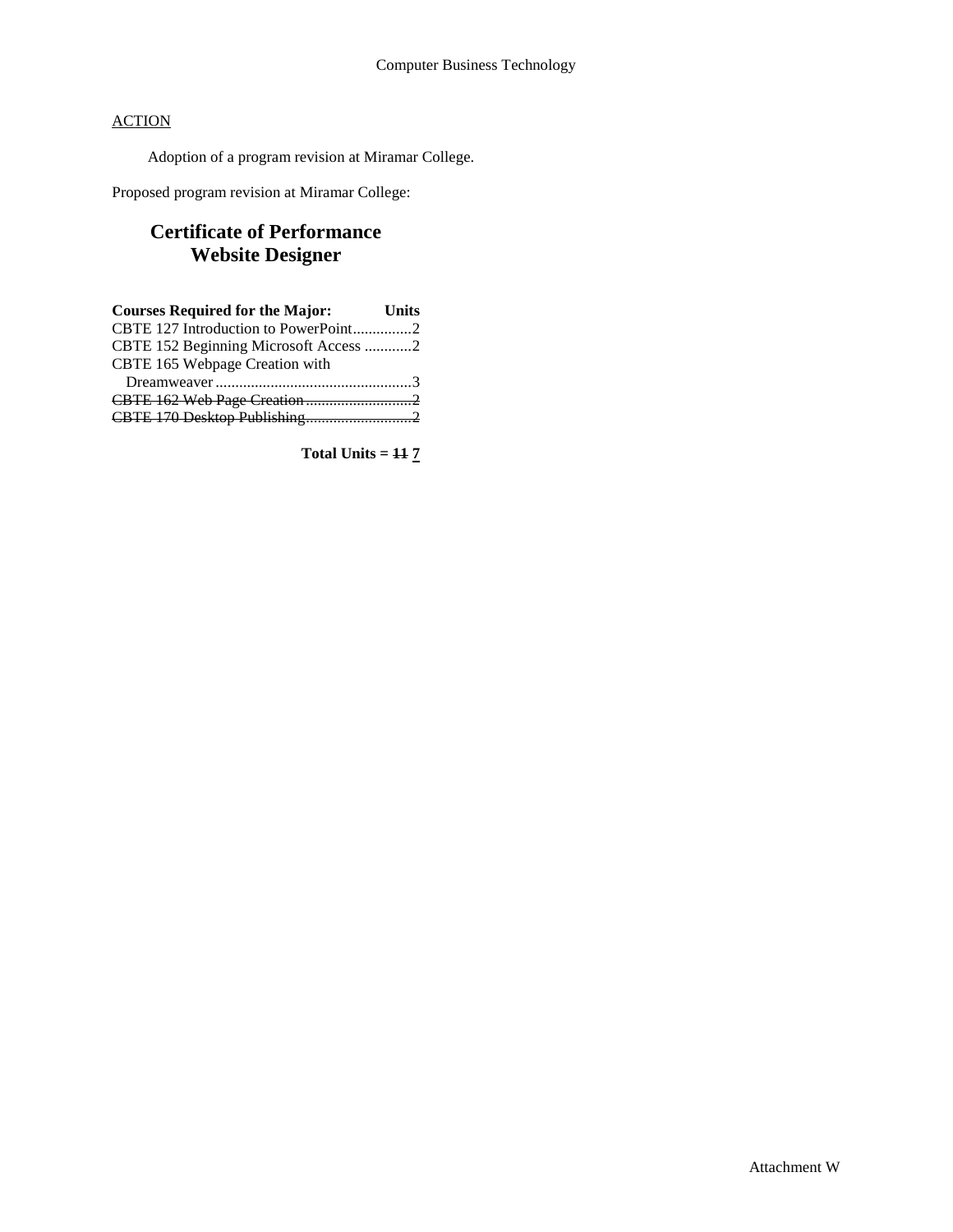Computer Business Technology

<u>ACTION</u>

Adoption of a program revision at Miramar College.

Proposed program revision at Miramar College:

## Certificate of Performance
## Website Designer

| Courses Required for the Major: | Units |
|---|---|
| CBTE 127 Introduction to PowerPoint | 2 |
| CBTE 152 Beginning Microsoft Access | 2 |
| CBTE 165 Webpage Creation with Dreamweaver | 3 |
| ~~CBTE 162 Web Page Creation~~ | ~~2~~ |
| ~~CBTE 170 Desktop Publishing~~ | ~~2~~ |

**Total Units = ~~11~~ <u>7</u>**

Attachment W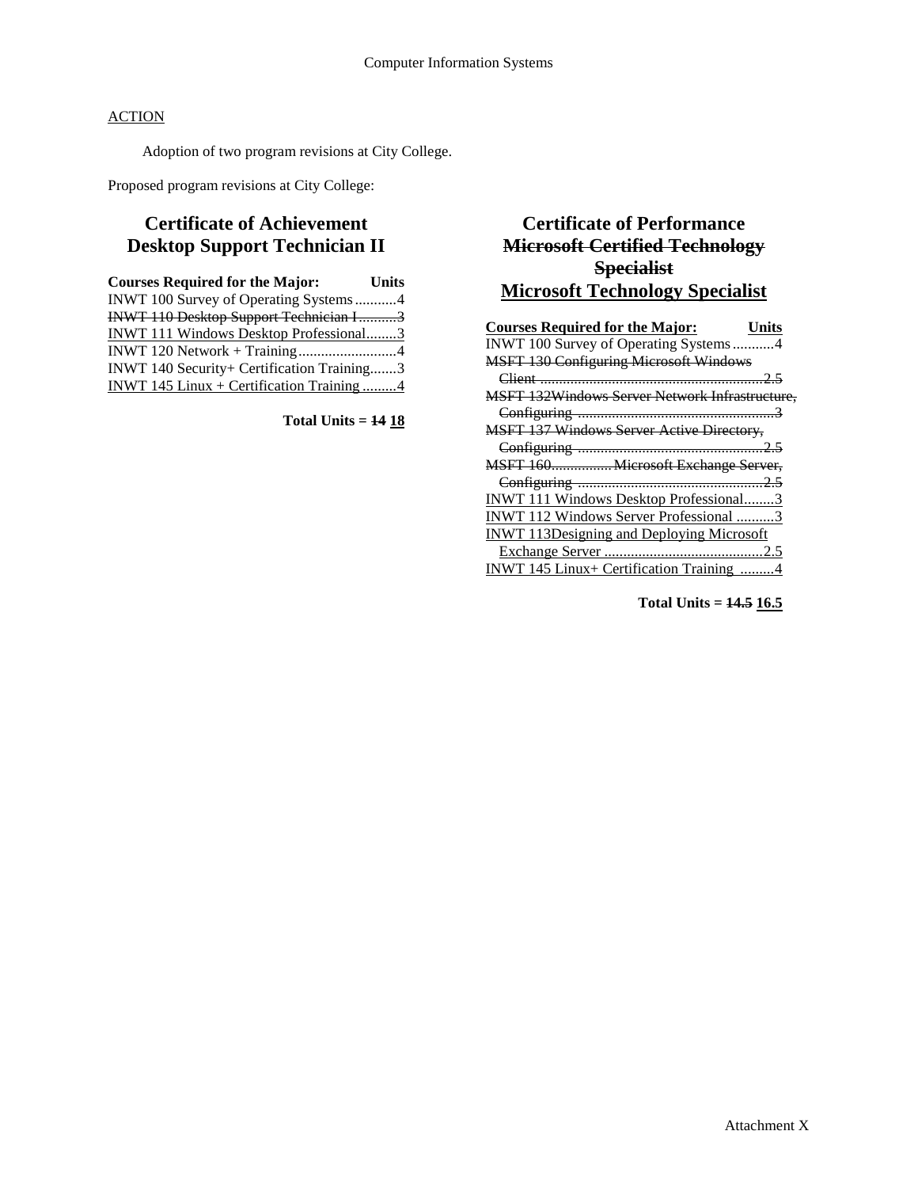ACTION

Adoption of two program revisions at City College.

Proposed program revisions at City College:

## Certificate of Achievement
## Desktop Support Technician II

**Courses Required for the Major: Units**

INWT 100 Survey of Operating Systems...........4
~~INWT 110 Desktop Support Technician I..........3~~
<u>INWT 111 Windows Desktop Professional........3</u>
INWT 120 Network + Training..........................4
INWT 140 Security+ Certification Training.......3
<u>INWT 145 Linux + Certification Training .........4</u>

**Total Units = ~~14~~ <u>18</u>**

## Certificate of Performance
## ~~Microsoft Certified Technology Specialist~~
## <u>Microsoft Technology Specialist</u>

<u>**Courses Required for the Major: Units**</u>

INWT 100 Survey of Operating Systems...........4
~~MSFT 130 Configuring Microsoft Windows Client ..........................................................2.5~~
~~MSFT 132Windows Server Network Infrastructure, Configuring ....................................................3~~
~~MSFT 137 Windows Server Active Directory, Configuring .................................................2.5~~
~~MSFT 160................Microsoft Exchange Server, Configuring .................................................2.5~~
<u>INWT 111 Windows Desktop Professional........3</u>
<u>INWT 112 Windows Server Professional ..........3</u>
<u>INWT 113Designing and Deploying Microsoft Exchange Server ..........................................2.5</u>
<u>INWT 145 Linux+ Certification Training .........4</u>

**Total Units = ~~14.5~~ <u>16.5</u>**

Attachment X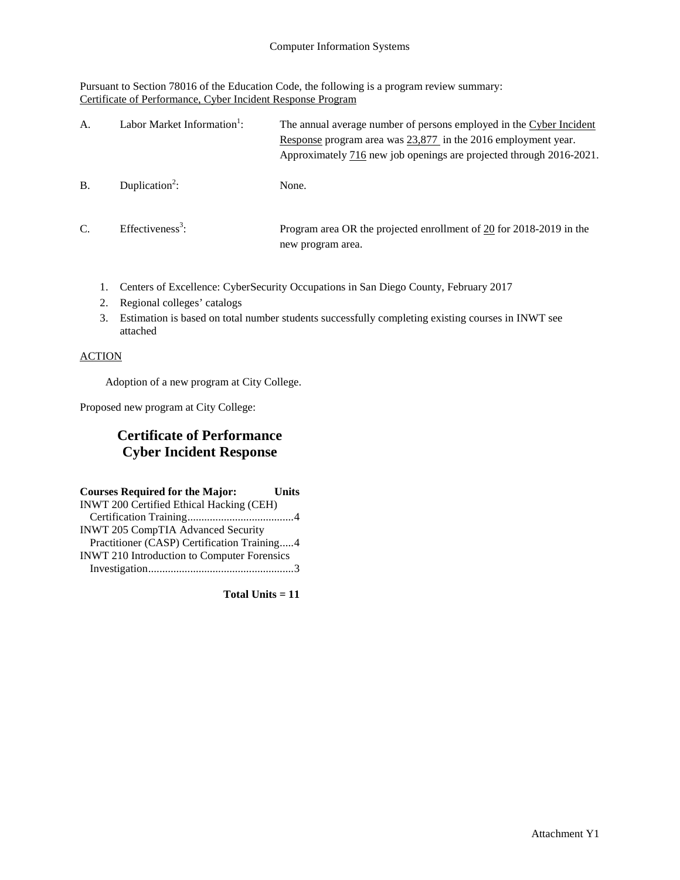Computer Information Systems

Pursuant to Section 78016 of the Education Code, the following is a program review summary:
Certificate of Performance, Cyber Incident Response Program

A. Labor Market Information[1]: The annual average number of persons employed in the Cyber Incident Response program area was 23,877 in the 2016 employment year. Approximately 716 new job openings are projected through 2016-2021.

B. Duplication[2]: None.

C. Effectiveness[3]: Program area OR the projected enrollment of 20 for 2018-2019 in the new program area.

1. Centers of Excellence: CyberSecurity Occupations in San Diego County, February 2017
2. Regional colleges' catalogs
3. Estimation is based on total number students successfully completing existing courses in INWT see attached

ACTION

Adoption of a new program at City College.

Proposed new program at City College:

## Certificate of Performance Cyber Incident Response

| **Courses Required for the Major:** | **Units** |
|---|---|
| INWT 200 Certified Ethical Hacking (CEH) Certification Training | 4 |
| INWT 205 CompTIA Advanced Security Practitioner (CASP) Certification Training | 4 |
| INWT 210 Introduction to Computer Forensics Investigation | 3 |
| **Total Units =** | **11** |

Attachment Y1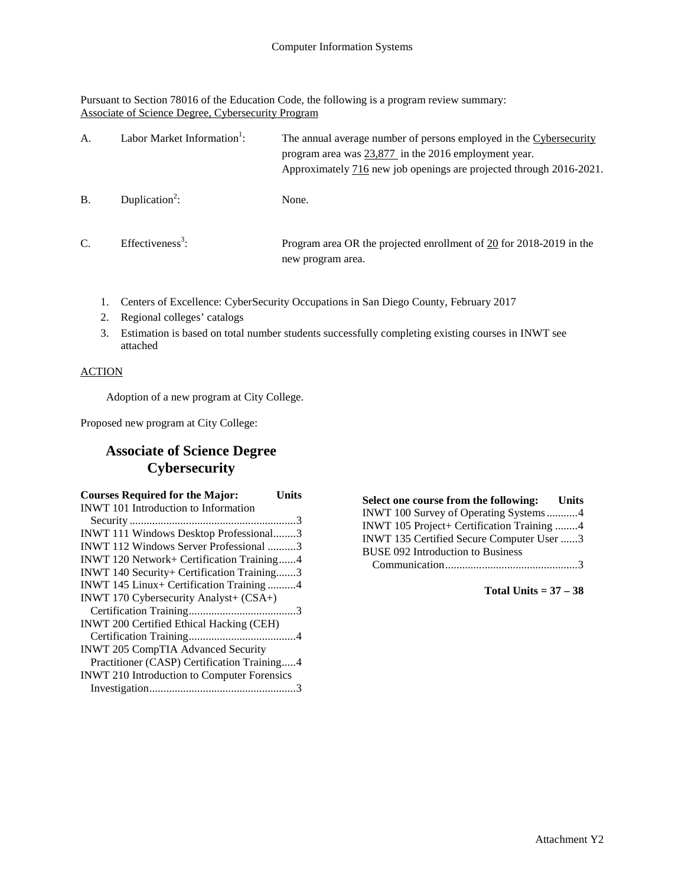Pursuant to Section 78016 of the Education Code, the following is a program review summary:
Associate of Science Degree, Cybersecurity Program

A. Labor Market Information[1]: The annual average number of persons employed in the Cybersecurity program area was 23,877 in the 2016 employment year. Approximately 716 new job openings are projected through 2016-2021.

B. Duplication[2]: None.

C. Effectiveness[3]: Program area OR the projected enrollment of 20 for 2018-2019 in the new program area.

1. Centers of Excellence: CyberSecurity Occupations in San Diego County, February 2017
2. Regional colleges' catalogs
3. Estimation is based on total number students successfully completing existing courses in INWT see attached

ACTION

Adoption of a new program at City College.

Proposed new program at City College:

## Associate of Science Degree Cybersecurity

| Courses Required for the Major: | Units |
|---|---|
| INWT 101 Introduction to Information Security | 3 |
| INWT 111 Windows Desktop Professional | 3 |
| INWT 112 Windows Server Professional | 3 |
| INWT 120 Network+ Certification Training | 4 |
| INWT 140 Security+ Certification Training | 3 |
| INWT 145 Linux+ Certification Training | 4 |
| INWT 170 Cybersecurity Analyst+ (CSA+) Certification Training | 3 |
| INWT 200 Certified Ethical Hacking (CEH) Certification Training | 4 |
| INWT 205 CompTIA Advanced Security Practitioner (CASP) Certification Training | 4 |
| INWT 210 Introduction to Computer Forensics Investigation | 3 |

| Select one course from the following: | Units |
|---|---|
| INWT 100 Survey of Operating Systems | 4 |
| INWT 105 Project+ Certification Training | 4 |
| INWT 135 Certified Secure Computer User | 3 |
| BUSE 092 Introduction to Business Communication | 3 |

**Total Units = 37 – 38**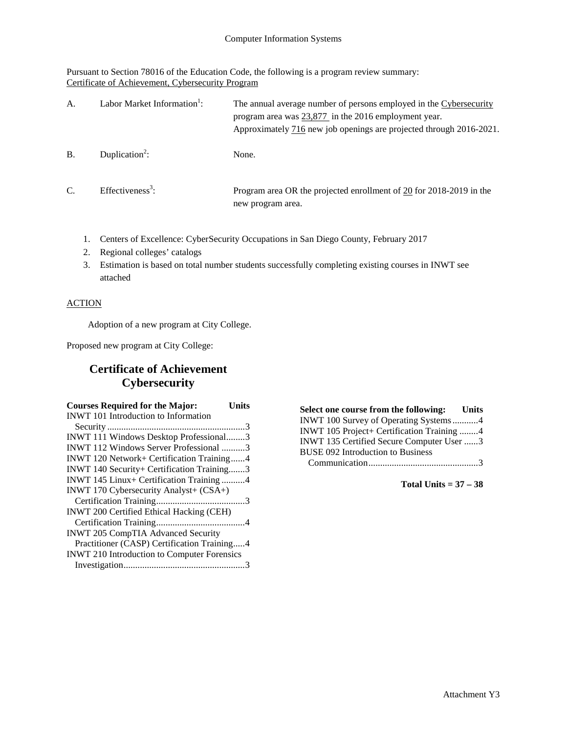Computer Information Systems

Pursuant to Section 78016 of the Education Code, the following is a program review summary:
Certificate of Achievement, Cybersecurity Program

| | | |
|---|---|---|
| A. | Labor Market Information[1]: | The annual average number of persons employed in the Cybersecurity program area was 23,877 in the 2016 employment year. Approximately 716 new job openings are projected through 2016-2021. |
| B. | Duplication[2]: | None. |
| C. | Effectiveness[3]: | Program area OR the projected enrollment of 20 for 2018-2019 in the new program area. |

1. Centers of Excellence: CyberSecurity Occupations in San Diego County, February 2017
2. Regional colleges' catalogs
3. Estimation is based on total number students successfully completing existing courses in INWT see attached

ACTION

Adoption of a new program at City College.

Proposed new program at City College:

## Certificate of Achievement Cybersecurity

| Courses Required for the Major: | Units |
|---|---|
| INWT 101 Introduction to Information Security | 3 |
| INWT 111 Windows Desktop Professional | 3 |
| INWT 112 Windows Server Professional | 3 |
| INWT 120 Network+ Certification Training | 4 |
| INWT 140 Security+ Certification Training | 3 |
| INWT 145 Linux+ Certification Training | 4 |
| INWT 170 Cybersecurity Analyst+ (CSA+) Certification Training | 3 |
| INWT 200 Certified Ethical Hacking (CEH) Certification Training | 4 |
| INWT 205 CompTIA Advanced Security Practitioner (CASP) Certification Training | 4 |
| INWT 210 Introduction to Computer Forensics Investigation | 3 |

| Select one course from the following: | Units |
|---|---|
| INWT 100 Survey of Operating Systems | 4 |
| INWT 105 Project+ Certification Training | 4 |
| INWT 135 Certified Secure Computer User | 3 |
| BUSE 092 Introduction to Business Communication | 3 |

**Total Units = 37 – 38**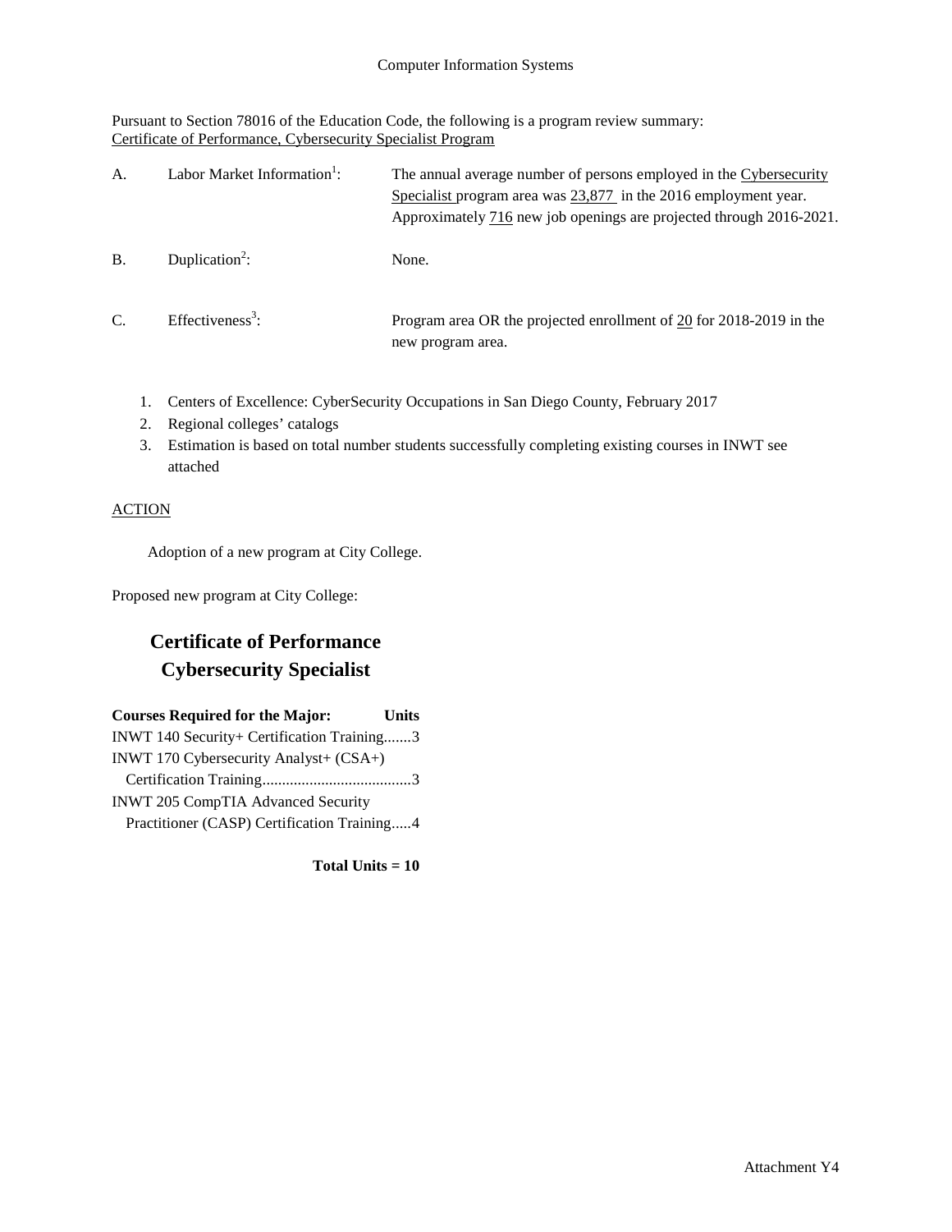Computer Information Systems

Pursuant to Section 78016 of the Education Code, the following is a program review summary:
Certificate of Performance, Cybersecurity Specialist Program

| | | |
|---|---|---|
| A. | Labor Market Information[1]: | The annual average number of persons employed in the Cybersecurity Specialist program area was 23,877 in the 2016 employment year. Approximately 716 new job openings are projected through 2016-2021. |
| B. | Duplication[2]: | None. |
| C. | Effectiveness[3]: | Program area OR the projected enrollment of 20 for 2018-2019 in the new program area. |

1. Centers of Excellence: CyberSecurity Occupations in San Diego County, February 2017
2. Regional colleges' catalogs
3. Estimation is based on total number students successfully completing existing courses in INWT see attached

ACTION

Adoption of a new program at City College.

Proposed new program at City College:

## Certificate of Performance
## Cybersecurity Specialist

| Courses Required for the Major: | Units |
|---|---|
| INWT 140 Security+ Certification Training | 3 |
| INWT 170 Cybersecurity Analyst+ (CSA+) Certification Training | 3 |
| INWT 205 CompTIA Advanced Security Practitioner (CASP) Certification Training | 4 |

**Total Units = 10**

Attachment Y4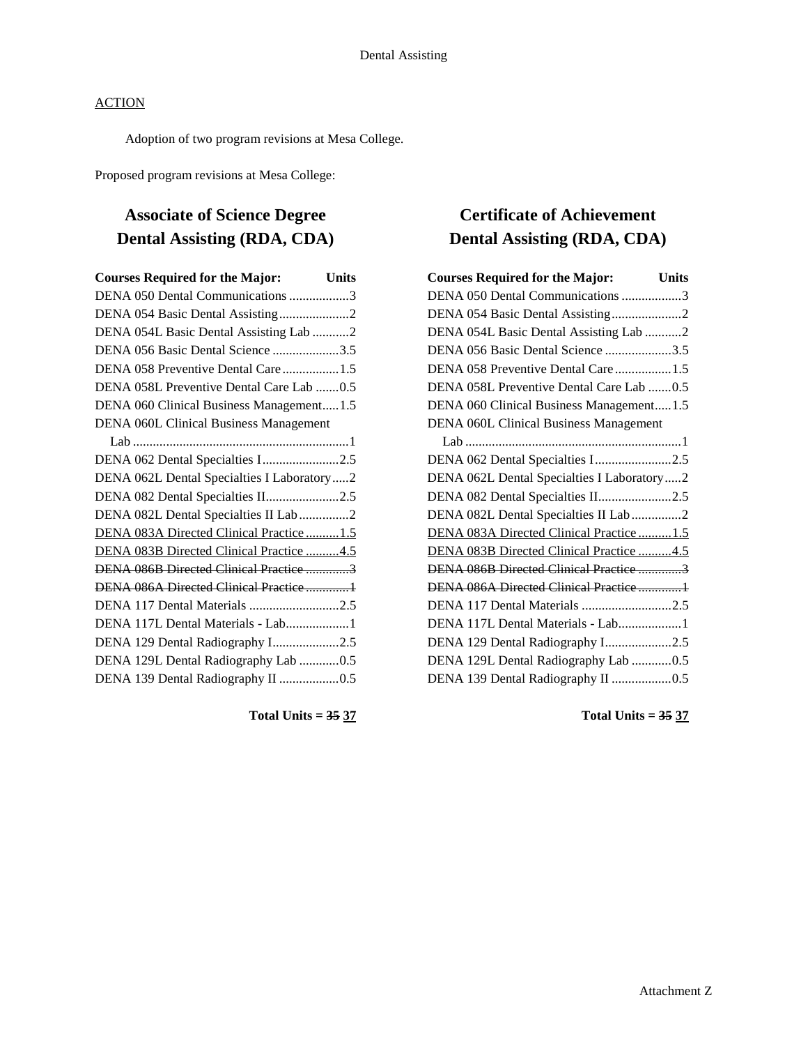Dental Assisting

<u>ACTION</u>

Adoption of two program revisions at Mesa College.

Proposed program revisions at Mesa College:

## Associate of Science Degree Dental Assisting (RDA, CDA)

| Courses Required for the Major: | Units |
|---|---|
| DENA 050 Dental Communications | 3 |
| DENA 054 Basic Dental Assisting | 2 |
| DENA 054L Basic Dental Assisting Lab | 2 |
| DENA 056 Basic Dental Science | 3.5 |
| DENA 058 Preventive Dental Care | 1.5 |
| DENA 058L Preventive Dental Care Lab | 0.5 |
| DENA 060 Clinical Business Management | 1.5 |
| DENA 060L Clinical Business Management Lab | 1 |
| DENA 062 Dental Specialties I | 2.5 |
| DENA 062L Dental Specialties I Laboratory | 2 |
| DENA 082 Dental Specialties II | 2.5 |
| DENA 082L Dental Specialties II Lab | 2 |
| <u>DENA 083A Directed Clinical Practice</u> | <u>1.5</u> |
| <u>DENA 083B Directed Clinical Practice</u> | <u>4.5</u> |
| ~~DENA 086B Directed Clinical Practice~~ | ~~3~~ |
| ~~DENA 086A Directed Clinical Practice~~ | ~~1~~ |
| DENA 117 Dental Materials | 2.5 |
| DENA 117L Dental Materials - Lab | 1 |
| DENA 129 Dental Radiography I | 2.5 |
| DENA 129L Dental Radiography Lab | 0.5 |
| DENA 139 Dental Radiography II | 0.5 |

**Total Units = ~~35~~ <u>37</u>**

## Certificate of Achievement Dental Assisting (RDA, CDA)

| Courses Required for the Major: | Units |
|---|---|
| DENA 050 Dental Communications | 3 |
| DENA 054 Basic Dental Assisting | 2 |
| DENA 054L Basic Dental Assisting Lab | 2 |
| DENA 056 Basic Dental Science | 3.5 |
| DENA 058 Preventive Dental Care | 1.5 |
| DENA 058L Preventive Dental Care Lab | 0.5 |
| DENA 060 Clinical Business Management | 1.5 |
| DENA 060L Clinical Business Management Lab | 1 |
| DENA 062 Dental Specialties I | 2.5 |
| DENA 062L Dental Specialties I Laboratory | 2 |
| DENA 082 Dental Specialties II | 2.5 |
| DENA 082L Dental Specialties II Lab | 2 |
| <u>DENA 083A Directed Clinical Practice</u> | <u>1.5</u> |
| <u>DENA 083B Directed Clinical Practice</u> | <u>4.5</u> |
| ~~DENA 086B Directed Clinical Practice~~ | ~~3~~ |
| ~~DENA 086A Directed Clinical Practice~~ | ~~1~~ |
| DENA 117 Dental Materials | 2.5 |
| DENA 117L Dental Materials - Lab | 1 |
| DENA 129 Dental Radiography I | 2.5 |
| DENA 129L Dental Radiography Lab | 0.5 |
| DENA 139 Dental Radiography II | 0.5 |

**Total Units = ~~35~~ <u>37</u>**

Attachment Z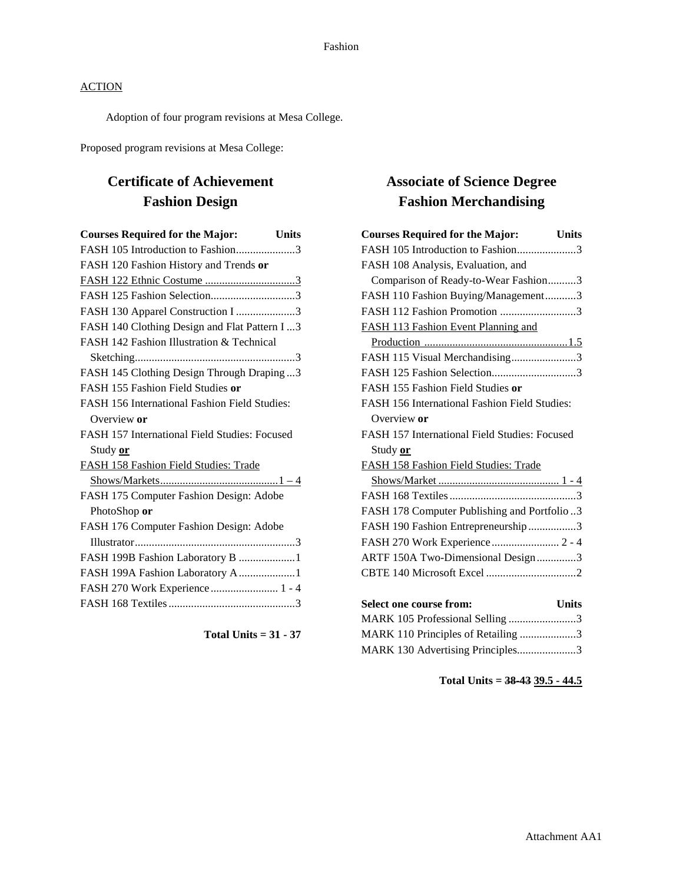Fashion

ACTION

Adoption of four program revisions at Mesa College.

Proposed program revisions at Mesa College:

## Certificate of Achievement Fashion Design

| Courses Required for the Major: | Units |
|---|---|
| FASH 105 Introduction to Fashion | 3 |
| FASH 120 Fashion History and Trends **or** | |
| <u>FASH 122 Ethnic Costume</u> | <u>3</u> |
| FASH 125 Fashion Selection | 3 |
| FASH 130 Apparel Construction I | 3 |
| FASH 140 Clothing Design and Flat Pattern I | 3 |
| FASH 142 Fashion Illustration & Technical Sketching | 3 |
| FASH 145 Clothing Design Through Draping | 3 |
| FASH 155 Fashion Field Studies **or** | |
| FASH 156 International Fashion Field Studies: Overview **or** | |
| FASH 157 International Field Studies: Focused Study <u>**or**</u> | |
| <u>FASH 158 Fashion Field Studies: Trade Shows/Markets</u> | <u>1 – 4</u> |
| FASH 175 Computer Fashion Design: Adobe PhotoShop **or** | |
| FASH 176 Computer Fashion Design: Adobe Illustrator | 3 |
| FASH 199B Fashion Laboratory B | 1 |
| FASH 199A Fashion Laboratory A | 1 |
| FASH 270 Work Experience | 1 - 4 |
| FASH 168 Textiles | 3 |

**Total Units = 31 - 37**

## Associate of Science Degree Fashion Merchandising

| Courses Required for the Major: | Units |
|---|---|
| FASH 105 Introduction to Fashion | 3 |
| FASH 108 Analysis, Evaluation, and Comparison of Ready-to-Wear Fashion | 3 |
| FASH 110 Fashion Buying/Management | 3 |
| FASH 112 Fashion Promotion | 3 |
| <u>FASH 113 Fashion Event Planning and Production</u> | <u>1.5</u> |
| FASH 115 Visual Merchandising | 3 |
| FASH 125 Fashion Selection | 3 |
| FASH 155 Fashion Field Studies **or** | |
| FASH 156 International Fashion Field Studies: Overview **or** | |
| FASH 157 International Field Studies: Focused Study <u>**or**</u> | |
| <u>FASH 158 Fashion Field Studies: Trade Shows/Market</u> | <u>1 - 4</u> |
| FASH 168 Textiles | 3 |
| FASH 178 Computer Publishing and Portfolio | 3 |
| FASH 190 Fashion Entrepreneurship | 3 |
| FASH 270 Work Experience | 2 - 4 |
| ARTF 150A Two-Dimensional Design | 3 |
| CBTE 140 Microsoft Excel | 2 |

| Select one course from: | Units |
|---|---|
| MARK 105 Professional Selling | 3 |
| MARK 110 Principles of Retailing | 3 |
| MARK 130 Advertising Principles | 3 |

**Total Units = ~~38-43~~ <u>39.5 - 44.5</u>**

Attachment AA1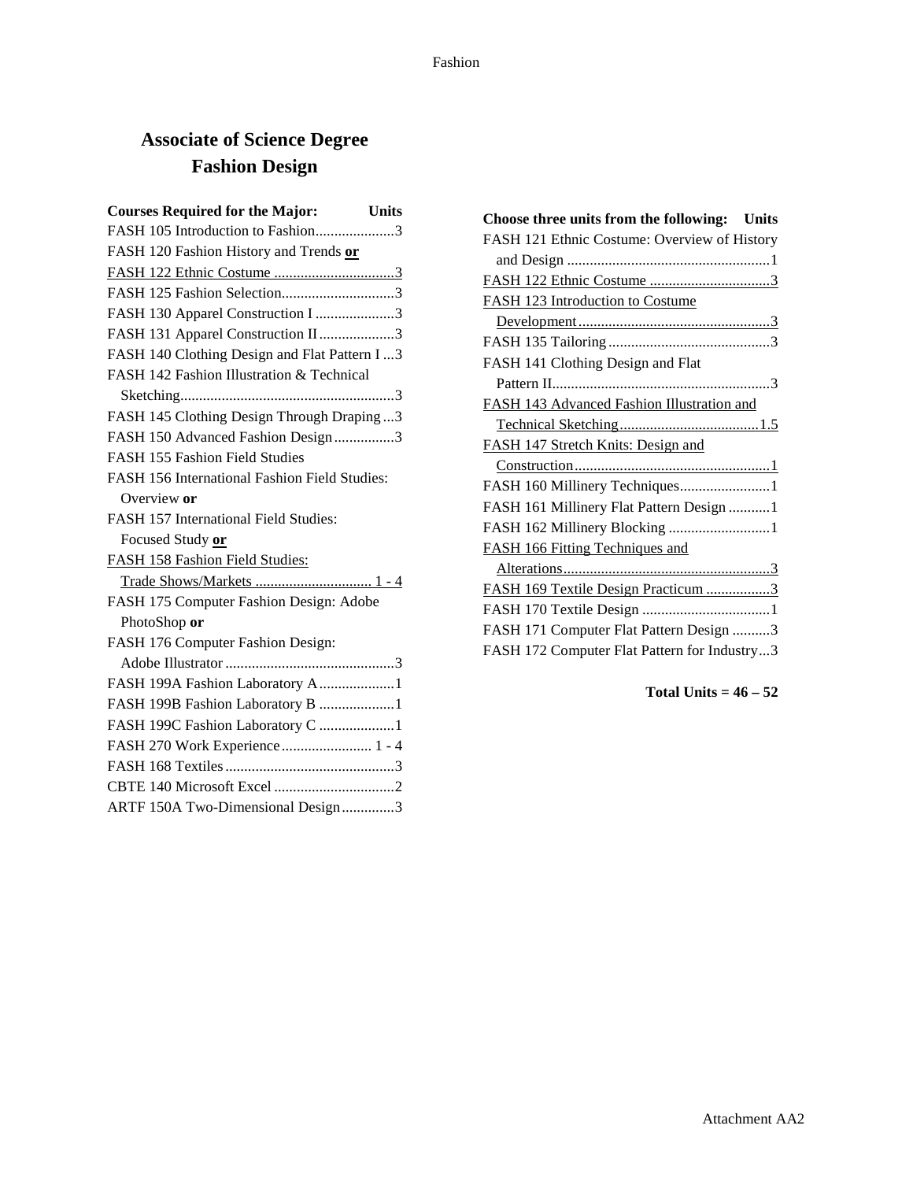# Associate of Science Degree
# Fashion Design

| Courses Required for the Major: | Units |
|---|---|
| FASH 105 Introduction to Fashion | 3 |
| FASH 120 Fashion History and Trends **or** | |
| FASH 122 Ethnic Costume | 3 |
| FASH 125 Fashion Selection | 3 |
| FASH 130 Apparel Construction I | 3 |
| FASH 131 Apparel Construction II | 3 |
| FASH 140 Clothing Design and Flat Pattern I | 3 |
| FASH 142 Fashion Illustration & Technical Sketching | 3 |
| FASH 145 Clothing Design Through Draping | 3 |
| FASH 150 Advanced Fashion Design | 3 |
| FASH 155 Fashion Field Studies | |
| FASH 156 International Fashion Field Studies: Overview **or** | |
| FASH 157 International Field Studies: Focused Study **or** | |
| FASH 158 Fashion Field Studies: Trade Shows/Markets | 1 - 4 |
| FASH 175 Computer Fashion Design: Adobe PhotoShop **or** | |
| FASH 176 Computer Fashion Design: Adobe Illustrator | 3 |
| FASH 199A Fashion Laboratory A | 1 |
| FASH 199B Fashion Laboratory B | 1 |
| FASH 199C Fashion Laboratory C | 1 |
| FASH 270 Work Experience | 1 - 4 |
| FASH 168 Textiles | 3 |
| CBTE 140 Microsoft Excel | 2 |
| ARTF 150A Two-Dimensional Design | 3 |

| Choose three units from the following: | Units |
|---|---|
| FASH 121 Ethnic Costume: Overview of History and Design | 1 |
| FASH 122 Ethnic Costume | 3 |
| FASH 123 Introduction to Costume Development | 3 |
| FASH 135 Tailoring | 3 |
| FASH 141 Clothing Design and Flat Pattern II | 3 |
| FASH 143 Advanced Fashion Illustration and Technical Sketching | 1.5 |
| FASH 147 Stretch Knits: Design and Construction | 1 |
| FASH 160 Millinery Techniques | 1 |
| FASH 161 Millinery Flat Pattern Design | 1 |
| FASH 162 Millinery Blocking | 1 |
| FASH 166 Fitting Techniques and Alterations | 3 |
| FASH 169 Textile Design Practicum | 3 |
| FASH 170 Textile Design | 1 |
| FASH 171 Computer Flat Pattern Design | 3 |
| FASH 172 Computer Flat Pattern for Industry | 3 |

**Total Units = 46 – 52**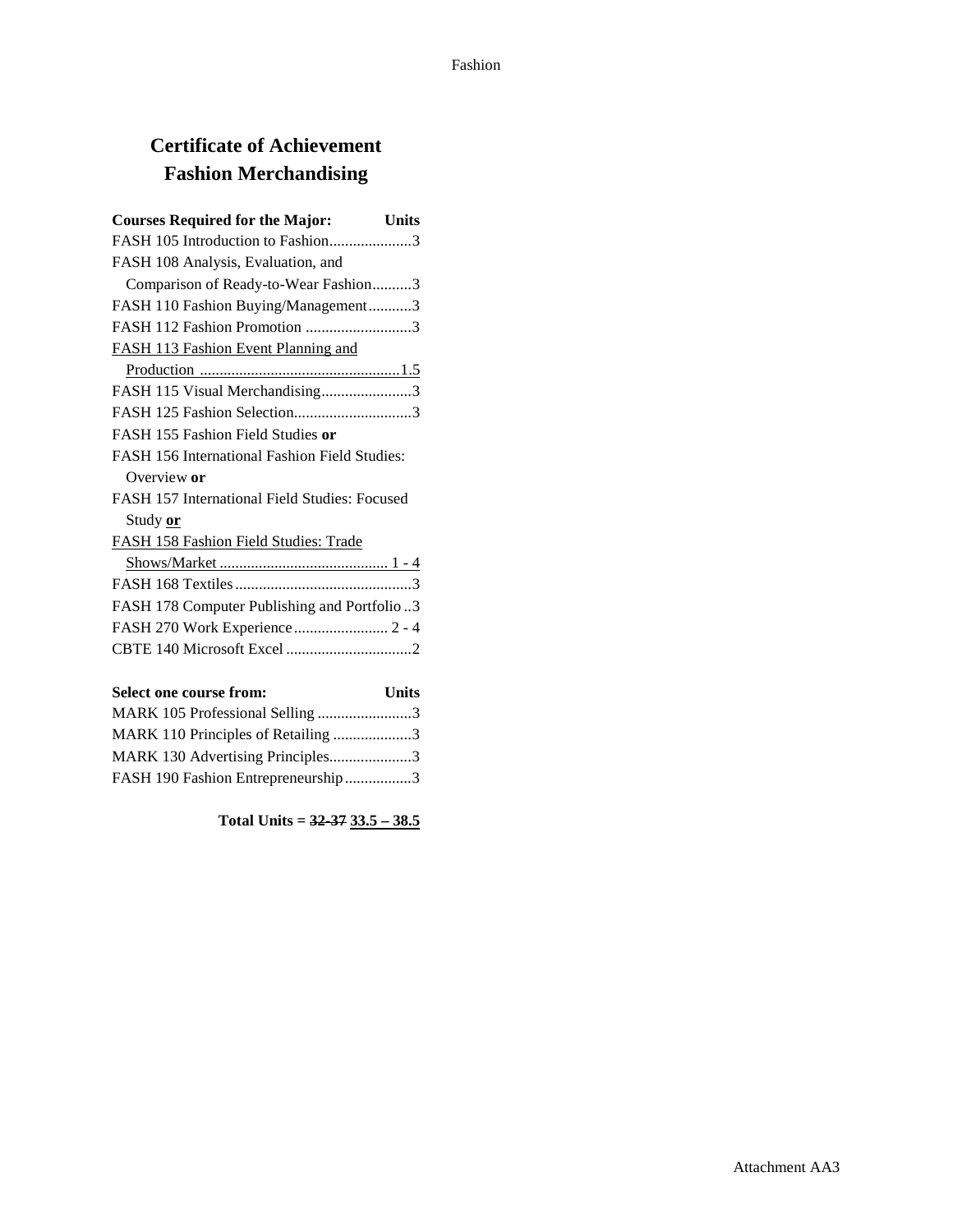# Certificate of Achievement
# Fashion Merchandising

| Courses Required for the Major: | Units |
|---|---|
| FASH 105 Introduction to Fashion | 3 |
| FASH 108 Analysis, Evaluation, and Comparison of Ready-to-Wear Fashion | 3 |
| FASH 110 Fashion Buying/Management | 3 |
| FASH 112 Fashion Promotion | 3 |
| <u>FASH 113 Fashion Event Planning and Production</u> | <u>1.5</u> |
| FASH 115 Visual Merchandising | 3 |
| FASH 125 Fashion Selection | 3 |
| FASH 155 Fashion Field Studies **or** FASH 156 International Fashion Field Studies: Overview **or** FASH 157 International Field Studies: Focused Study <u>**or**</u> <u>FASH 158 Fashion Field Studies: Trade Shows/Market</u> | <u>1 - 4</u> |
| FASH 168 Textiles | 3 |
| FASH 178 Computer Publishing and Portfolio | 3 |
| FASH 270 Work Experience | 2 - 4 |
| CBTE 140 Microsoft Excel | 2 |

| Select one course from: | Units |
|---|---|
| MARK 105 Professional Selling | 3 |
| MARK 110 Principles of Retailing | 3 |
| MARK 130 Advertising Principles | 3 |
| FASH 190 Fashion Entrepreneurship | 3 |

**Total Units = ~~32-37~~ <u>33.5 – 38.5</u>**

Attachment AA3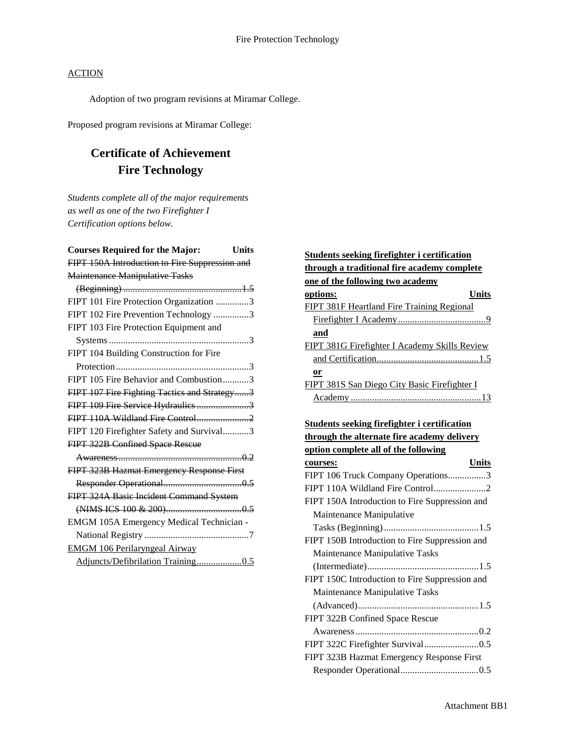ACTION

Adoption of two program revisions at Miramar College.

Proposed program revisions at Miramar College:

# Certificate of Achievement
# Fire Technology

*Students complete all of the major requirements as well as one of the two Firefighter I Certification options below.*

| Courses Required for the Major: | Units |
|---|---|
| ~~FIPT 150A Introduction to Fire Suppression and Maintenance Manipulative Tasks (Beginning)~~ | ~~1.5~~ |
| FIPT 101 Fire Protection Organization | 3 |
| FIPT 102 Fire Prevention Technology | 3 |
| FIPT 103 Fire Protection Equipment and Systems | 3 |
| FIPT 104 Building Construction for Fire Protection | 3 |
| FIPT 105 Fire Behavior and Combustion | 3 |
| ~~FIPT 107 Fire Fighting Tactics and Strategy~~ | ~~3~~ |
| ~~FIPT 109 Fire Service Hydraulics~~ | ~~3~~ |
| ~~FIPT 110A Wildland Fire Control~~ | ~~2~~ |
| FIPT 120 Firefighter Safety and Survival | 3 |
| ~~FIPT 322B Confined Space Rescue Awareness~~ | ~~0.2~~ |
| ~~FIPT 323B Hazmat Emergency Response First Responder Operational~~ | ~~0.5~~ |
| ~~FIPT 324A Basic Incident Command System (NIMS ICS 100 & 200)~~ | ~~0.5~~ |
| EMGM 105A Emergency Medical Technician - National Registry | 7 |
| EMGM 106 Perilaryngeal Airway Adjuncts/Defibrilation Training | 0.5 |

| **Students seeking firefighter i certification through a traditional fire academy complete one of the following two academy options:** | **Units** |
|---|---|
| FIPT 381F Heartland Fire Training Regional Firefighter I Academy | 9 |
| **and** | |
| FIPT 381G Firefighter I Academy Skills Review and Certification | 1.5 |
| **or** | |
| FIPT 381S San Diego City Basic Firefighter I Academy | 13 |

| **Students seeking firefighter i certification through the alternate fire academy delivery option complete all of the following courses:** | **Units** |
|---|---|
| FIPT 106 Truck Company Operations | 3 |
| FIPT 110A Wildland Fire Control | 2 |
| FIPT 150A Introduction to Fire Suppression and Maintenance Manipulative Tasks (Beginning) | 1.5 |
| FIPT 150B Introduction to Fire Suppression and Maintenance Manipulative Tasks (Intermediate) | 1.5 |
| FIPT 150C Introduction to Fire Suppression and Maintenance Manipulative Tasks (Advanced) | 1.5 |
| FIPT 322B Confined Space Rescue Awareness | 0.2 |
| FIPT 322C Firefighter Survival | 0.5 |
| FIPT 323B Hazmat Emergency Response First Responder Operational | 0.5 |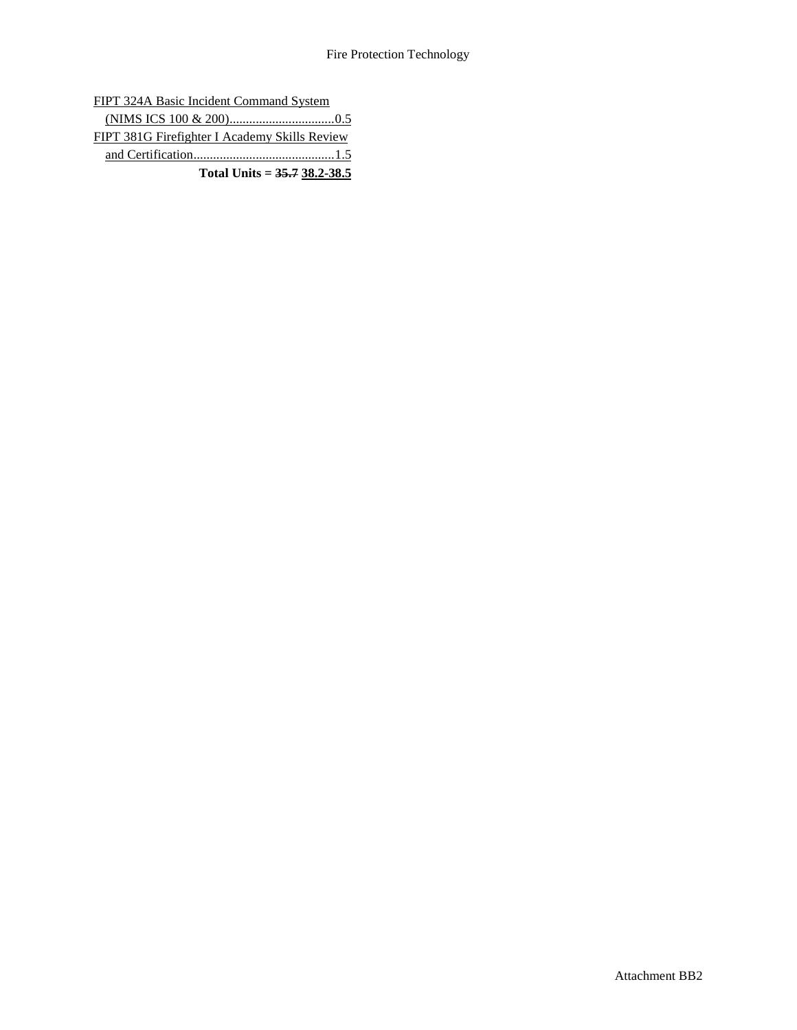FIPT 324A Basic Incident Command System (NIMS ICS 100 & 200)................................0.5

FIPT 381G Firefighter I Academy Skills Review and Certification...........................................1.5

**Total Units = ~~35.7~~ 38.2-38.5**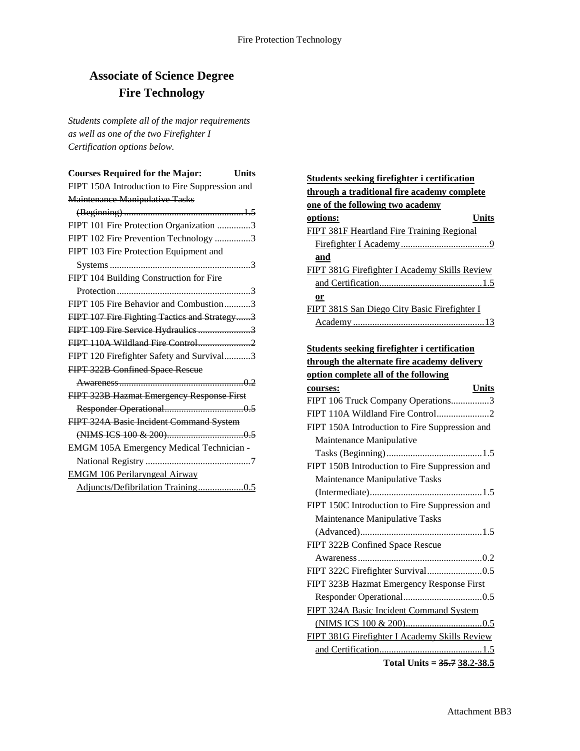# Associate of Science Degree
# Fire Technology

*Students complete all of the major requirements as well as one of the two Firefighter I Certification options below.*

| Courses Required for the Major: | Units |
|---|---|
| ~~FIPT 150A Introduction to Fire Suppression and Maintenance Manipulative Tasks (Beginning)~~ | ~~1.5~~ |
| FIPT 101 Fire Protection Organization | 3 |
| FIPT 102 Fire Prevention Technology | 3 |
| FIPT 103 Fire Protection Equipment and Systems | 3 |
| FIPT 104 Building Construction for Fire Protection | 3 |
| FIPT 105 Fire Behavior and Combustion | 3 |
| ~~FIPT 107 Fire Fighting Tactics and Strategy~~ | ~~3~~ |
| ~~FIPT 109 Fire Service Hydraulics~~ | ~~3~~ |
| ~~FIPT 110A Wildland Fire Control~~ | ~~2~~ |
| FIPT 120 Firefighter Safety and Survival | 3 |
| ~~FIPT 322B Confined Space Rescue Awareness~~ | ~~0.2~~ |
| ~~FIPT 323B Hazmat Emergency Response First Responder Operational~~ | ~~0.5~~ |
| ~~FIPT 324A Basic Incident Command System (NIMS ICS 100 & 200)~~ | ~~0.5~~ |
| EMGM 105A Emergency Medical Technician - National Registry | 7 |
| <u>EMGM 106 Perilaryngeal Airway Adjuncts/Defibrilation Training</u> | <u>0.5</u> |

| <u>**Students seeking firefighter i certification through a traditional fire academy complete one of the following two academy options:**</u> | <u>**Units**</u> |
|---|---|
| <u>FIPT 381F Heartland Fire Training Regional Firefighter I Academy</u> | <u>9</u> |
| <u>**and**</u> | |
| <u>FIPT 381G Firefighter I Academy Skills Review and Certification</u> | <u>1.5</u> |
| <u>**or**</u> | |
| <u>FIPT 381S San Diego City Basic Firefighter I Academy</u> | <u>13</u> |

| <u>**Students seeking firefighter i certification through the alternate fire academy delivery option complete all of the following courses:**</u> | <u>**Units**</u> |
|---|---|
| FIPT 106 Truck Company Operations | 3 |
| FIPT 110A Wildland Fire Control | 2 |
| FIPT 150A Introduction to Fire Suppression and Maintenance Manipulative Tasks (Beginning) | 1.5 |
| FIPT 150B Introduction to Fire Suppression and Maintenance Manipulative Tasks (Intermediate) | 1.5 |
| FIPT 150C Introduction to Fire Suppression and Maintenance Manipulative Tasks (Advanced) | 1.5 |
| FIPT 322B Confined Space Rescue Awareness | 0.2 |
| FIPT 322C Firefighter Survival | 0.5 |
| FIPT 323B Hazmat Emergency Response First Responder Operational | 0.5 |
| <u>FIPT 324A Basic Incident Command System (NIMS ICS 100 & 200)</u> | <u>0.5</u> |
| <u>FIPT 381G Firefighter I Academy Skills Review and Certification</u> | <u>1.5</u> |

**Total Units = ~~35.7~~ <u>38.2-38.5</u>**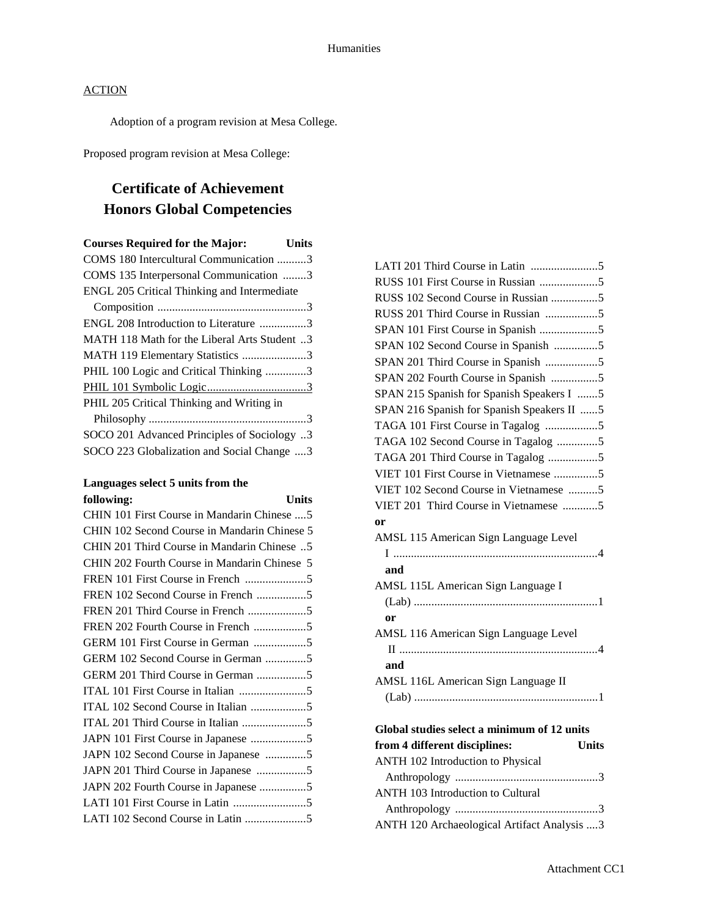ACTION

Adoption of a program revision at Mesa College.

Proposed program revision at Mesa College:

# Certificate of Achievement
# Honors Global Competencies

| Courses Required for the Major: | Units |
|---|---|
| COMS 180 Intercultural Communication | 3 |
| COMS 135 Interpersonal Communication | 3 |
| ENGL 205 Critical Thinking and Intermediate Composition | 3 |
| ENGL 208 Introduction to Literature | 3 |
| MATH 118 Math for the Liberal Arts Student | 3 |
| MATH 119 Elementary Statistics | 3 |
| PHIL 100 Logic and Critical Thinking | 3 |
| <u>PHIL 101 Symbolic Logic</u> | <u>3</u> |
| PHIL 205 Critical Thinking and Writing in Philosophy | 3 |
| SOCO 201 Advanced Principles of Sociology | 3 |
| SOCO 223 Globalization and Social Change | 3 |

| Languages select 5 units from the following: | Units |
|---|---|
| CHIN 101 First Course in Mandarin Chinese | 5 |
| CHIN 102 Second Course in Mandarin Chinese | 5 |
| CHIN 201 Third Course in Mandarin Chinese | 5 |
| CHIN 202 Fourth Course in Mandarin Chinese | 5 |
| FREN 101 First Course in French | 5 |
| FREN 102 Second Course in French | 5 |
| FREN 201 Third Course in French | 5 |
| FREN 202 Fourth Course in French | 5 |
| GERM 101 First Course in German | 5 |
| GERM 102 Second Course in German | 5 |
| GERM 201 Third Course in German | 5 |
| ITAL 101 First Course in Italian | 5 |
| ITAL 102 Second Course in Italian | 5 |
| ITAL 201 Third Course in Italian | 5 |
| JAPN 101 First Course in Japanese | 5 |
| JAPN 102 Second Course in Japanese | 5 |
| JAPN 201 Third Course in Japanese | 5 |
| JAPN 202 Fourth Course in Japanese | 5 |
| LATI 101 First Course in Latin | 5 |
| LATI 102 Second Course in Latin | 5 |
| LATI 201 Third Course in Latin | 5 |
| RUSS 101 First Course in Russian | 5 |
| RUSS 102 Second Course in Russian | 5 |
| RUSS 201 Third Course in Russian | 5 |
| SPAN 101 First Course in Spanish | 5 |
| SPAN 102 Second Course in Spanish | 5 |
| SPAN 201 Third Course in Spanish | 5 |
| SPAN 202 Fourth Course in Spanish | 5 |
| SPAN 215 Spanish for Spanish Speakers I | 5 |
| SPAN 216 Spanish for Spanish Speakers II | 5 |
| TAGA 101 First Course in Tagalog | 5 |
| TAGA 102 Second Course in Tagalog | 5 |
| TAGA 201 Third Course in Tagalog | 5 |
| VIET 101 First Course in Vietnamese | 5 |
| VIET 102 Second Course in Vietnamese | 5 |
| VIET 201 Third Course in Vietnamese | 5 |
| **or** | |
| AMSL 115 American Sign Language Level I | 4 |
| **and** | |
| AMSL 115L American Sign Language I (Lab) | 1 |
| **or** | |
| AMSL 116 American Sign Language Level II | 4 |
| **and** | |
| AMSL 116L American Sign Language II (Lab) | 1 |

| Global studies select a minimum of 12 units from 4 different disciplines: | Units |
|---|---|
| ANTH 102 Introduction to Physical Anthropology | 3 |
| ANTH 103 Introduction to Cultural Anthropology | 3 |
| ANTH 120 Archaeological Artifact Analysis | 3 |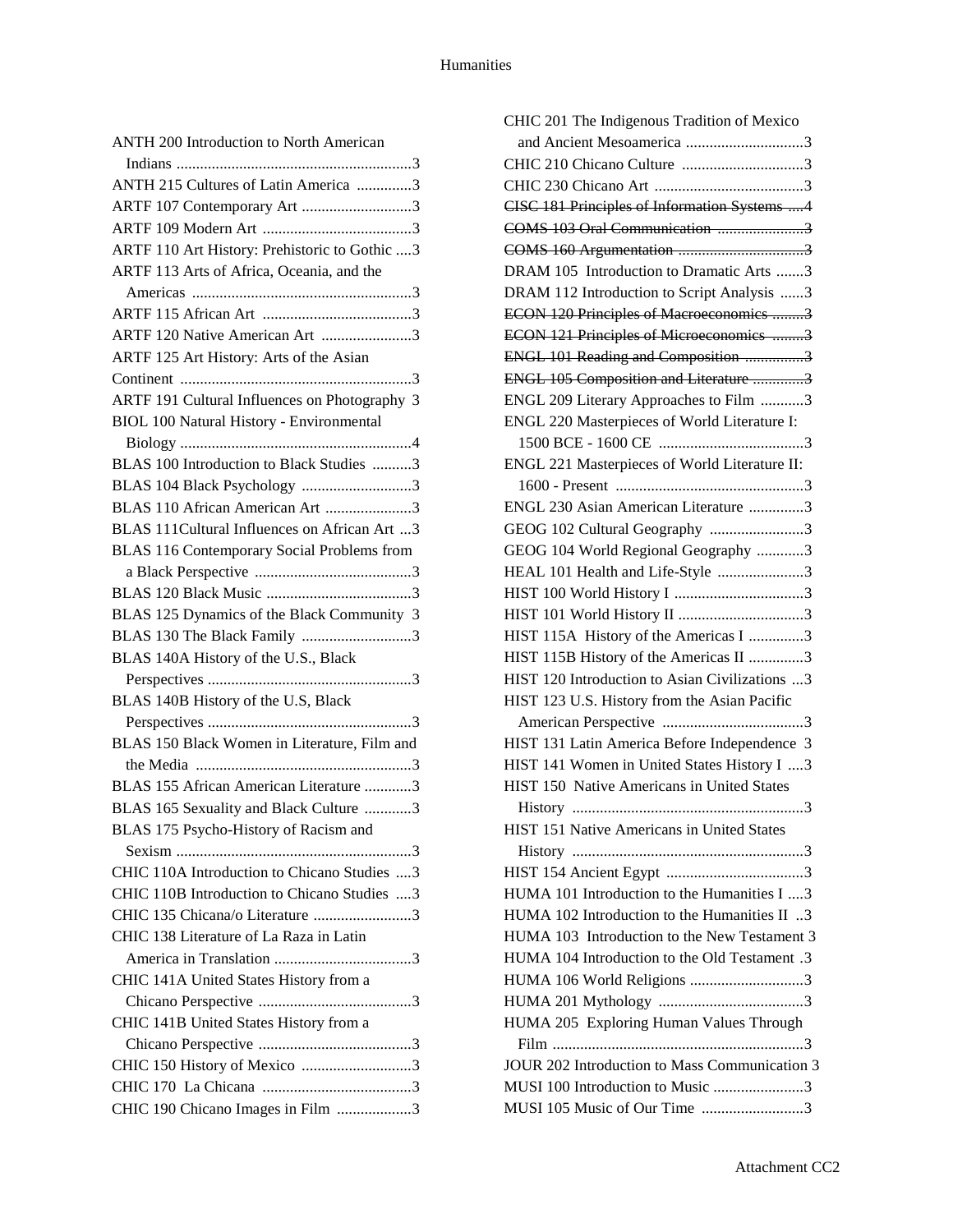# Humanities

ANTH 200 Introduction to North American Indians ............................................................3
ANTH 215 Cultures of Latin America ..............3
ARTF 107 Contemporary Art ............................3
ARTF 109 Modern Art ......................................3
ARTF 110 Art History: Prehistoric to Gothic ....3
ARTF 113 Arts of Africa, Oceania, and the Americas ........................................................3
ARTF 115 African Art ......................................3
ARTF 120 Native American Art .......................3
ARTF 125 Art History: Arts of the Asian Continent ...........................................................3
ARTF 191 Cultural Influences on Photography 3
BIOL 100 Natural History - Environmental Biology ...........................................................4
BLAS 100 Introduction to Black Studies ..........3
BLAS 104 Black Psychology ............................3
BLAS 110 African American Art ......................3
BLAS 111Cultural Influences on African Art ...3
BLAS 116 Contemporary Social Problems from a Black Perspective ........................................3
BLAS 120 Black Music .....................................3
BLAS 125 Dynamics of the Black Community 3
BLAS 130 The Black Family ............................3
BLAS 140A History of the U.S., Black Perspectives ....................................................3
BLAS 140B History of the U.S, Black Perspectives ....................................................3
BLAS 150 Black Women in Literature, Film and the Media .......................................................3
BLAS 155 African American Literature ............3
BLAS 165 Sexuality and Black Culture ............3
BLAS 175 Psycho-History of Racism and Sexism ............................................................3
CHIC 110A Introduction to Chicano Studies ....3
CHIC 110B Introduction to Chicano Studies ....3
CHIC 135 Chicana/o Literature .........................3
CHIC 138 Literature of La Raza in Latin America in Translation ...................................3
CHIC 141A United States History from a Chicano Perspective .......................................3
CHIC 141B United States History from a Chicano Perspective .......................................3
CHIC 150 History of Mexico ............................3
CHIC 170 La Chicana ......................................3
CHIC 190 Chicano Images in Film ...................3
CHIC 201 The Indigenous Tradition of Mexico and Ancient Mesoamerica ..............................3
CHIC 210 Chicano Culture ...............................3
CHIC 230 Chicano Art ......................................3
~~CISC 181 Principles of Information Systems ....4~~
~~COMS 103 Oral Communication ......................3~~
~~COMS 160 Argumentation ................................3~~
DRAM 105 Introduction to Dramatic Arts .......3
DRAM 112 Introduction to Script Analysis ......3
~~ECON 120 Principles of Macroeconomics ........3~~
~~ECON 121 Principles of Microeconomics ........3~~
~~ENGL 101 Reading and Composition ...............3~~
~~ENGL 105 Composition and Literature .............3~~
ENGL 209 Literary Approaches to Film ...........3
ENGL 220 Masterpieces of World Literature I: 1500 BCE - 1600 CE .....................................3
ENGL 221 Masterpieces of World Literature II: 1600 - Present ................................................3
ENGL 230 Asian American Literature ..............3
GEOG 102 Cultural Geography ........................3
GEOG 104 World Regional Geography ............3
HEAL 101 Health and Life-Style ......................3
HIST 100 World History I .................................3
HIST 101 World History II ................................3
HIST 115A History of the Americas I ..............3
HIST 115B History of the Americas II ..............3
HIST 120 Introduction to Asian Civilizations ...3
HIST 123 U.S. History from the Asian Pacific American Perspective ....................................3
HIST 131 Latin America Before Independence 3
HIST 141 Women in United States History I ....3
HIST 150 Native Americans in United States History ...........................................................3
HIST 151 Native Americans in United States History ...........................................................3
HIST 154 Ancient Egypt ...................................3
HUMA 101 Introduction to the Humanities I ....3
HUMA 102 Introduction to the Humanities II ..3
HUMA 103 Introduction to the New Testament 3
HUMA 104 Introduction to the Old Testament .3
HUMA 106 World Religions .............................3
HUMA 201 Mythology .....................................3
HUMA 205 Exploring Human Values Through Film ................................................................3
JOUR 202 Introduction to Mass Communication 3
MUSI 100 Introduction to Music .......................3
MUSI 105 Music of Our Time ..........................3

Attachment CC2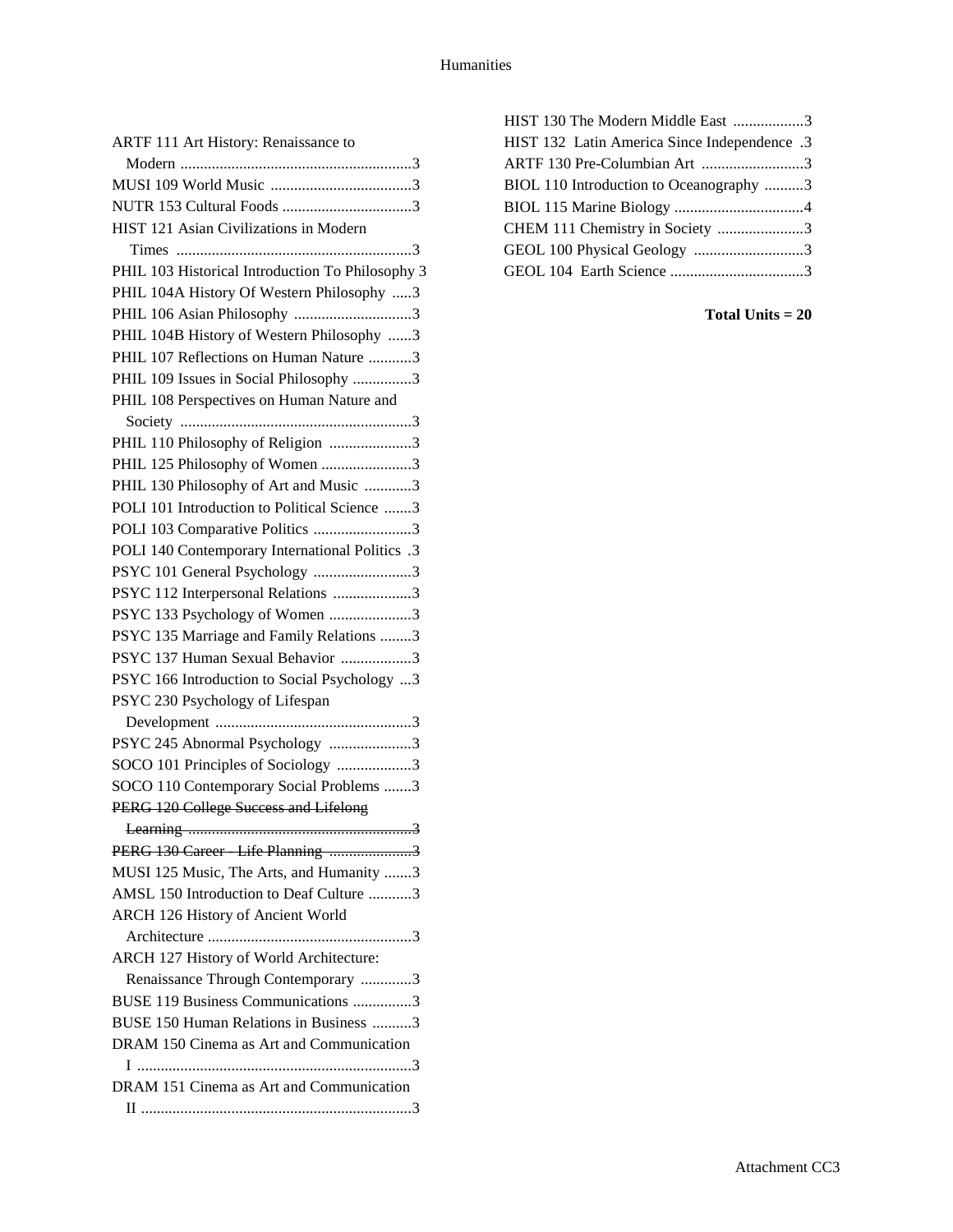ARTF 111 Art History: Renaissance to Modern ...........................................................3
MUSI 109 World Music ....................................3
NUTR 153 Cultural Foods .................................3
HIST 121 Asian Civilizations in Modern Times ............................................................3
PHIL 103 Historical Introduction To Philosophy 3
PHIL 104A History Of Western Philosophy .....3
PHIL 106 Asian Philosophy ..............................3
PHIL 104B History of Western Philosophy ......3
PHIL 107 Reflections on Human Nature ...........3
PHIL 109 Issues in Social Philosophy ...............3
PHIL 108 Perspectives on Human Nature and Society ...........................................................3
PHIL 110 Philosophy of Religion .....................3
PHIL 125 Philosophy of Women .......................3
PHIL 130 Philosophy of Art and Music ............3
POLI 101 Introduction to Political Science .......3
POLI 103 Comparative Politics .........................3
POLI 140 Contemporary International Politics .3
PSYC 101 General Psychology .........................3
PSYC 112 Interpersonal Relations ....................3
PSYC 133 Psychology of Women .....................3
PSYC 135 Marriage and Family Relations ........3
PSYC 137 Human Sexual Behavior ..................3
PSYC 166 Introduction to Social Psychology ...3
PSYC 230 Psychology of Lifespan Development ..................................................3
PSYC 245 Abnormal Psychology .....................3
SOCO 101 Principles of Sociology ...................3
SOCO 110 Contemporary Social Problems .......3
~~PERG 120 College Success and Lifelong Learning .........................................................3~~
~~PERG 130 Career - Life Planning .....................3~~
MUSI 125 Music, The Arts, and Humanity .......3
AMSL 150 Introduction to Deaf Culture ...........3
ARCH 126 History of Ancient World Architecture ....................................................3
ARCH 127 History of World Architecture: Renaissance Through Contemporary .............3
BUSE 119 Business Communications ...............3
BUSE 150 Human Relations in Business ..........3
DRAM 150 Cinema as Art and Communication I ......................................................................3
DRAM 151 Cinema as Art and Communication II .....................................................................3
HIST 130 The Modern Middle East ..................3
HIST 132 Latin America Since Independence .3
ARTF 130 Pre-Columbian Art ..........................3
BIOL 110 Introduction to Oceanography ..........3
BIOL 115 Marine Biology .................................4
CHEM 111 Chemistry in Society ......................3
GEOL 100 Physical Geology ............................3
GEOL 104 Earth Science ..................................3

**Total Units = 20**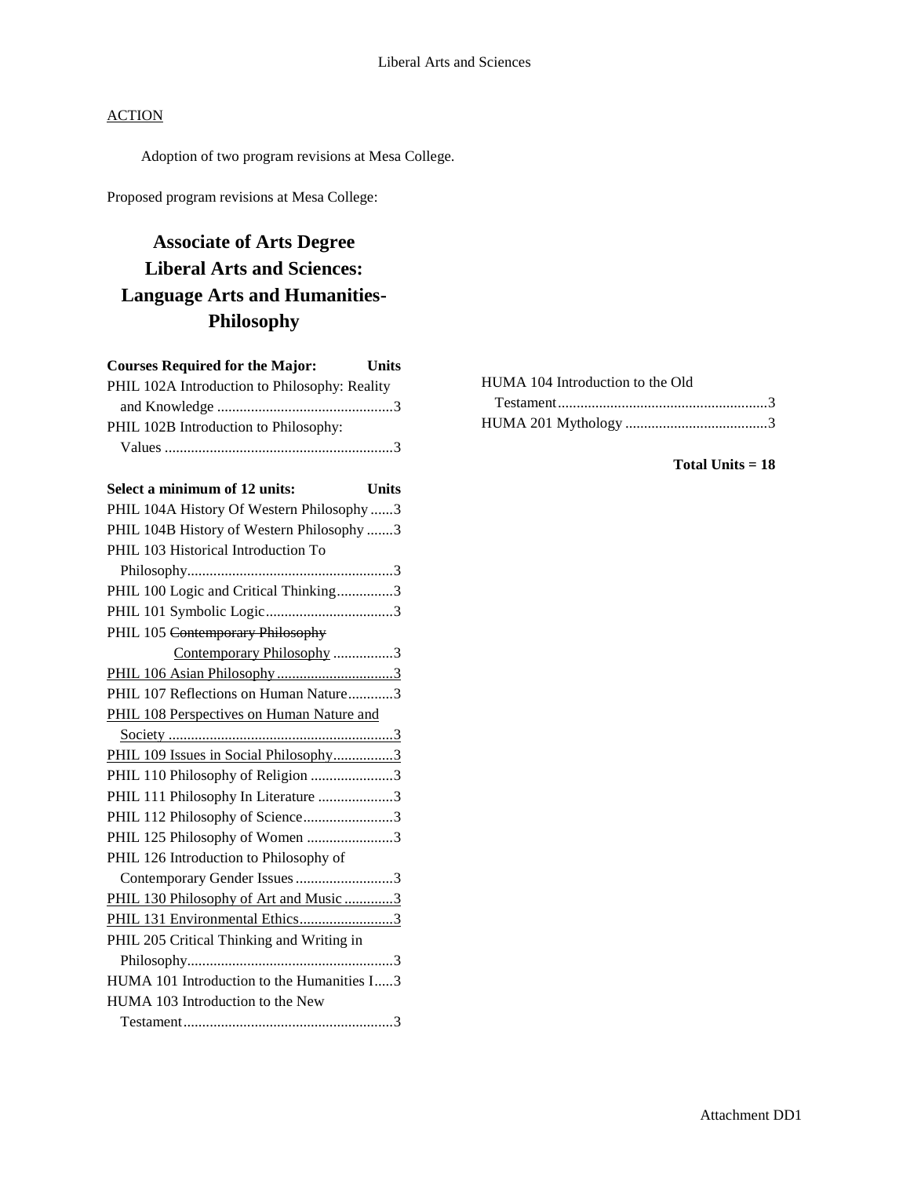ACTION

Adoption of two program revisions at Mesa College.

Proposed program revisions at Mesa College:

# Associate of Arts Degree Liberal Arts and Sciences: Language Arts and Humanities-Philosophy

| Courses Required for the Major: | Units |
|---|---|
| PHIL 102A Introduction to Philosophy: Reality and Knowledge | 3 |
| PHIL 102B Introduction to Philosophy: Values | 3 |

| Select a minimum of 12 units: | Units |
|---|---|
| PHIL 104A History Of Western Philosophy | 3 |
| PHIL 104B History of Western Philosophy | 3 |
| PHIL 103 Historical Introduction To Philosophy | 3 |
| PHIL 100 Logic and Critical Thinking | 3 |
| PHIL 101 Symbolic Logic | 3 |
| PHIL 105 ~~Contemporary Philosophy~~ <u>Contemporary Philosophy</u> | 3 |
| <u>PHIL 106 Asian Philosophy</u> | <u>3</u> |
| PHIL 107 Reflections on Human Nature | 3 |
| <u>PHIL 108 Perspectives on Human Nature and Society</u> | <u>3</u> |
| <u>PHIL 109 Issues in Social Philosophy</u> | <u>3</u> |
| PHIL 110 Philosophy of Religion | 3 |
| PHIL 111 Philosophy In Literature | 3 |
| PHIL 112 Philosophy of Science | 3 |
| PHIL 125 Philosophy of Women | 3 |
| PHIL 126 Introduction to Philosophy of Contemporary Gender Issues | 3 |
| <u>PHIL 130 Philosophy of Art and Music</u> | <u>3</u> |
| <u>PHIL 131 Environmental Ethics</u> | <u>3</u> |
| PHIL 205 Critical Thinking and Writing in Philosophy | 3 |
| HUMA 101 Introduction to the Humanities I | 3 |
| HUMA 103 Introduction to the New Testament | 3 |
| HUMA 104 Introduction to the Old Testament | 3 |
| HUMA 201 Mythology | 3 |

**Total Units = 18**

Attachment DD1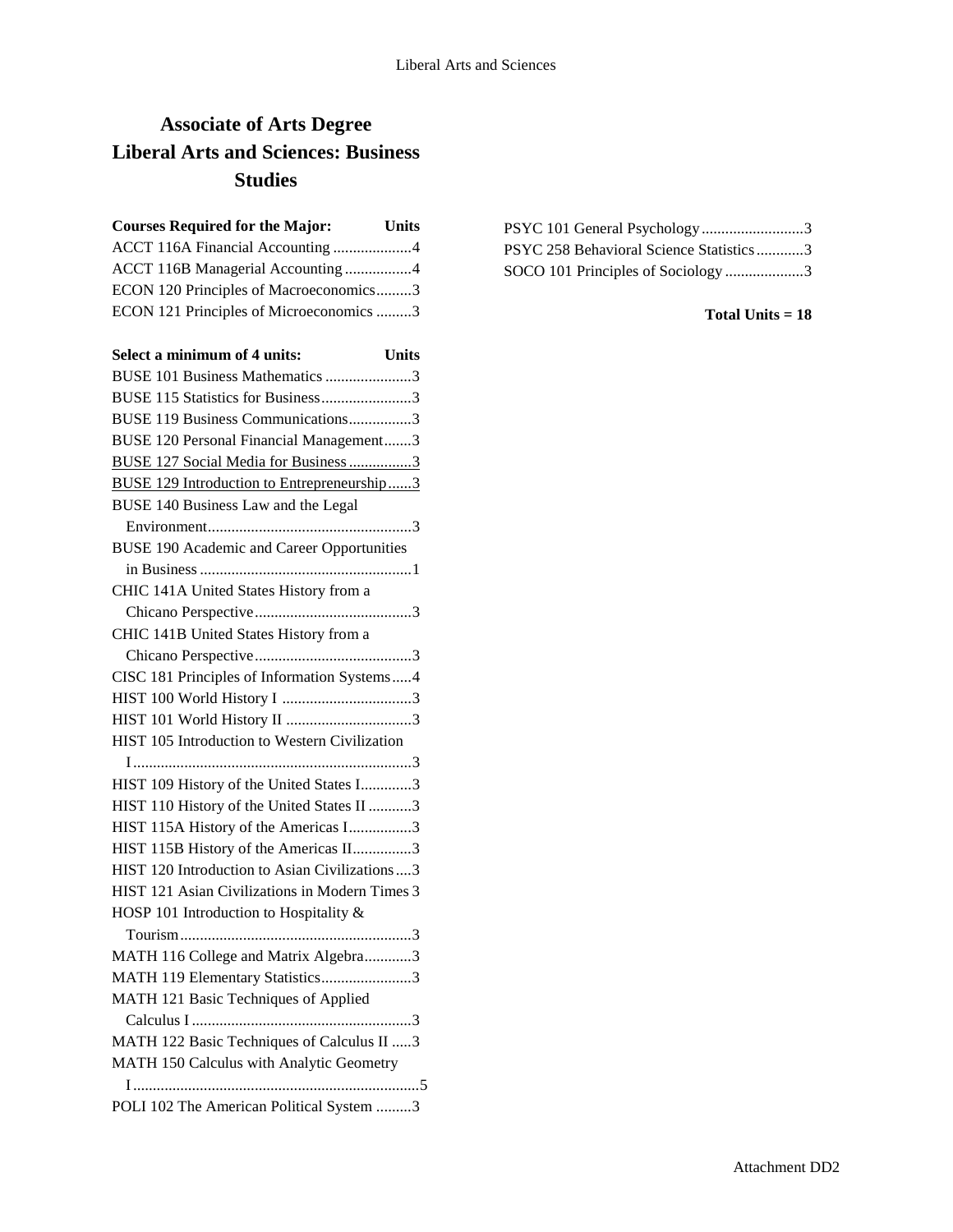# Associate of Arts Degree
# Liberal Arts and Sciences: Business Studies

| Courses Required for the Major: | Units |
|---|---|
| ACCT 116A Financial Accounting | 4 |
| ACCT 116B Managerial Accounting | 4 |
| ECON 120 Principles of Macroeconomics | 3 |
| ECON 121 Principles of Microeconomics | 3 |

| Select a minimum of 4 units: | Units |
|---|---|
| BUSE 101 Business Mathematics | 3 |
| BUSE 115 Statistics for Business | 3 |
| BUSE 119 Business Communications | 3 |
| BUSE 120 Personal Financial Management | 3 |
| BUSE 127 Social Media for Business | 3 |
| BUSE 129 Introduction to Entrepreneurship | 3 |
| BUSE 140 Business Law and the Legal Environment | 3 |
| BUSE 190 Academic and Career Opportunities in Business | 1 |
| CHIC 141A United States History from a Chicano Perspective | 3 |
| CHIC 141B United States History from a Chicano Perspective | 3 |
| CISC 181 Principles of Information Systems | 4 |
| HIST 100 World History I | 3 |
| HIST 101 World History II | 3 |
| HIST 105 Introduction to Western Civilization I | 3 |
| HIST 109 History of the United States I | 3 |
| HIST 110 History of the United States II | 3 |
| HIST 115A History of the Americas I | 3 |
| HIST 115B History of the Americas II | 3 |
| HIST 120 Introduction to Asian Civilizations | 3 |
| HIST 121 Asian Civilizations in Modern Times | 3 |
| HOSP 101 Introduction to Hospitality & Tourism | 3 |
| MATH 116 College and Matrix Algebra | 3 |
| MATH 119 Elementary Statistics | 3 |
| MATH 121 Basic Techniques of Applied Calculus I | 3 |
| MATH 122 Basic Techniques of Calculus II | 3 |
| MATH 150 Calculus with Analytic Geometry I | 5 |
| POLI 102 The American Political System | 3 |
| PSYC 101 General Psychology | 3 |
| PSYC 258 Behavioral Science Statistics | 3 |
| SOCO 101 Principles of Sociology | 3 |

**Total Units = 18**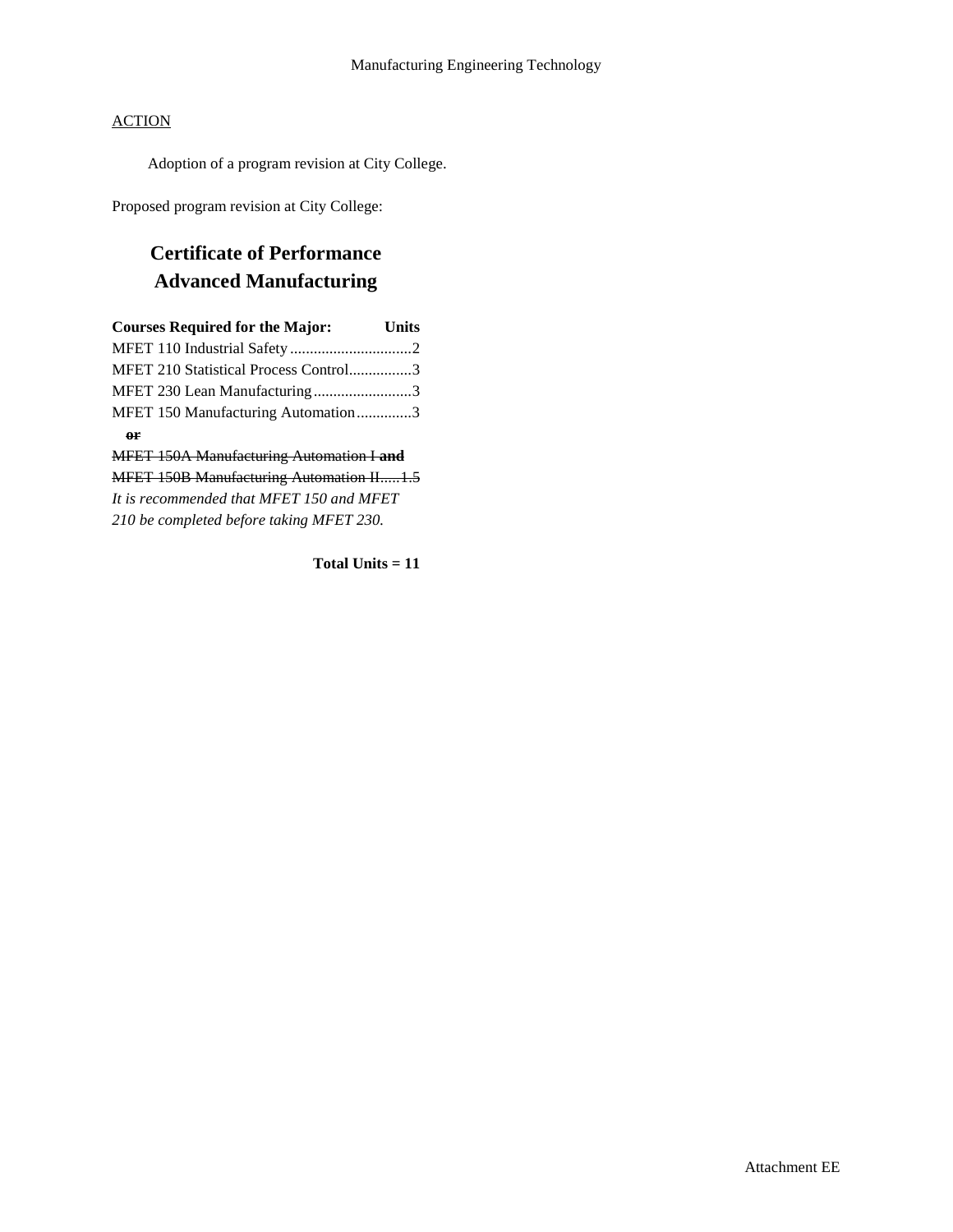Manufacturing Engineering Technology

ACTION

Adoption of a program revision at City College.

Proposed program revision at City College:

## Certificate of Performance
## Advanced Manufacturing

| Courses Required for the Major: | Units |
|---|---|
| MFET 110 Industrial Safety | 2 |
| MFET 210 Statistical Process Control | 3 |
| MFET 230 Lean Manufacturing | 3 |
| MFET 150 Manufacturing Automation | 3 |
| ~~**or**~~ | |
| ~~MFET 150A Manufacturing Automation I **and**~~ | |
| ~~MFET 150B Manufacturing Automation II~~ | ~~1.5~~ |

*It is recommended that MFET 150 and MFET 210 be completed before taking MFET 230.*

**Total Units = 11**

Attachment EE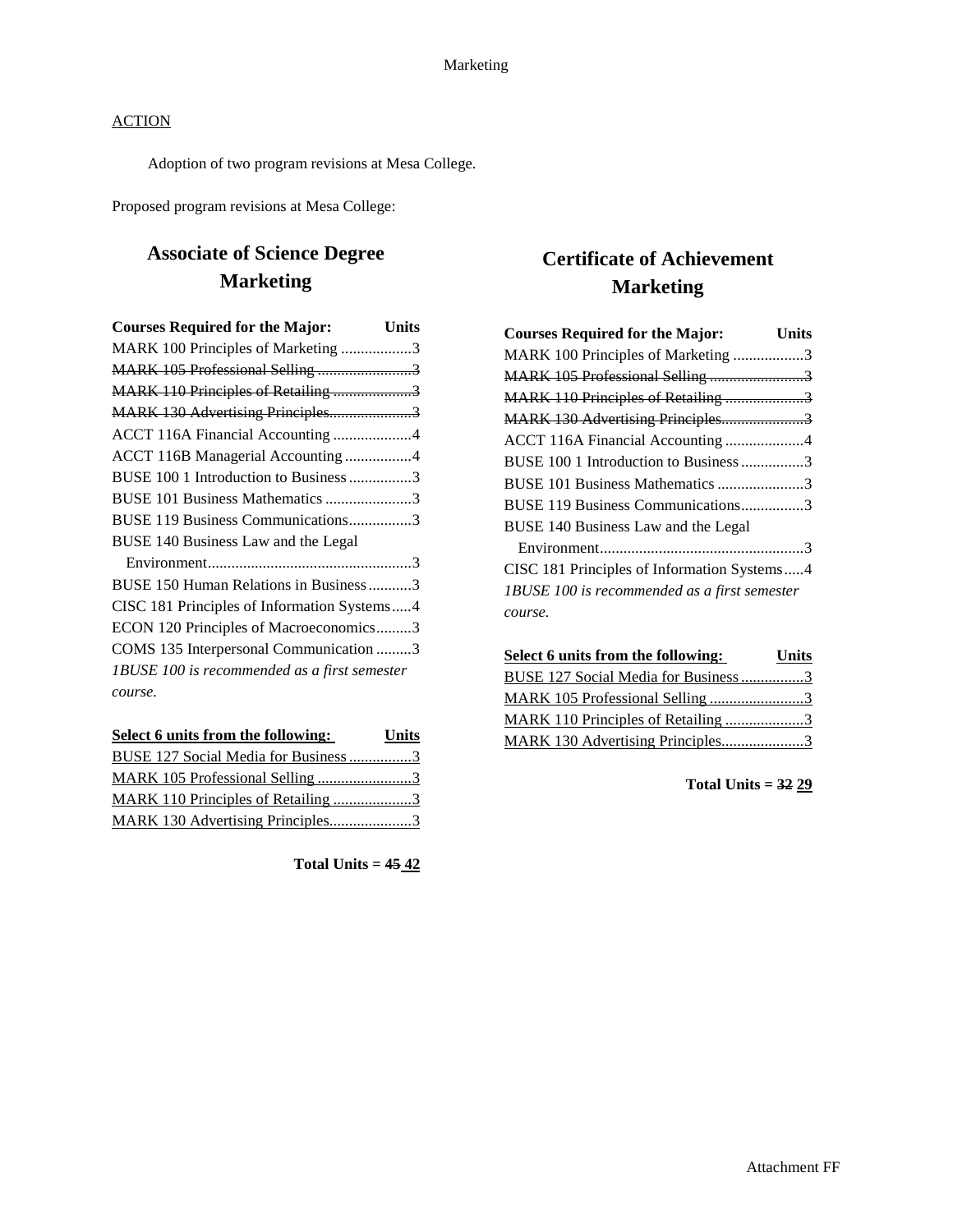Marketing

ACTION

Adoption of two program revisions at Mesa College.

Proposed program revisions at Mesa College:

## Associate of Science Degree Marketing

| Courses Required for the Major: | Units |
|---|---|
| MARK 100 Principles of Marketing | 3 |
| ~~MARK 105 Professional Selling~~ | ~~3~~ |
| ~~MARK 110 Principles of Retailing~~ | ~~3~~ |
| ~~MARK 130 Advertising Principles~~ | ~~3~~ |
| ACCT 116A Financial Accounting | 4 |
| ACCT 116B Managerial Accounting | 4 |
| BUSE 100 1 Introduction to Business | 3 |
| BUSE 101 Business Mathematics | 3 |
| BUSE 119 Business Communications | 3 |
| BUSE 140 Business Law and the Legal Environment | 3 |
| BUSE 150 Human Relations in Business | 3 |
| CISC 181 Principles of Information Systems | 4 |
| ECON 120 Principles of Macroeconomics | 3 |
| COMS 135 Interpersonal Communication | 3 |

*1BUSE 100 is recommended as a first semester course.*

| <u>Select 6 units from the following:</u> | <u>Units</u> |
|---|---|
| <u>BUSE 127 Social Media for Business</u> | <u>3</u> |
| <u>MARK 105 Professional Selling</u> | <u>3</u> |
| <u>MARK 110 Principles of Retailing</u> | <u>3</u> |
| <u>MARK 130 Advertising Principles</u> | <u>3</u> |

**Total Units = ~~45~~ <u>42</u>**

## Certificate of Achievement Marketing

| Courses Required for the Major: | Units |
|---|---|
| MARK 100 Principles of Marketing | 3 |
| ~~MARK 105 Professional Selling~~ | ~~3~~ |
| ~~MARK 110 Principles of Retailing~~ | ~~3~~ |
| ~~MARK 130 Advertising Principles~~ | ~~3~~ |
| ACCT 116A Financial Accounting | 4 |
| BUSE 100 1 Introduction to Business | 3 |
| BUSE 101 Business Mathematics | 3 |
| BUSE 119 Business Communications | 3 |
| BUSE 140 Business Law and the Legal Environment | 3 |
| CISC 181 Principles of Information Systems | 4 |

*1BUSE 100 is recommended as a first semester course.*

| <u>Select 6 units from the following:</u> | <u>Units</u> |
|---|---|
| <u>BUSE 127 Social Media for Business</u> | <u>3</u> |
| <u>MARK 105 Professional Selling</u> | <u>3</u> |
| <u>MARK 110 Principles of Retailing</u> | <u>3</u> |
| <u>MARK 130 Advertising Principles</u> | <u>3</u> |

**Total Units = ~~32~~ <u>29</u>**

Attachment FF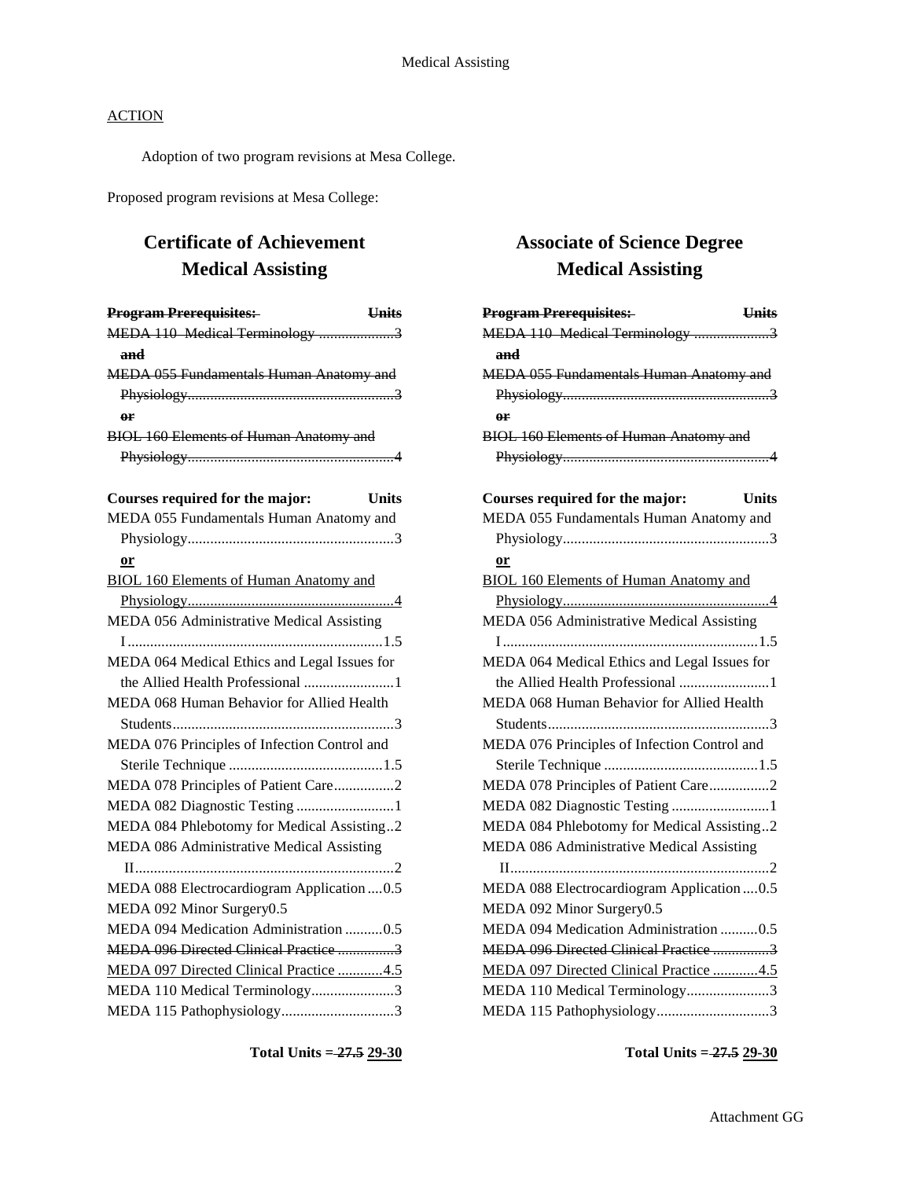Medical Assisting

ACTION

Adoption of two program revisions at Mesa College.

Proposed program revisions at Mesa College:

## Certificate of Achievement Medical Assisting

| Program Prerequisites: | Units |
|---|---|
| ~~MEDA 110 Medical Terminology~~ | ~~3~~ |
| ~~and~~ | |
| ~~MEDA 055 Fundamentals Human Anatomy and Physiology~~ | ~~3~~ |
| ~~or~~ | |
| ~~BIOL 160 Elements of Human Anatomy and Physiology~~ | ~~4~~ |

| Courses required for the major: | Units |
|---|---|
| MEDA 055 Fundamentals Human Anatomy and Physiology | 3 |
| <u>or</u> | |
| <u>BIOL 160 Elements of Human Anatomy and Physiology</u> | <u>4</u> |
| MEDA 056 Administrative Medical Assisting I | 1.5 |
| MEDA 064 Medical Ethics and Legal Issues for the Allied Health Professional | 1 |
| MEDA 068 Human Behavior for Allied Health Students | 3 |
| MEDA 076 Principles of Infection Control and Sterile Technique | 1.5 |
| MEDA 078 Principles of Patient Care | 2 |
| MEDA 082 Diagnostic Testing | 1 |
| MEDA 084 Phlebotomy for Medical Assisting | 2 |
| MEDA 086 Administrative Medical Assisting II | 2 |
| MEDA 088 Electrocardiogram Application | 0.5 |
| MEDA 092 Minor Surgery | 0.5 |
| MEDA 094 Medication Administration | 0.5 |
| ~~MEDA 096 Directed Clinical Practice~~ | ~~3~~ |
| <u>MEDA 097 Directed Clinical Practice</u> | <u>4.5</u> |
| MEDA 110 Medical Terminology | 3 |
| MEDA 115 Pathophysiology | 3 |

**Total Units = ~~27.5~~ <u>29-30</u>**

## Associate of Science Degree Medical Assisting

| Program Prerequisites: | Units |
|---|---|
| ~~MEDA 110 Medical Terminology~~ | ~~3~~ |
| ~~and~~ | |
| ~~MEDA 055 Fundamentals Human Anatomy and Physiology~~ | ~~3~~ |
| ~~or~~ | |
| ~~BIOL 160 Elements of Human Anatomy and Physiology~~ | ~~4~~ |

| Courses required for the major: | Units |
|---|---|
| MEDA 055 Fundamentals Human Anatomy and Physiology | 3 |
| <u>or</u> | |
| <u>BIOL 160 Elements of Human Anatomy and Physiology</u> | <u>4</u> |
| MEDA 056 Administrative Medical Assisting I | 1.5 |
| MEDA 064 Medical Ethics and Legal Issues for the Allied Health Professional | 1 |
| MEDA 068 Human Behavior for Allied Health Students | 3 |
| MEDA 076 Principles of Infection Control and Sterile Technique | 1.5 |
| MEDA 078 Principles of Patient Care | 2 |
| MEDA 082 Diagnostic Testing | 1 |
| MEDA 084 Phlebotomy for Medical Assisting | 2 |
| MEDA 086 Administrative Medical Assisting II | 2 |
| MEDA 088 Electrocardiogram Application | 0.5 |
| MEDA 092 Minor Surgery | 0.5 |
| MEDA 094 Medication Administration | 0.5 |
| ~~MEDA 096 Directed Clinical Practice~~ | ~~3~~ |
| <u>MEDA 097 Directed Clinical Practice</u> | <u>4.5</u> |
| MEDA 110 Medical Terminology | 3 |
| MEDA 115 Pathophysiology | 3 |

**Total Units = ~~27.5~~ <u>29-30</u>**

Attachment GG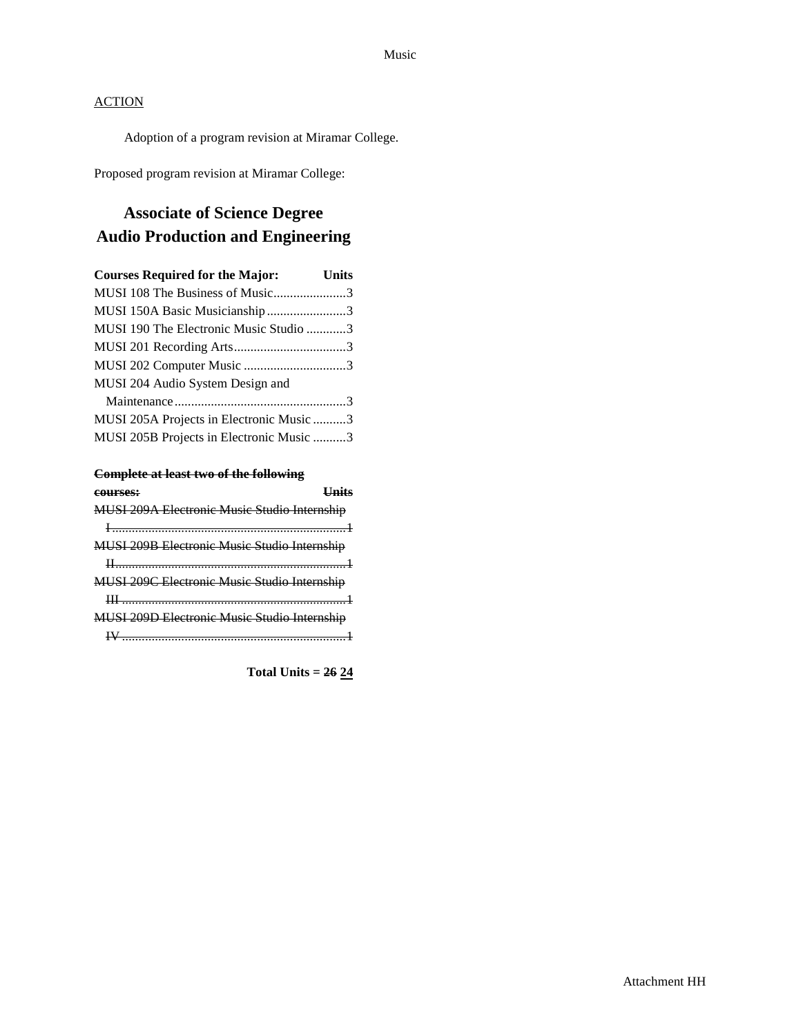Music

ACTION

Adoption of a program revision at Miramar College.

Proposed program revision at Miramar College:

# Associate of Science Degree
# Audio Production and Engineering

| Courses Required for the Major: | Units |
| --- | --- |
| MUSI 108 The Business of Music | 3 |
| MUSI 150A Basic Musicianship | 3 |
| MUSI 190 The Electronic Music Studio | 3 |
| MUSI 201 Recording Arts | 3 |
| MUSI 202 Computer Music | 3 |
| MUSI 204 Audio System Design and Maintenance | 3 |
| MUSI 205A Projects in Electronic Music | 3 |
| MUSI 205B Projects in Electronic Music | 3 |

| ~~Complete at least two of the following courses:~~ | ~~Units~~ |
| --- | --- |
| ~~MUSI 209A Electronic Music Studio Internship I~~ | ~~1~~ |
| ~~MUSI 209B Electronic Music Studio Internship II~~ | ~~1~~ |
| ~~MUSI 209C Electronic Music Studio Internship III~~ | ~~1~~ |
| ~~MUSI 209D Electronic Music Studio Internship IV~~ | ~~1~~ |

**Total Units = ~~26~~ <u>24</u>**

Attachment HH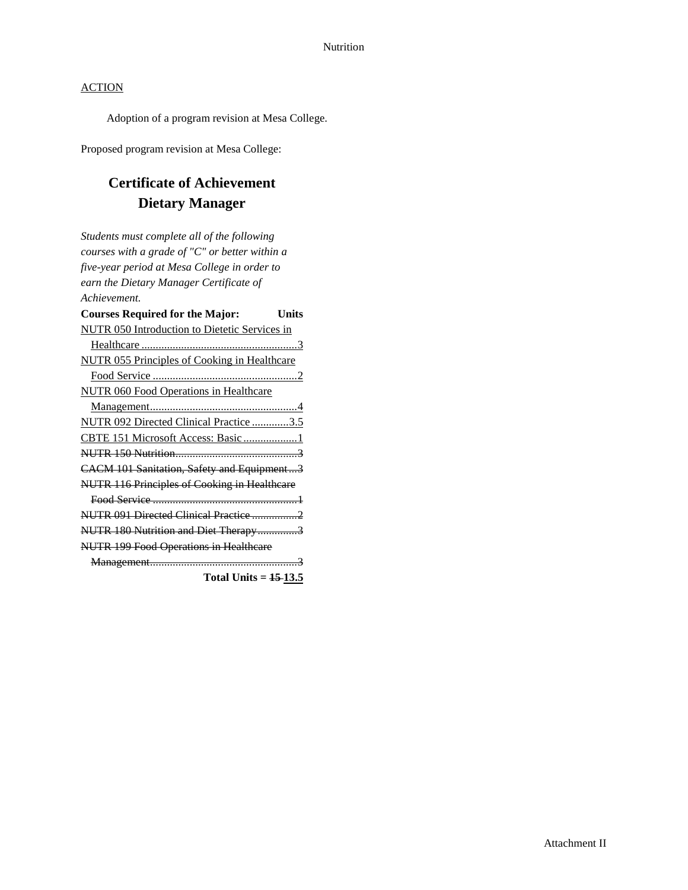## ACTION

Adoption of a program revision at Mesa College.

Proposed program revision at Mesa College:

# Certificate of Achievement
# Dietary Manager

*Students must complete all of the following courses with a grade of "C" or better within a five-year period at Mesa College in order to earn the Dietary Manager Certificate of Achievement.*

| Courses Required for the Major: | Units |
|---|---|
| <u>NUTR 050 Introduction to Dietetic Services in Healthcare</u> | <u>3</u> |
| <u>NUTR 055 Principles of Cooking in Healthcare Food Service</u> | <u>2</u> |
| <u>NUTR 060 Food Operations in Healthcare Management</u> | <u>4</u> |
| <u>NUTR 092 Directed Clinical Practice</u> | <u>3.5</u> |
| <u>CBTE 151 Microsoft Access: Basic</u> | <u>1</u> |
| ~~NUTR 150 Nutrition~~ | ~~3~~ |
| ~~CACM 101 Sanitation, Safety and Equipment~~ | ~~3~~ |
| ~~NUTR 116 Principles of Cooking in Healthcare Food Service~~ | ~~1~~ |
| ~~NUTR 091 Directed Clinical Practice~~ | ~~2~~ |
| ~~NUTR 180 Nutrition and Diet Therapy~~ | ~~3~~ |
| ~~NUTR 199 Food Operations in Healthcare Management~~ | ~~3~~ |
| **Total Units =** | **~~15~~ <u>13.5</u>** |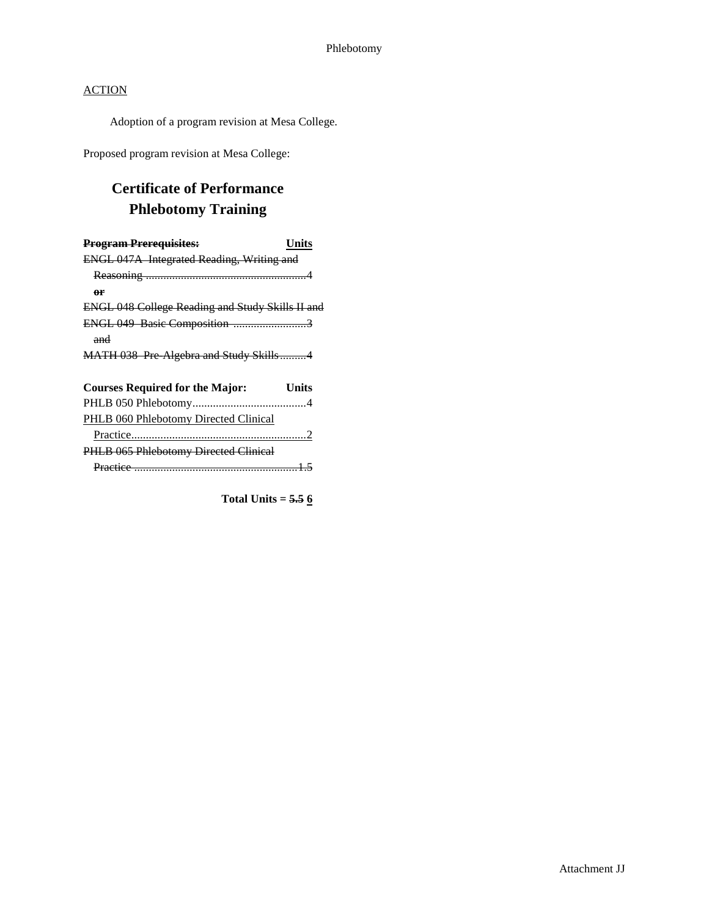ACTION

Adoption of a program revision at Mesa College.

Proposed program revision at Mesa College:

## Certificate of Performance
## Phlebotomy Training

| ~~**Program Prerequisites:**~~ | **Units** |
|---|---|
| ~~ENGL 047A Integrated Reading, Writing and Reasoning~~ | ~~4~~ |
| ~~**or**~~ | |
| ~~ENGL 048 College Reading and Study Skills II and~~ | |
| ~~ENGL 049 Basic Composition~~ | ~~3~~ |
| ~~and~~ | |
| ~~MATH 038 Pre-Algebra and Study Skills~~ | ~~4~~ |

| **Courses Required for the Major:** | **Units** |
|---|---|
| PHLB 050 Phlebotomy | 4 |
| <u>PHLB 060 Phlebotomy Directed Clinical Practice</u> | <u>2</u> |
| ~~PHLB 065 Phlebotomy Directed Clinical Practice~~ | ~~1.5~~ |

**Total Units = ~~5.5~~ <u>6</u>**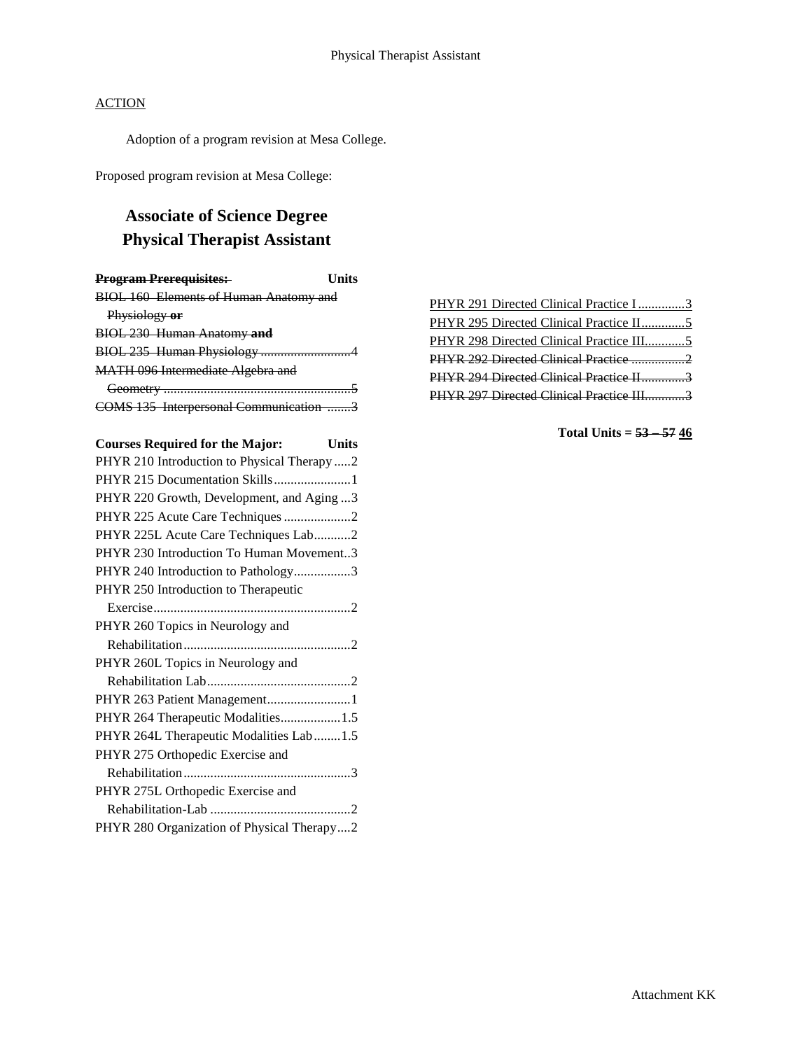ACTION

Adoption of a program revision at Mesa College.

Proposed program revision at Mesa College:

## Associate of Science Degree
## Physical Therapist Assistant

~~**Program Prerequisites:**~~ **Units**

~~BIOL 160 Elements of Human Anatomy and Physiology **or**~~
~~BIOL 230 Human Anatomy **and**~~
~~BIOL 235 Human Physiology ..........................4~~
~~MATH 096 Intermediate Algebra and Geometry ........................................................5~~
~~COMS 135 Interpersonal Communication .......3~~

**Courses Required for the Major: Units**

PHYR 210 Introduction to Physical Therapy .....2
PHYR 215 Documentation Skills.......................1
PHYR 220 Growth, Development, and Aging ...3
PHYR 225 Acute Care Techniques ....................2
PHYR 225L Acute Care Techniques Lab...........2
PHYR 230 Introduction To Human Movement..3
PHYR 240 Introduction to Pathology.................3
PHYR 250 Introduction to Therapeutic Exercise..........................................................2
PHYR 260 Topics in Neurology and Rehabilitation..................................................2
PHYR 260L Topics in Neurology and Rehabilitation Lab...........................................2
PHYR 263 Patient Management.........................1
PHYR 264 Therapeutic Modalities..................1.5
PHYR 264L Therapeutic Modalities Lab........1.5
PHYR 275 Orthopedic Exercise and Rehabilitation..................................................3
PHYR 275L Orthopedic Exercise and Rehabilitation-Lab ..........................................2
PHYR 280 Organization of Physical Therapy....2
<u>PHYR 291 Directed Clinical Practice I ..............3</u>
<u>PHYR 295 Directed Clinical Practice II.............5</u>
<u>PHYR 298 Directed Clinical Practice III............5</u>
~~PHYR 292 Directed Clinical Practice ................2~~
~~PHYR 294 Directed Clinical Practice II.............3~~
~~PHYR 297 Directed Clinical Practice III............3~~

**Total Units = ~~53 – 57~~ <u>46</u>**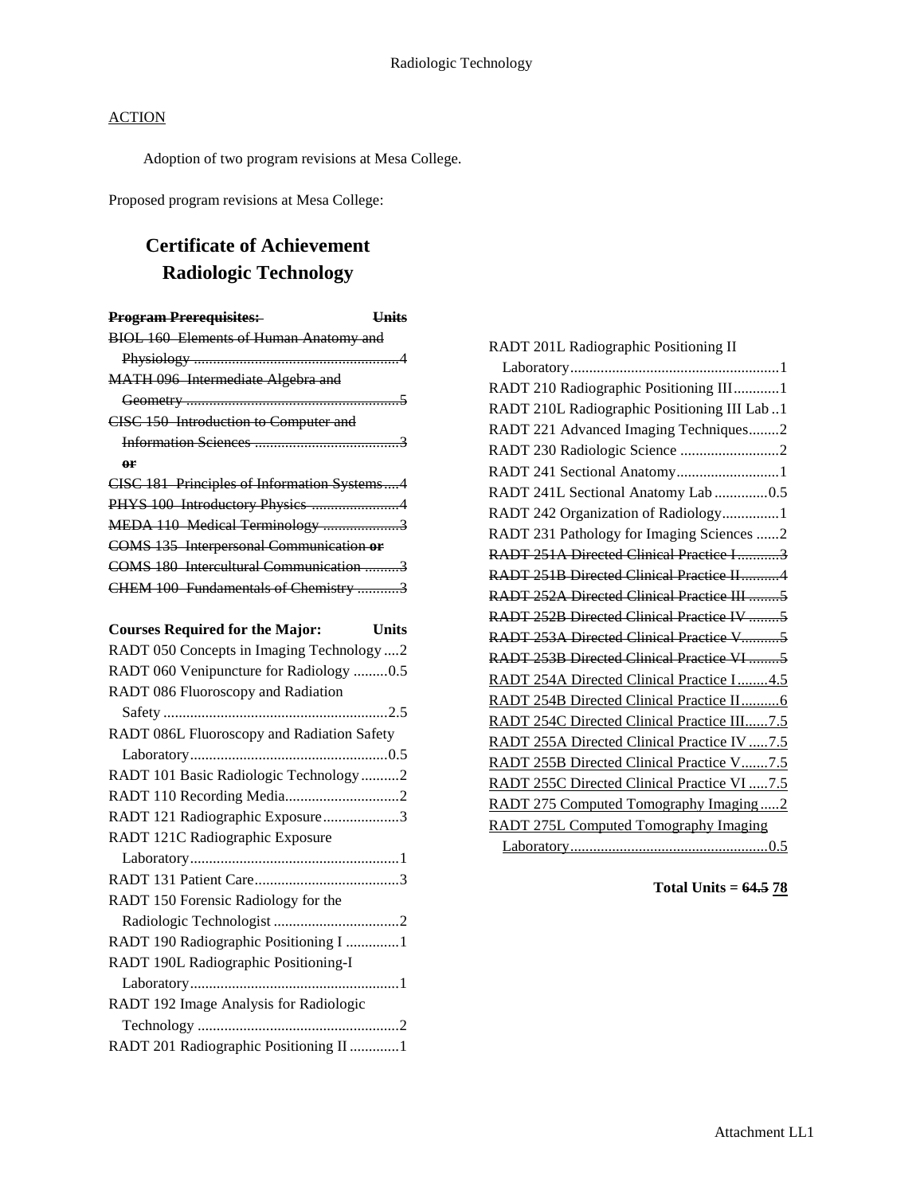## ACTION

Adoption of two program revisions at Mesa College.

Proposed program revisions at Mesa College:

# Certificate of Achievement
# Radiologic Technology

~~**Program Prerequisites: Units**~~

~~BIOL 160 Elements of Human Anatomy and Physiology ....................................................4~~
~~MATH 096 Intermediate Algebra and Geometry ........................................................5~~
~~CISC 150 Introduction to Computer and Information Sciences .....................................3~~
~~**or**~~
~~CISC 181 Principles of Information Systems....4~~
~~PHYS 100 Introductory Physics .......................4~~
~~MEDA 110 Medical Terminology ....................3~~
~~COMS 135 Interpersonal Communication **or**~~
~~COMS 180 Intercultural Communication .........3~~
~~CHEM 100 Fundamentals of Chemistry ...........3~~

**Courses Required for the Major: Units**

RADT 050 Concepts in Imaging Technology ....2
RADT 060 Venipuncture for Radiology .........0.5
RADT 086 Fluoroscopy and Radiation Safety ..........................................................2.5
RADT 086L Fluoroscopy and Radiation Safety Laboratory...................................................0.5
RADT 101 Basic Radiologic Technology..........2
RADT 110 Recording Media.............................2
RADT 121 Radiographic Exposure....................3
RADT 121C Radiographic Exposure Laboratory......................................................1
RADT 131 Patient Care......................................3
RADT 150 Forensic Radiology for the Radiologic Technologist .................................2
RADT 190 Radiographic Positioning I .............1
RADT 190L Radiographic Positioning-I Laboratory......................................................1
RADT 192 Image Analysis for Radiologic Technology .....................................................2
RADT 201 Radiographic Positioning II .............1
RADT 201L Radiographic Positioning II Laboratory......................................................1
RADT 210 Radiographic Positioning III............1
RADT 210L Radiographic Positioning III Lab ..1
RADT 221 Advanced Imaging Techniques........2
RADT 230 Radiologic Science ..........................2
RADT 241 Sectional Anatomy...........................1
RADT 241L Sectional Anatomy Lab ..............0.5
RADT 242 Organization of Radiology...............1
RADT 231 Pathology for Imaging Sciences ......2
~~RADT 251A Directed Clinical Practice I...........3~~
~~RADT 251B Directed Clinical Practice II..........4~~
~~RADT 252A Directed Clinical Practice III ........5~~
~~RADT 252B Directed Clinical Practice IV ........5~~
~~RADT 253A Directed Clinical Practice V..........5~~
~~RADT 253B Directed Clinical Practice VI ........5~~
<u>RADT 254A Directed Clinical Practice I........4.5</u>
<u>RADT 254B Directed Clinical Practice II..........6</u>
<u>RADT 254C Directed Clinical Practice III......7.5</u>
<u>RADT 255A Directed Clinical Practice IV .....7.5</u>
<u>RADT 255B Directed Clinical Practice V.......7.5</u>
<u>RADT 255C Directed Clinical Practice VI .....7.5</u>
<u>RADT 275 Computed Tomography Imaging.....2</u>
<u>RADT 275L Computed Tomography Imaging Laboratory....................................................0.5</u>

**Total Units = ~~64.5~~ <u>78</u>**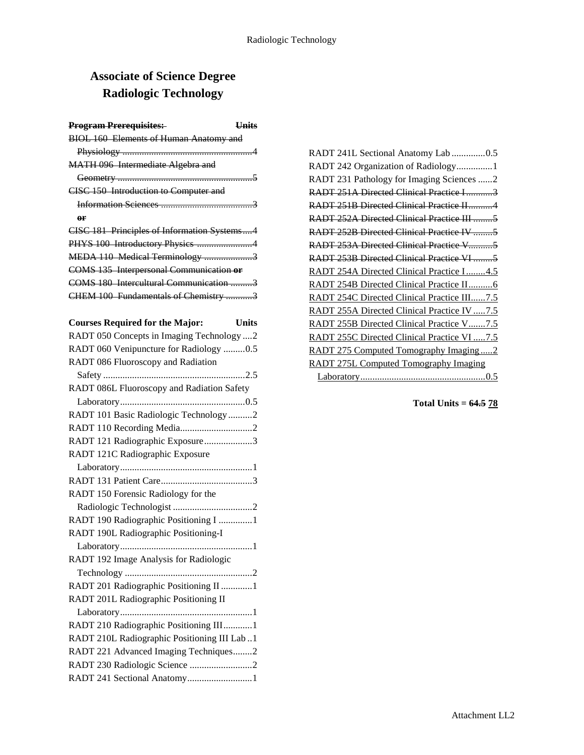# Associate of Science Degree Radiologic Technology

| ~~Program Prerequisites:~~ | ~~Units~~ |
|---|---|
| ~~BIOL 160 Elements of Human Anatomy and Physiology~~ | ~~4~~ |
| ~~MATH 096 Intermediate Algebra and Geometry~~ | ~~5~~ |
| ~~CISC 150 Introduction to Computer and Information Sciences~~ | ~~3~~ |
| ~~or~~ | |
| ~~CISC 181 Principles of Information Systems~~ | ~~4~~ |
| ~~PHYS 100 Introductory Physics~~ | ~~4~~ |
| ~~MEDA 110 Medical Terminology~~ | ~~3~~ |
| ~~COMS 135 Interpersonal Communication or COMS 180 Intercultural Communication~~ | ~~3~~ |
| ~~CHEM 100 Fundamentals of Chemistry~~ | ~~3~~ |

| Courses Required for the Major: | Units |
|---|---|
| RADT 050 Concepts in Imaging Technology | 2 |
| RADT 060 Venipuncture for Radiology | 0.5 |
| RADT 086 Fluoroscopy and Radiation Safety | 2.5 |
| RADT 086L Fluoroscopy and Radiation Safety Laboratory | 0.5 |
| RADT 101 Basic Radiologic Technology | 2 |
| RADT 110 Recording Media | 2 |
| RADT 121 Radiographic Exposure | 3 |
| RADT 121C Radiographic Exposure Laboratory | 1 |
| RADT 131 Patient Care | 3 |
| RADT 150 Forensic Radiology for the Radiologic Technologist | 2 |
| RADT 190 Radiographic Positioning I | 1 |
| RADT 190L Radiographic Positioning-I Laboratory | 1 |
| RADT 192 Image Analysis for Radiologic Technology | 2 |
| RADT 201 Radiographic Positioning II | 1 |
| RADT 201L Radiographic Positioning II Laboratory | 1 |
| RADT 210 Radiographic Positioning III | 1 |
| RADT 210L Radiographic Positioning III Lab | 1 |
| RADT 221 Advanced Imaging Techniques | 2 |
| RADT 230 Radiologic Science | 2 |
| RADT 241 Sectional Anatomy | 1 |
| RADT 241L Sectional Anatomy Lab | 0.5 |
| RADT 242 Organization of Radiology | 1 |
| RADT 231 Pathology for Imaging Sciences | 2 |
| ~~RADT 251A Directed Clinical Practice I~~ | ~~3~~ |
| ~~RADT 251B Directed Clinical Practice II~~ | ~~4~~ |
| ~~RADT 252A Directed Clinical Practice III~~ | ~~5~~ |
| ~~RADT 252B Directed Clinical Practice IV~~ | ~~5~~ |
| ~~RADT 253A Directed Clinical Practice V~~ | ~~5~~ |
| ~~RADT 253B Directed Clinical Practice VI~~ | ~~5~~ |
| RADT 254A Directed Clinical Practice I | 4.5 |
| RADT 254B Directed Clinical Practice II | 6 |
| RADT 254C Directed Clinical Practice III | 7.5 |
| RADT 255A Directed Clinical Practice IV | 7.5 |
| RADT 255B Directed Clinical Practice V | 7.5 |
| RADT 255C Directed Clinical Practice VI | 7.5 |
| RADT 275 Computed Tomography Imaging | 2 |
| RADT 275L Computed Tomography Imaging Laboratory | 0.5 |

**Total Units = ~~64.5~~ 78**